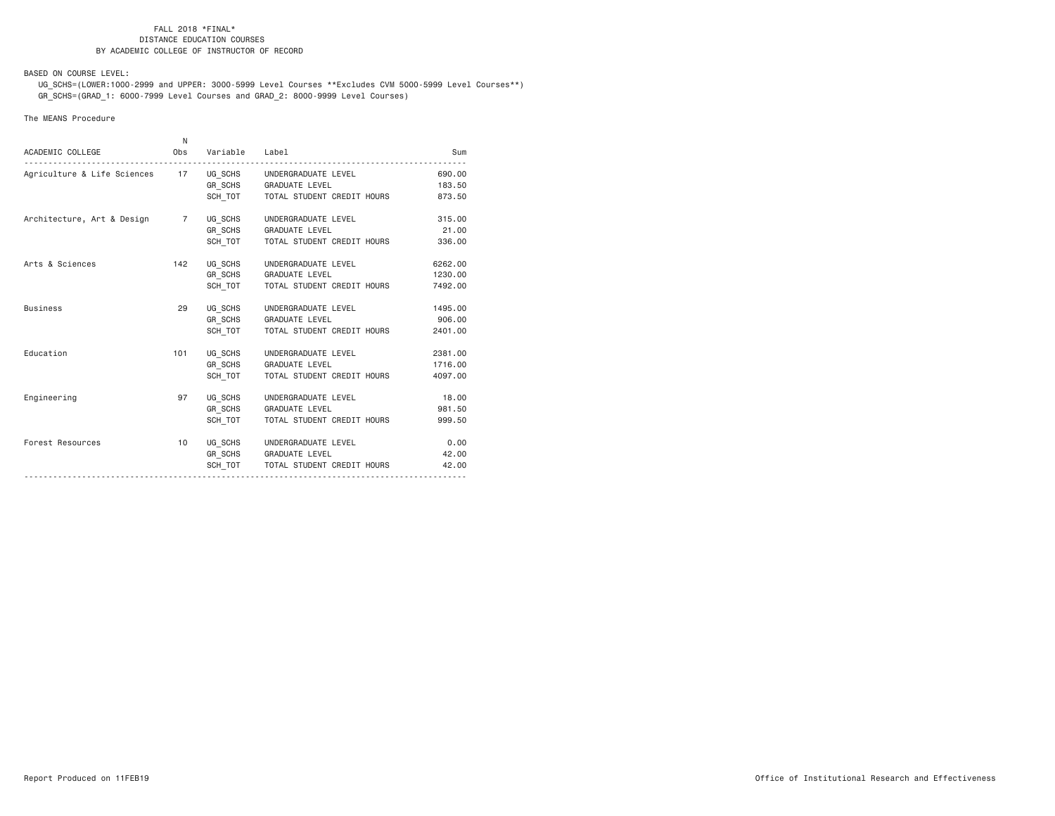FALL 2018 *FINAL*
DISTANCE EDUCATION COURSES
BY ACADEMIC COLLEGE OF INSTRUCTOR OF RECORD

BASED ON COURSE LEVEL:
UG_SCHS=(LOWER:1000-2999 and UPPER: 3000-5999 Level Courses **Excludes CVM 5000-5999 Level Courses**)
GR_SCHS=(GRAD_1: 6000-7999 Level Courses and GRAD_2: 8000-9999 Level Courses)

The MEANS Procedure

| ACADEMIC COLLEGE | N Obs | Variable | Label | Sum |
|---|---|---|---|---|
| Agriculture & Life Sciences | 17 | UG_SCHS | UNDERGRADUATE LEVEL | 690.00 |
| | | GR_SCHS | GRADUATE LEVEL | 183.50 |
| | | SCH_TOT | TOTAL STUDENT CREDIT HOURS | 873.50 |
| Architecture, Art & Design | 7 | UG_SCHS | UNDERGRADUATE LEVEL | 315.00 |
| | | GR_SCHS | GRADUATE LEVEL | 21.00 |
| | | SCH_TOT | TOTAL STUDENT CREDIT HOURS | 336.00 |
| Arts & Sciences | 142 | UG_SCHS | UNDERGRADUATE LEVEL | 6262.00 |
| | | GR_SCHS | GRADUATE LEVEL | 1230.00 |
| | | SCH_TOT | TOTAL STUDENT CREDIT HOURS | 7492.00 |
| Business | 29 | UG_SCHS | UNDERGRADUATE LEVEL | 1495.00 |
| | | GR_SCHS | GRADUATE LEVEL | 906.00 |
| | | SCH_TOT | TOTAL STUDENT CREDIT HOURS | 2401.00 |
| Education | 101 | UG_SCHS | UNDERGRADUATE LEVEL | 2381.00 |
| | | GR_SCHS | GRADUATE LEVEL | 1716.00 |
| | | SCH_TOT | TOTAL STUDENT CREDIT HOURS | 4097.00 |
| Engineering | 97 | UG_SCHS | UNDERGRADUATE LEVEL | 18.00 |
| | | GR_SCHS | GRADUATE LEVEL | 981.50 |
| | | SCH_TOT | TOTAL STUDENT CREDIT HOURS | 999.50 |
| Forest Resources | 10 | UG_SCHS | UNDERGRADUATE LEVEL | 0.00 |
| | | GR_SCHS | GRADUATE LEVEL | 42.00 |
| | | SCH_TOT | TOTAL STUDENT CREDIT HOURS | 42.00 |

Report Produced on 11FEB19

Office of Institutional Research and Effectiveness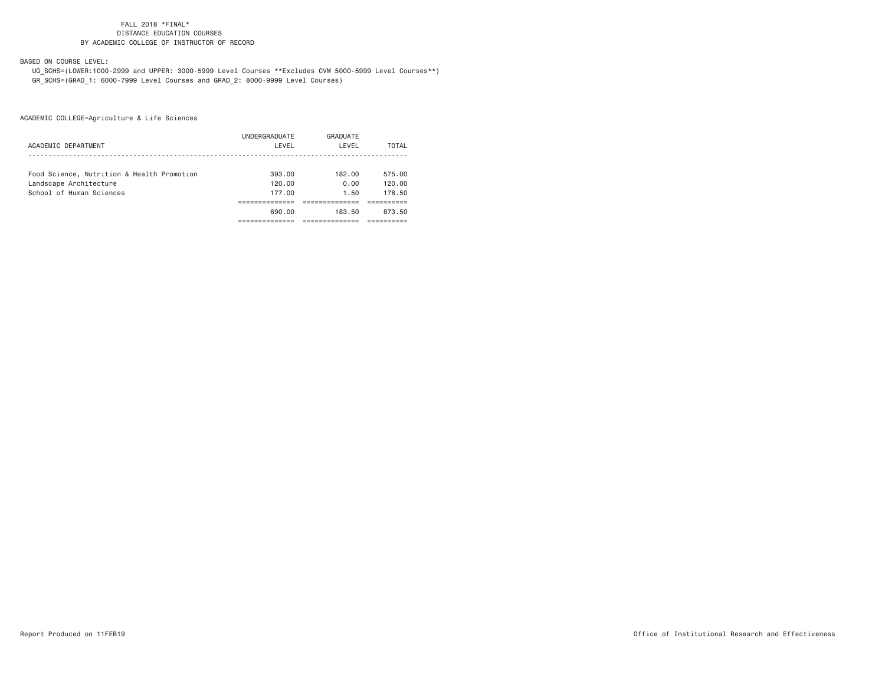FALL 2018 *FINAL*
DISTANCE EDUCATION COURSES
BY ACADEMIC COLLEGE OF INSTRUCTOR OF RECORD

BASED ON COURSE LEVEL:

UG_SCHS=(LOWER:1000-2999 and UPPER: 3000-5999 Level Courses **Excludes CVM 5000-5999 Level Courses**)
GR_SCHS=(GRAD_1: 6000-7999 Level Courses and GRAD_2: 8000-9999 Level Courses)

ACADEMIC COLLEGE=Agriculture & Life Sciences

| ACADEMIC DEPARTMENT | UNDERGRADUATE LEVEL | GRADUATE LEVEL | TOTAL |
|---|---|---|---|
| Food Science, Nutrition & Health Promotion | 393.00 | 182.00 | 575.00 |
| Landscape Architecture | 120.00 | 0.00 | 120.00 |
| School of Human Sciences | 177.00 | 1.50 | 178.50 |
| | 690.00 | 183.50 | 873.50 |

Report Produced on 11FEB19

Office of Institutional Research and Effectiveness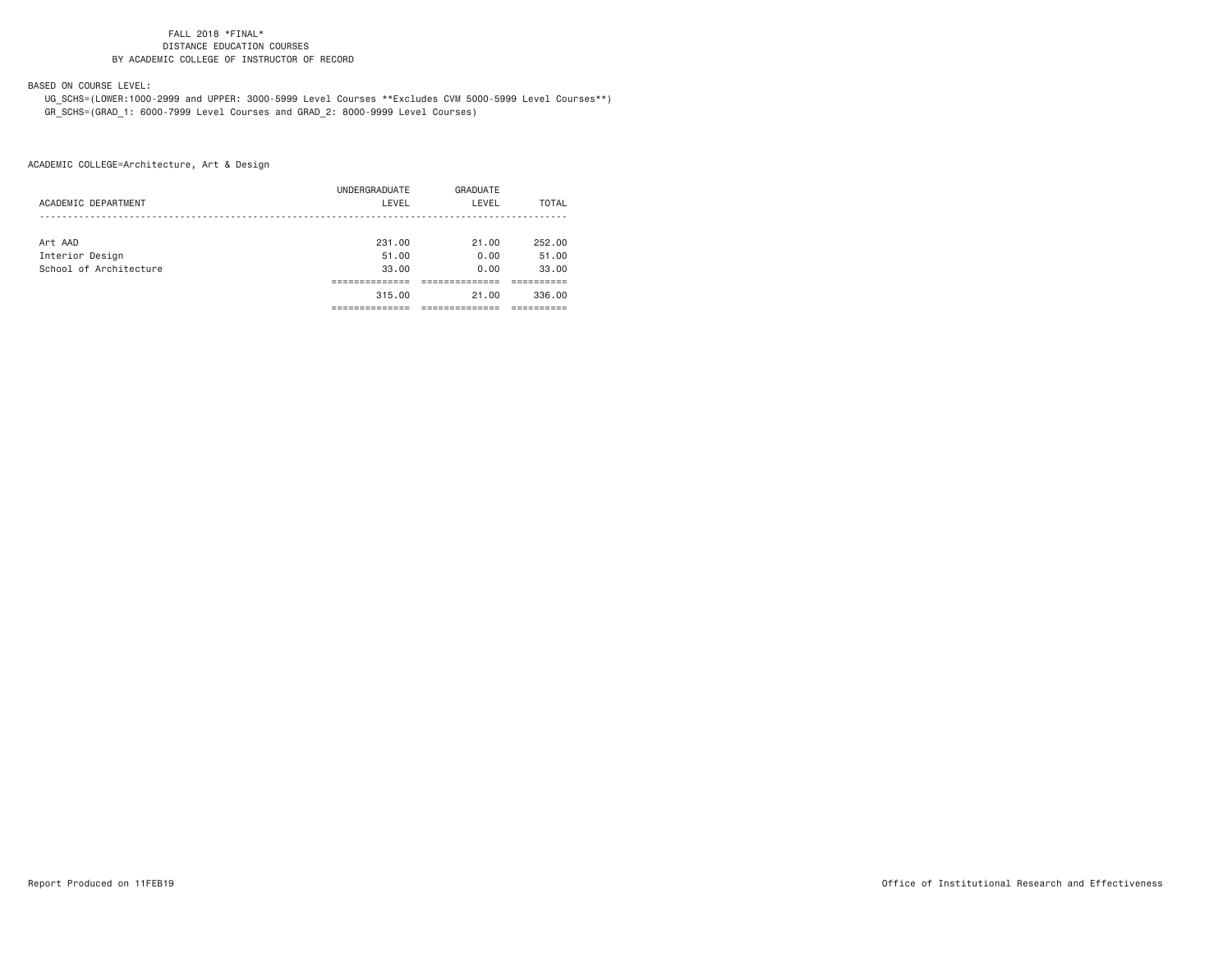FALL 2018 *FINAL*
DISTANCE EDUCATION COURSES
BY ACADEMIC COLLEGE OF INSTRUCTOR OF RECORD

BASED ON COURSE LEVEL:
UG_SCHS=(LOWER:1000-2999 and UPPER: 3000-5999 Level Courses **Excludes CVM 5000-5999 Level Courses**)
GR_SCHS=(GRAD_1: 6000-7999 Level Courses and GRAD_2: 8000-9999 Level Courses)

ACADEMIC COLLEGE=Architecture, Art & Design

| ACADEMIC DEPARTMENT | UNDERGRADUATE LEVEL | GRADUATE LEVEL | TOTAL |
|---|---|---|---|
| Art AAD | 231.00 | 21.00 | 252.00 |
| Interior Design | 51.00 | 0.00 | 51.00 |
| School of Architecture | 33.00 | 0.00 | 33.00 |
| | 315.00 | 21.00 | 336.00 |

Report Produced on 11FEB19 — Office of Institutional Research and Effectiveness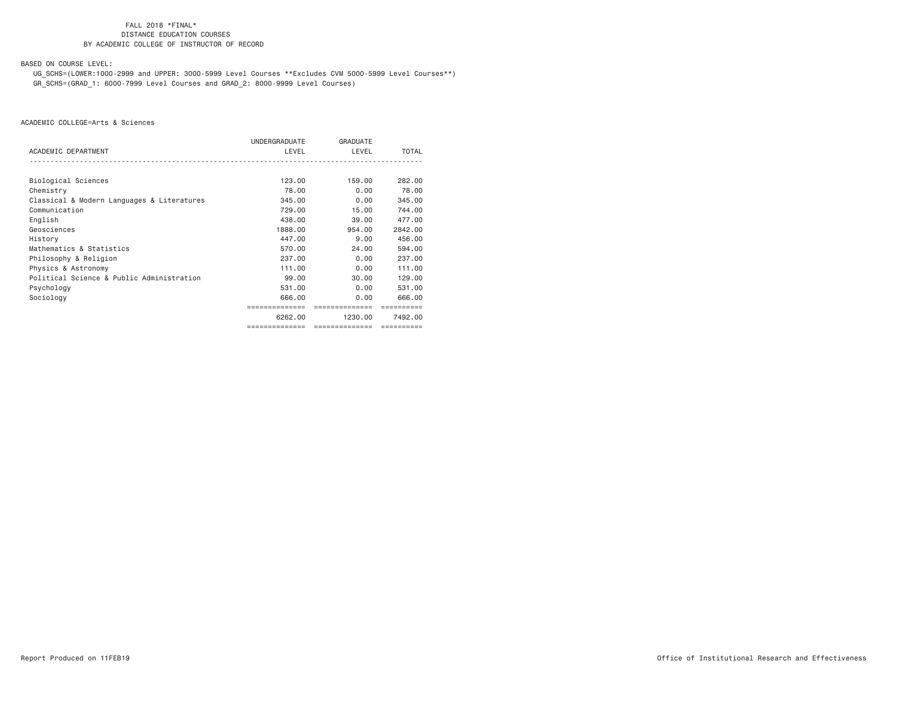FALL 2018 *FINAL*
DISTANCE EDUCATION COURSES
BY ACADEMIC COLLEGE OF INSTRUCTOR OF RECORD

BASED ON COURSE LEVEL:

UG_SCHS=(LOWER:1000-2999 and UPPER: 3000-5999 Level Courses **Excludes CVM 5000-5999 Level Courses**)
GR_SCHS=(GRAD_1: 6000-7999 Level Courses and GRAD_2: 8000-9999 Level Courses)

ACADEMIC COLLEGE=Arts & Sciences

| ACADEMIC DEPARTMENT | UNDERGRADUATE LEVEL | GRADUATE LEVEL | TOTAL |
|---|---|---|---|
| Biological Sciences | 123.00 | 159.00 | 282.00 |
| Chemistry | 78.00 | 0.00 | 78.00 |
| Classical & Modern Languages & Literatures | 345.00 | 0.00 | 345.00 |
| Communication | 729.00 | 15.00 | 744.00 |
| English | 438.00 | 39.00 | 477.00 |
| Geosciences | 1888.00 | 954.00 | 2842.00 |
| History | 447.00 | 9.00 | 456.00 |
| Mathematics & Statistics | 570.00 | 24.00 | 594.00 |
| Philosophy & Religion | 237.00 | 0.00 | 237.00 |
| Physics & Astronomy | 111.00 | 0.00 | 111.00 |
| Political Science & Public Administration | 99.00 | 30.00 | 129.00 |
| Psychology | 531.00 | 0.00 | 531.00 |
| Sociology | 666.00 | 0.00 | 666.00 |
| | 6262.00 | 1230.00 | 7492.00 |

Report Produced on 11FEB19

Office of Institutional Research and Effectiveness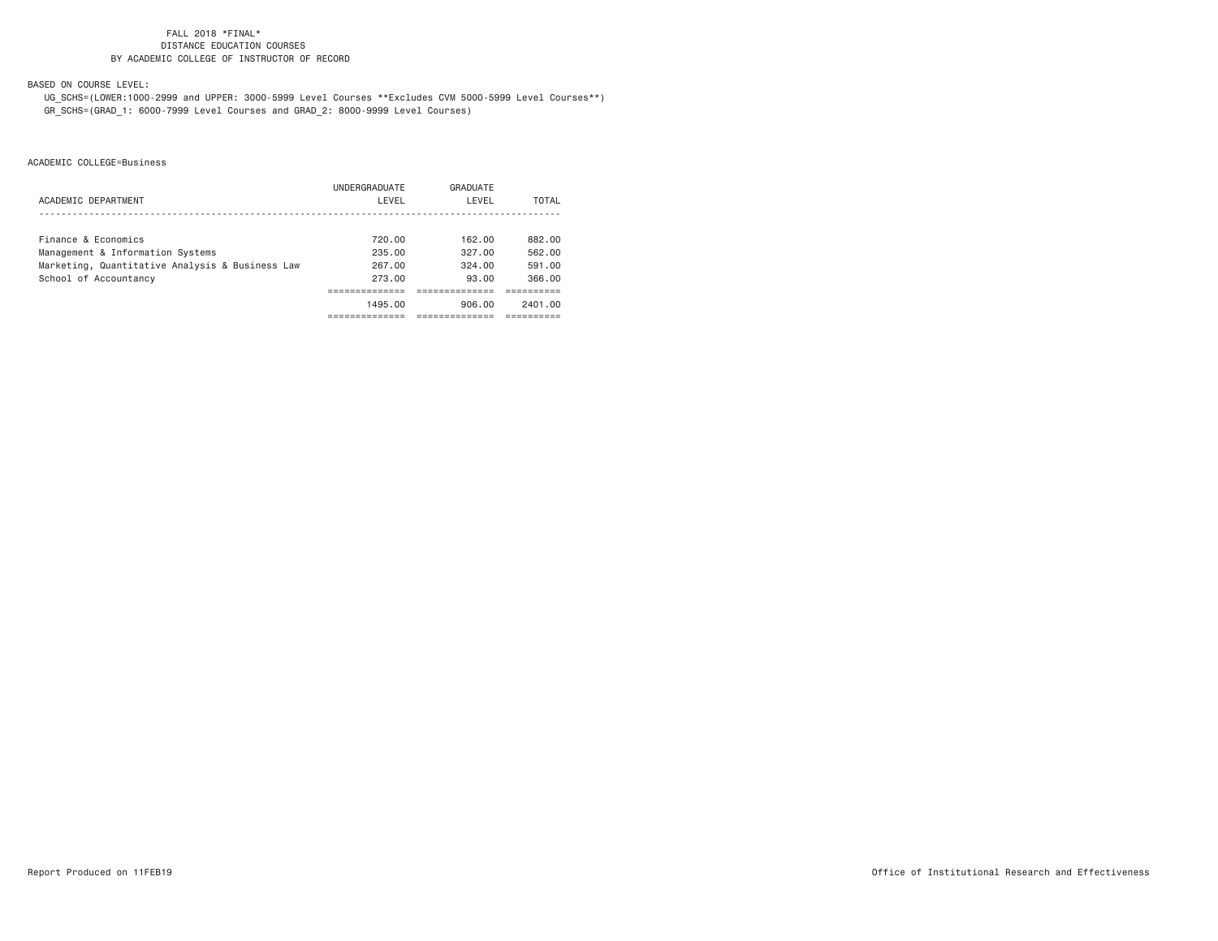FALL 2018 *FINAL*
DISTANCE EDUCATION COURSES
BY ACADEMIC COLLEGE OF INSTRUCTOR OF RECORD

BASED ON COURSE LEVEL:

UG_SCHS=(LOWER:1000-2999 and UPPER: 3000-5999 Level Courses **Excludes CVM 5000-5999 Level Courses**)
GR_SCHS=(GRAD_1: 6000-7999 Level Courses and GRAD_2: 8000-9999 Level Courses)

ACADEMIC COLLEGE=Business

| ACADEMIC DEPARTMENT | UNDERGRADUATE LEVEL | GRADUATE LEVEL | TOTAL |
|---|---|---|---|
| Finance & Economics | 720.00 | 162.00 | 882.00 |
| Management & Information Systems | 235.00 | 327.00 | 562.00 |
| Marketing, Quantitative Analysis & Business Law | 267.00 | 324.00 | 591.00 |
| School of Accountancy | 273.00 | 93.00 | 366.00 |
| | 1495.00 | 906.00 | 2401.00 |

Report Produced on 11FEB19

Office of Institutional Research and Effectiveness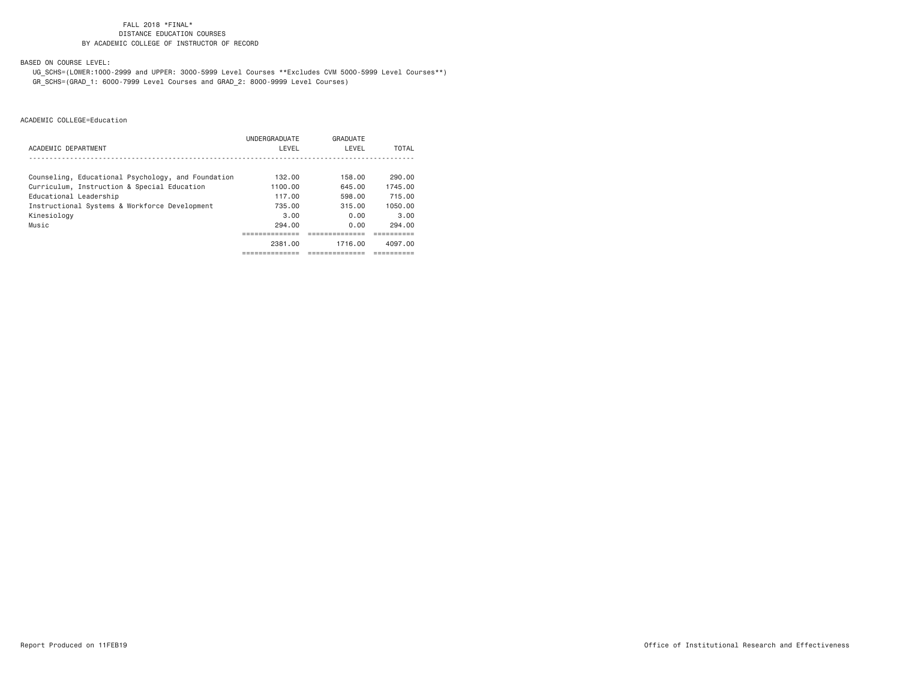FALL 2018 *FINAL*
DISTANCE EDUCATION COURSES
BY ACADEMIC COLLEGE OF INSTRUCTOR OF RECORD

BASED ON COURSE LEVEL:
UG_SCHS=(LOWER:1000-2999 and UPPER: 3000-5999 Level Courses **Excludes CVM 5000-5999 Level Courses**)
GR_SCHS=(GRAD_1: 6000-7999 Level Courses and GRAD_2: 8000-9999 Level Courses)

ACADEMIC COLLEGE=Education

| ACADEMIC DEPARTMENT | UNDERGRADUATE LEVEL | GRADUATE LEVEL | TOTAL |
|---|---|---|---|
| Counseling, Educational Psychology, and Foundation | 132.00 | 158.00 | 290.00 |
| Curriculum, Instruction & Special Education | 1100.00 | 645.00 | 1745.00 |
| Educational Leadership | 117.00 | 598.00 | 715.00 |
| Instructional Systems & Workforce Development | 735.00 | 315.00 | 1050.00 |
| Kinesiology | 3.00 | 0.00 | 3.00 |
| Music | 294.00 | 0.00 | 294.00 |
| | 2381.00 | 1716.00 | 4097.00 |

Report Produced on 11FEB19

Office of Institutional Research and Effectiveness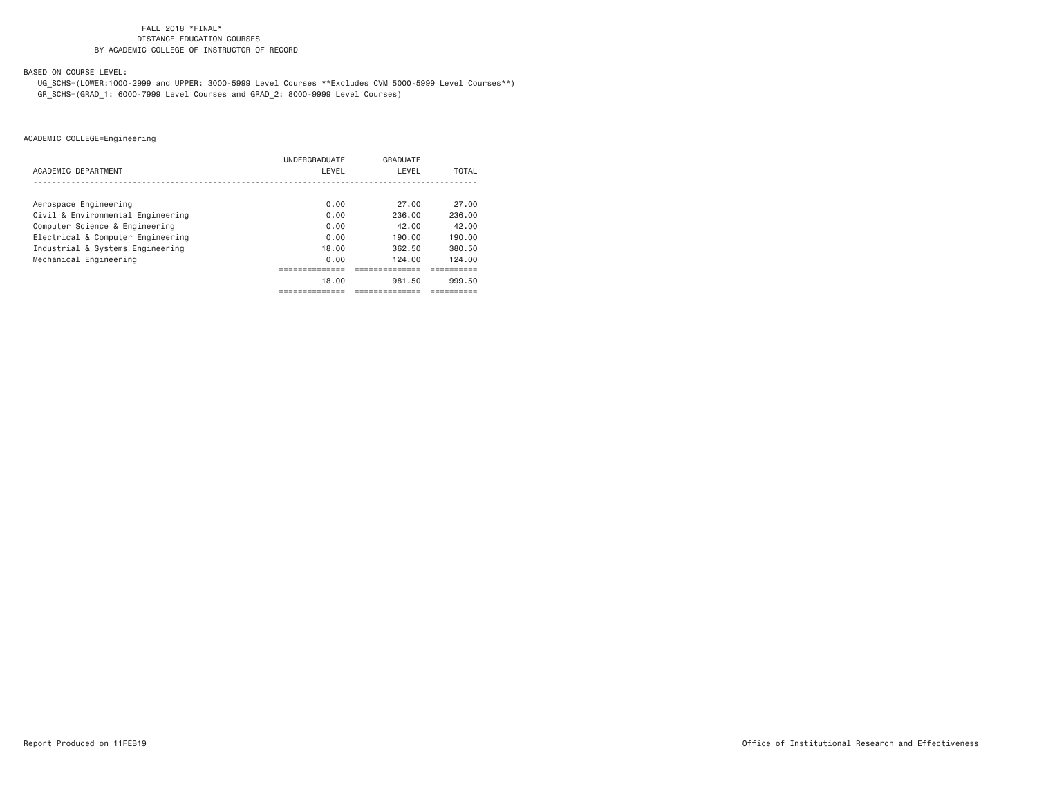FALL 2018 *FINAL*
DISTANCE EDUCATION COURSES
BY ACADEMIC COLLEGE OF INSTRUCTOR OF RECORD

BASED ON COURSE LEVEL:
UG_SCHS=(LOWER:1000-2999 and UPPER: 3000-5999 Level Courses **Excludes CVM 5000-5999 Level Courses**)
GR_SCHS=(GRAD_1: 6000-7999 Level Courses and GRAD_2: 8000-9999 Level Courses)

ACADEMIC COLLEGE=Engineering

| ACADEMIC DEPARTMENT | UNDERGRADUATE LEVEL | GRADUATE LEVEL | TOTAL |
|---|---|---|---|
| Aerospace Engineering | 0.00 | 27.00 | 27.00 |
| Civil & Environmental Engineering | 0.00 | 236.00 | 236.00 |
| Computer Science & Engineering | 0.00 | 42.00 | 42.00 |
| Electrical & Computer Engineering | 0.00 | 190.00 | 190.00 |
| Industrial & Systems Engineering | 18.00 | 362.50 | 380.50 |
| Mechanical Engineering | 0.00 | 124.00 | 124.00 |
| | 18.00 | 981.50 | 999.50 |

Report Produced on 11FEB19

Office of Institutional Research and Effectiveness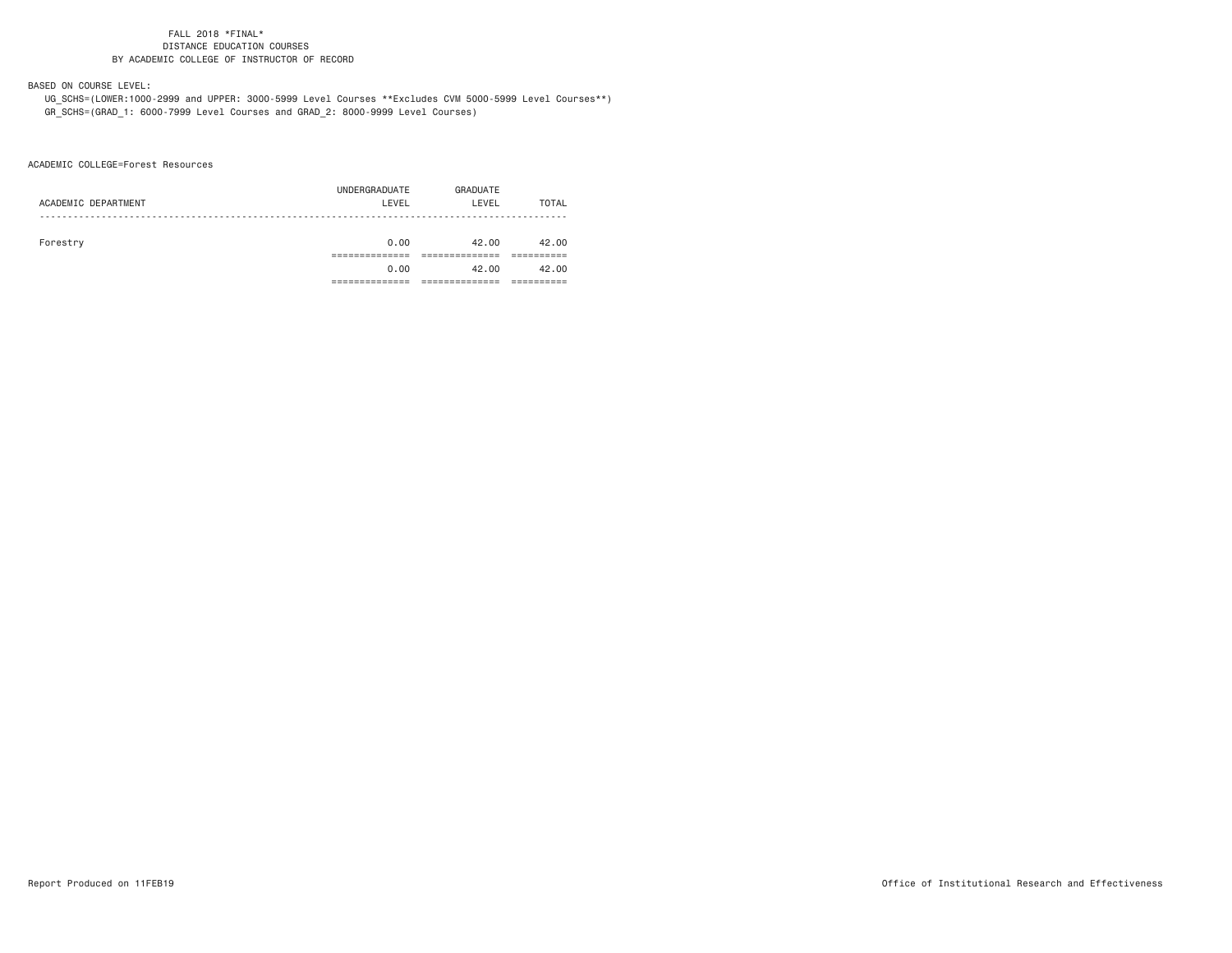FALL 2018 *FINAL*
DISTANCE EDUCATION COURSES
BY ACADEMIC COLLEGE OF INSTRUCTOR OF RECORD

BASED ON COURSE LEVEL:
UG_SCHS=(LOWER:1000-2999 and UPPER: 3000-5999 Level Courses **Excludes CVM 5000-5999 Level Courses**)
GR_SCHS=(GRAD_1: 6000-7999 Level Courses and GRAD_2: 8000-9999 Level Courses)

ACADEMIC COLLEGE=Forest Resources

| ACADEMIC DEPARTMENT | UNDERGRADUATE LEVEL | GRADUATE LEVEL | TOTAL |
|---|---|---|---|
| Forestry | 0.00 | 42.00 | 42.00 |
| | 0.00 | 42.00 | 42.00 |

Report Produced on 11FEB19

Office of Institutional Research and Effectiveness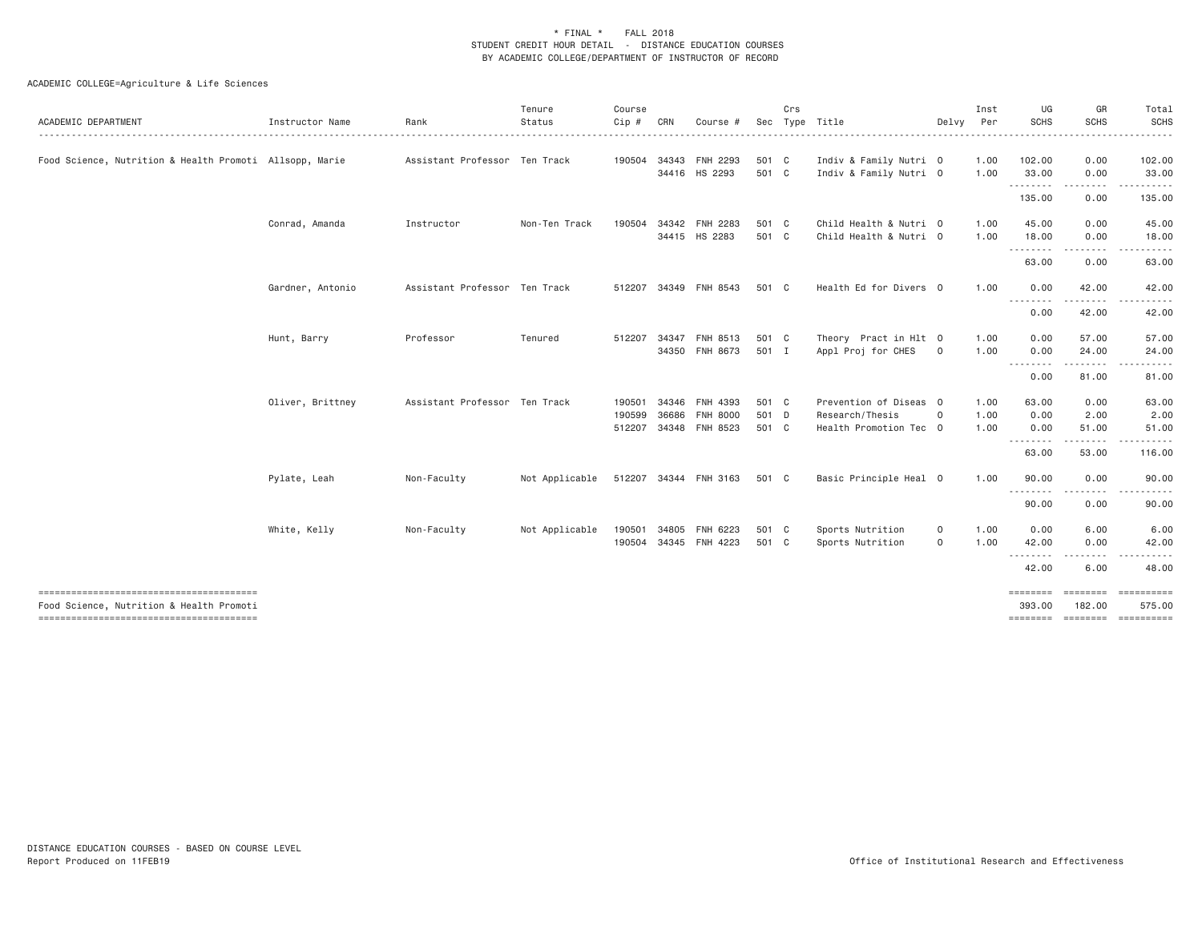\* FINAL \*    FALL 2018
STUDENT CREDIT HOUR DETAIL - DISTANCE EDUCATION COURSES
BY ACADEMIC COLLEGE/DEPARTMENT OF INSTRUCTOR OF RECORD

ACADEMIC COLLEGE=Agriculture & Life Sciences

| ACADEMIC DEPARTMENT | Instructor Name | Rank | Tenure Status | Course Cip # | CRN | Course # | Sec | Crs Type | Title | Delvy | Inst Per | UG SCHS | GR SCHS | Total SCHS |
|---|---|---|---|---|---|---|---|---|---|---|---|---|---|---|
| Food Science, Nutrition & Health Promoti | Allsopp, Marie | Assistant Professor | Ten Track | 190504 | 34343 | FNH 2293 | 501 | C | Indiv & Family Nutri | O | 1.00 | 102.00 | 0.00 | 102.00 |
| | | | | | 34416 | HS 2293 | 501 | C | Indiv & Family Nutri | O | 1.00 | 33.00 | 0.00 | 33.00 |
| | | | | | | | | | | | | 135.00 | 0.00 | 135.00 |
| | Conrad, Amanda | Instructor | Non-Ten Track | 190504 | 34342 | FNH 2283 | 501 | C | Child Health & Nutri | O | 1.00 | 45.00 | 0.00 | 45.00 |
| | | | | | 34415 | HS 2283 | 501 | C | Child Health & Nutri | O | 1.00 | 18.00 | 0.00 | 18.00 |
| | | | | | | | | | | | | 63.00 | 0.00 | 63.00 |
| | Gardner, Antonio | Assistant Professor | Ten Track | 512207 | 34349 | FNH 8543 | 501 | C | Health Ed for Divers | O | 1.00 | 0.00 | 42.00 | 42.00 |
| | | | | | | | | | | | | 0.00 | 42.00 | 42.00 |
| | Hunt, Barry | Professor | Tenured | 512207 | 34347 | FNH 8513 | 501 | C | Theory Pract in Hlt | O | 1.00 | 0.00 | 57.00 | 57.00 |
| | | | | | 34350 | FNH 8673 | 501 | I | Appl Proj for CHES | O | 1.00 | 0.00 | 24.00 | 24.00 |
| | | | | | | | | | | | | 0.00 | 81.00 | 81.00 |
| | Oliver, Brittney | Assistant Professor | Ten Track | 190501 | 34346 | FNH 4393 | 501 | C | Prevention of Diseas | O | 1.00 | 63.00 | 0.00 | 63.00 |
| | | | | 190599 | 36686 | FNH 8000 | 501 | D | Research/Thesis | O | 1.00 | 0.00 | 2.00 | 2.00 |
| | | | | 512207 | 34348 | FNH 8523 | 501 | C | Health Promotion Tec | O | 1.00 | 0.00 | 51.00 | 51.00 |
| | | | | | | | | | | | | 63.00 | 53.00 | 116.00 |
| | Pylate, Leah | Non-Faculty | Not Applicable | 512207 | 34344 | FNH 3163 | 501 | C | Basic Principle Heal | O | 1.00 | 90.00 | 0.00 | 90.00 |
| | | | | | | | | | | | | 90.00 | 0.00 | 90.00 |
| | White, Kelly | Non-Faculty | Not Applicable | 190501 | 34805 | FNH 6223 | 501 | C | Sports Nutrition | O | 1.00 | 0.00 | 6.00 | 6.00 |
| | | | | 190504 | 34345 | FNH 4223 | 501 | C | Sports Nutrition | O | 1.00 | 42.00 | 0.00 | 42.00 |
| | | | | | | | | | | | | 42.00 | 6.00 | 48.00 |
| Food Science, Nutrition & Health Promoti | | | | | | | | | | | | 393.00 | 182.00 | 575.00 |

DISTANCE EDUCATION COURSES - BASED ON COURSE LEVEL
Report Produced on 11FEB19

Office of Institutional Research and Effectiveness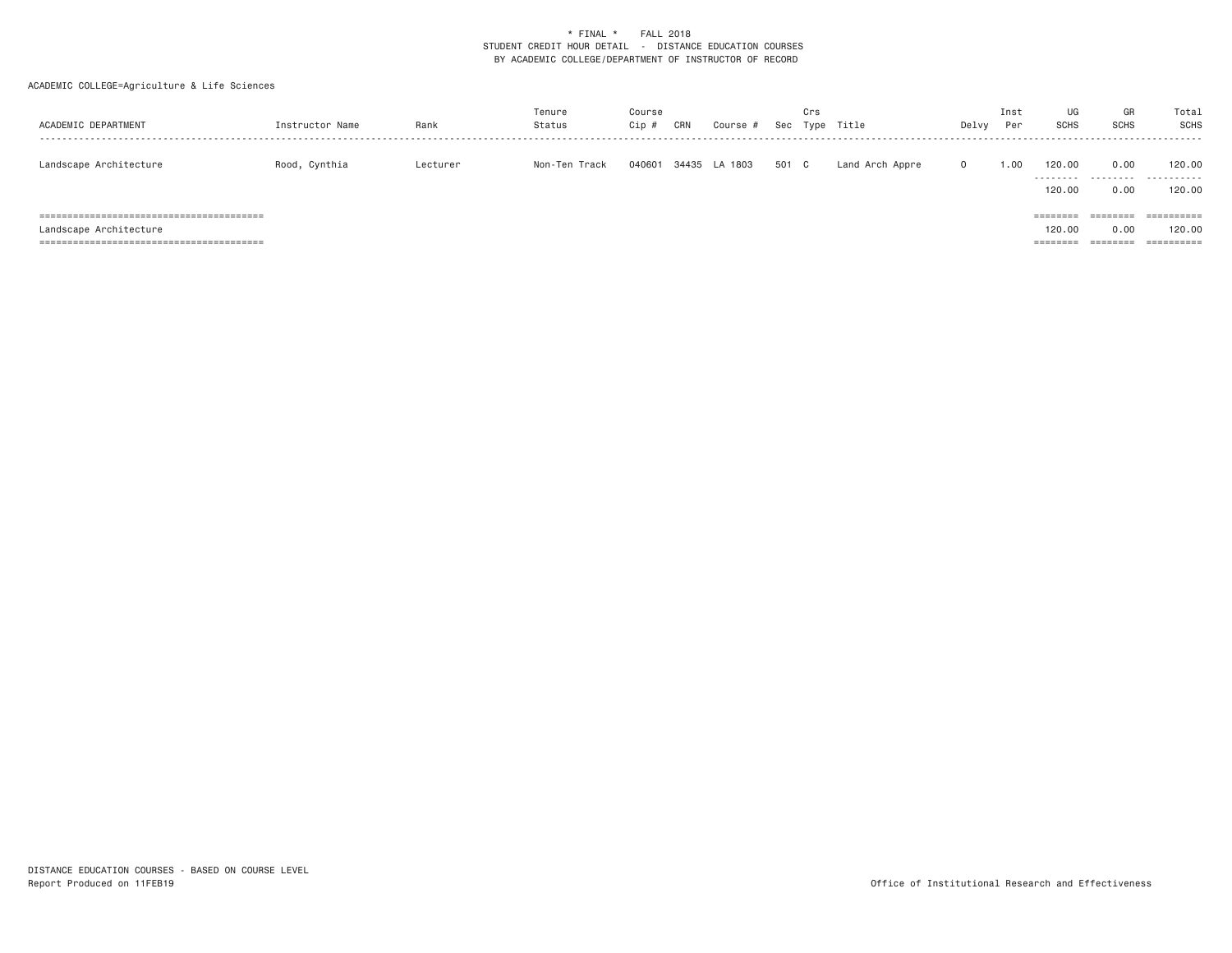\* FINAL \* FALL 2018
STUDENT CREDIT HOUR DETAIL - DISTANCE EDUCATION COURSES
BY ACADEMIC COLLEGE/DEPARTMENT OF INSTRUCTOR OF RECORD

ACADEMIC COLLEGE=Agriculture & Life Sciences

| ACADEMIC DEPARTMENT | Instructor Name | Rank | Tenure Status | Course Cip # | CRN | Course # | Sec | Crs Type | Title | Delvy | Inst Per | UG SCHS | GR SCHS | Total SCHS |
|---|---|---|---|---|---|---|---|---|---|---|---|---|---|---|
| Landscape Architecture | Rood, Cynthia | Lecturer | Non-Ten Track | 040601 | 34435 | LA 1803 | 501 | C | Land Arch Appre | O | 1.00 | 120.00 | 0.00 | 120.00 |
| | | | | | | | | | | | | 120.00 | 0.00 | 120.00 |
| Landscape Architecture | | | | | | | | | | | | 120.00 | 0.00 | 120.00 |

DISTANCE EDUCATION COURSES - BASED ON COURSE LEVEL
Report Produced on 11FEB19

Office of Institutional Research and Effectiveness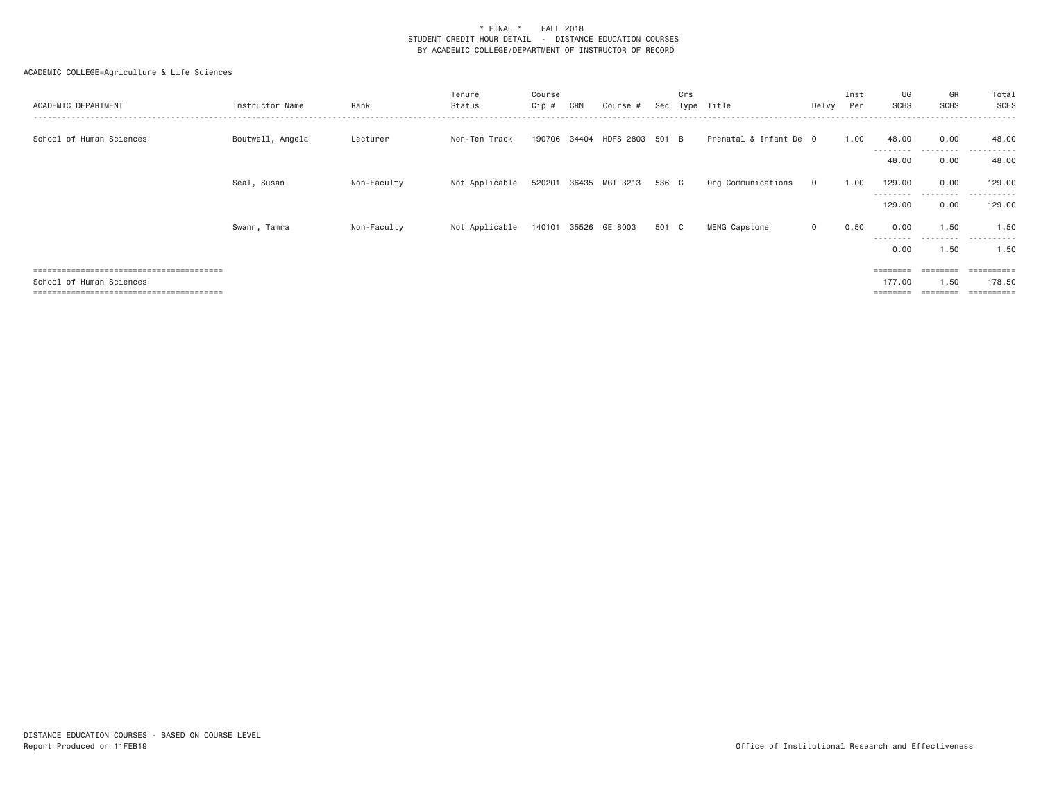\* FINAL \* FALL 2018
STUDENT CREDIT HOUR DETAIL - DISTANCE EDUCATION COURSES
BY ACADEMIC COLLEGE/DEPARTMENT OF INSTRUCTOR OF RECORD

ACADEMIC COLLEGE=Agriculture & Life Sciences

| ACADEMIC DEPARTMENT | Instructor Name | Rank | Tenure Status | Course Cip # | CRN | Course # | Sec | Crs Type | Title | Delvy | Inst Per | UG SCHS | GR SCHS | Total SCHS |
|---|---|---|---|---|---|---|---|---|---|---|---|---|---|---|
| School of Human Sciences | Boutwell, Angela | Lecturer | Non-Ten Track | 190706 | 34404 | HDFS 2803 | 501 | B | Prenatal & Infant De | O | 1.00 | 48.00 | 0.00 | 48.00 |
| | | | | | | | | | | | | 48.00 | 0.00 | 48.00 |
| | Seal, Susan | Non-Faculty | Not Applicable | 520201 | 36435 | MGT 3213 | 536 | C | Org Communications | O | 1.00 | 129.00 | 0.00 | 129.00 |
| | | | | | | | | | | | | 129.00 | 0.00 | 129.00 |
| | Swann, Tamra | Non-Faculty | Not Applicable | 140101 | 35526 | GE 8003 | 501 | C | MENG Capstone | O | 0.50 | 0.00 | 1.50 | 1.50 |
| | | | | | | | | | | | | 0.00 | 1.50 | 1.50 |
| School of Human Sciences | | | | | | | | | | | | 177.00 | 1.50 | 178.50 |

DISTANCE EDUCATION COURSES - BASED ON COURSE LEVEL
Report Produced on 11FEB19

Office of Institutional Research and Effectiveness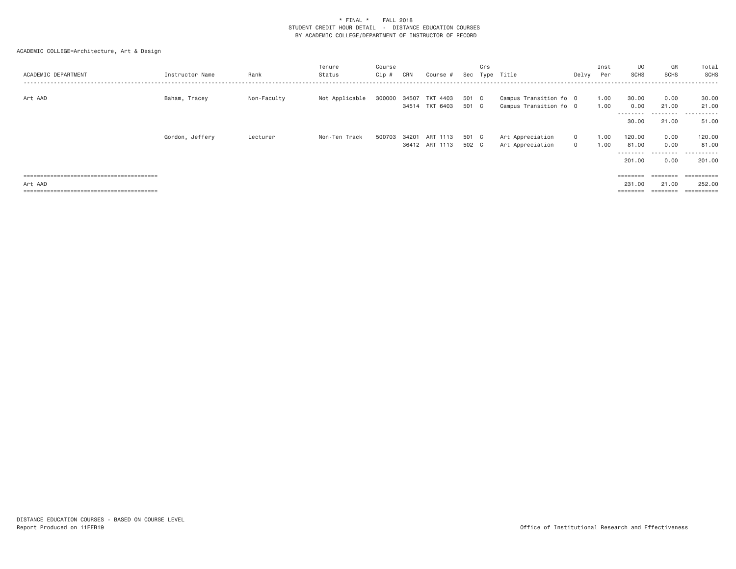\* FINAL \* FALL 2018
STUDENT CREDIT HOUR DETAIL - DISTANCE EDUCATION COURSES
BY ACADEMIC COLLEGE/DEPARTMENT OF INSTRUCTOR OF RECORD

ACADEMIC COLLEGE=Architecture, Art & Design

| ACADEMIC DEPARTMENT | Instructor Name | Rank | Tenure Status | Course Cip # | CRN | Course # | Sec | Crs Type | Title | Delvy | Inst Per | UG SCHS | GR SCHS | Total SCHS |
|---|---|---|---|---|---|---|---|---|---|---|---|---|---|---|
| Art AAD | Baham, Tracey | Non-Faculty | Not Applicable | 300000 | 34507 | TKT 4403 | 501 | C | Campus Transition fo | O | 1.00 | 30.00 | 0.00 | 30.00 |
| | | | | | 34514 | TKT 6403 | 501 | C | Campus Transition fo | O | 1.00 | 0.00 | 21.00 | 21.00 |
| | | | | | | | | | | | | 30.00 | 21.00 | 51.00 |
| | Gordon, Jeffery | Lecturer | Non-Ten Track | 500703 | 34201 | ART 1113 | 501 | C | Art Appreciation | O | 1.00 | 120.00 | 0.00 | 120.00 |
| | | | | | 36412 | ART 1113 | 502 | C | Art Appreciation | O | 1.00 | 81.00 | 0.00 | 81.00 |
| | | | | | | | | | | | | 201.00 | 0.00 | 201.00 |
| Art AAD | | | | | | | | | | | | 231.00 | 21.00 | 252.00 |

DISTANCE EDUCATION COURSES - BASED ON COURSE LEVEL
Report Produced on 11FEB19

Office of Institutional Research and Effectiveness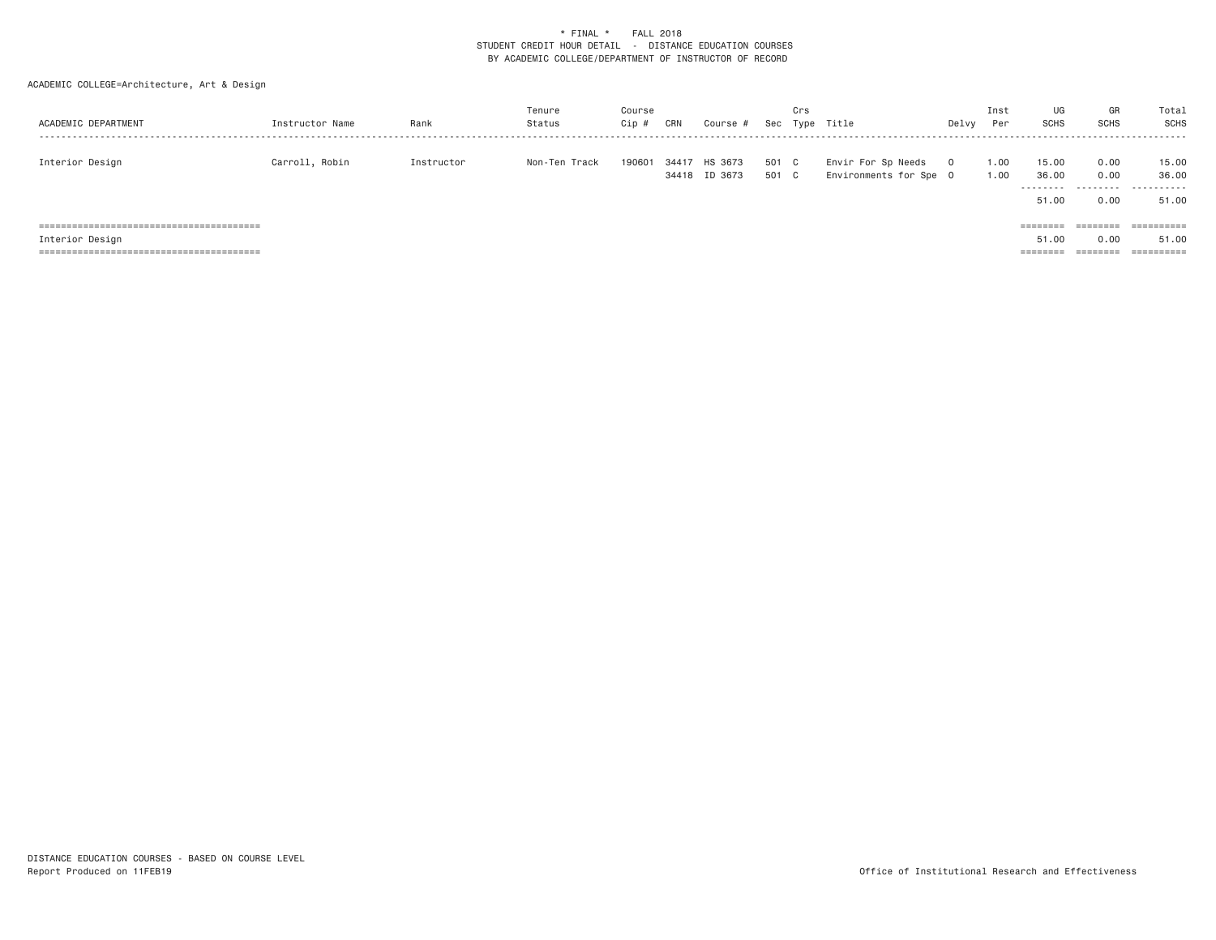\* FINAL \* FALL 2018
STUDENT CREDIT HOUR DETAIL - DISTANCE EDUCATION COURSES
BY ACADEMIC COLLEGE/DEPARTMENT OF INSTRUCTOR OF RECORD

ACADEMIC COLLEGE=Architecture, Art & Design

| ACADEMIC DEPARTMENT | Instructor Name | Rank | Tenure Status | Course Cip # | CRN | Course # | Sec | Crs Type | Title | Delvy | Inst Per | UG SCHS | GR SCHS | Total SCHS |
|---|---|---|---|---|---|---|---|---|---|---|---|---|---|---|
| Interior Design | Carroll, Robin | Instructor | Non-Ten Track | 190601 | 34417 | HS 3673 | 501 | C | Envir For Sp Needs | O | 1.00 | 15.00 | 0.00 | 15.00 |
| | | | | | 34418 | ID 3673 | 501 | C | Environments for Spe | O | 1.00 | 36.00 | 0.00 | 36.00 |
| | | | | | | | | | | | | 51.00 | 0.00 | 51.00 |
| Interior Design | | | | | | | | | | | | 51.00 | 0.00 | 51.00 |

DISTANCE EDUCATION COURSES - BASED ON COURSE LEVEL
Report Produced on 11FEB19

Office of Institutional Research and Effectiveness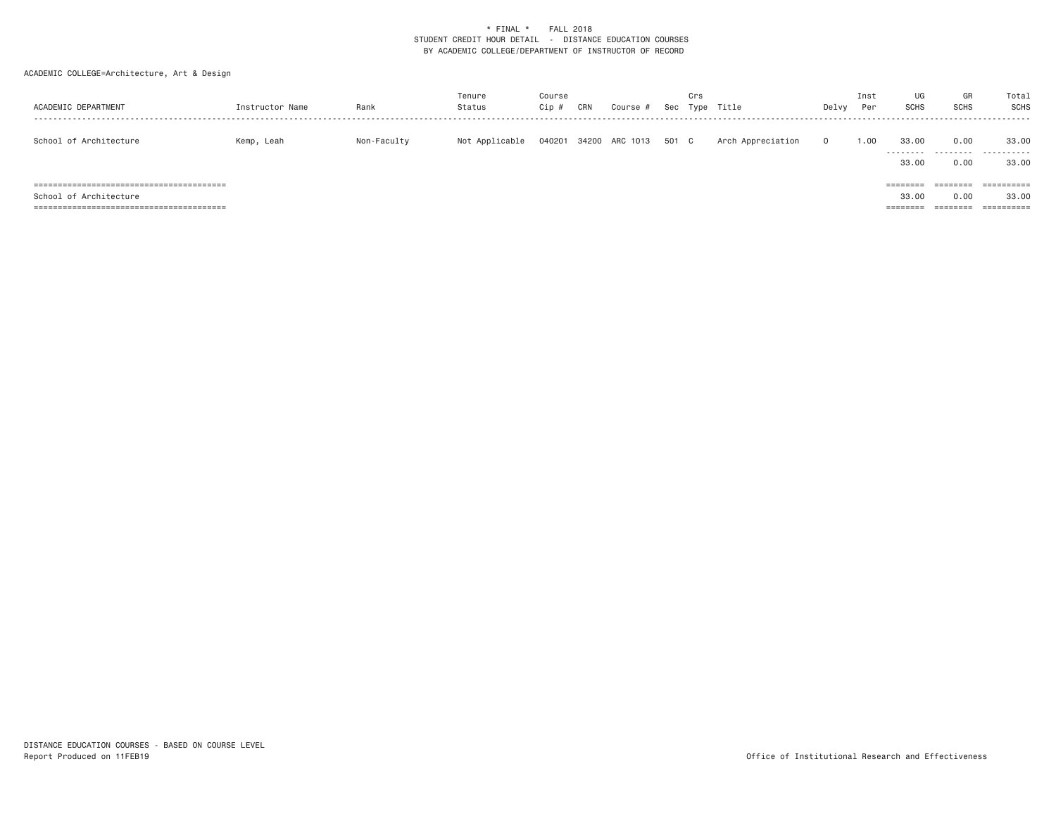\* FINAL \* FALL 2018
STUDENT CREDIT HOUR DETAIL - DISTANCE EDUCATION COURSES
BY ACADEMIC COLLEGE/DEPARTMENT OF INSTRUCTOR OF RECORD

ACADEMIC COLLEGE=Architecture, Art & Design

| ACADEMIC DEPARTMENT | Instructor Name | Rank | Tenure Status | Course Cip # | CRN | Course # | Sec | Crs Type | Title | Delvy | Inst Per | UG SCHS | GR SCHS | Total SCHS |
|---|---|---|---|---|---|---|---|---|---|---|---|---|---|---|
| School of Architecture | Kemp, Leah | Non-Faculty | Not Applicable | 040201 | 34200 | ARC 1013 | 501 | C | Arch Appreciation | O | 1.00 | 33.00 | 0.00 | 33.00 |
| | | | | | | | | | | | | 33.00 | 0.00 | 33.00 |
| School of Architecture | | | | | | | | | | | | 33.00 | 0.00 | 33.00 |

DISTANCE EDUCATION COURSES - BASED ON COURSE LEVEL
Report Produced on 11FEB19

Office of Institutional Research and Effectiveness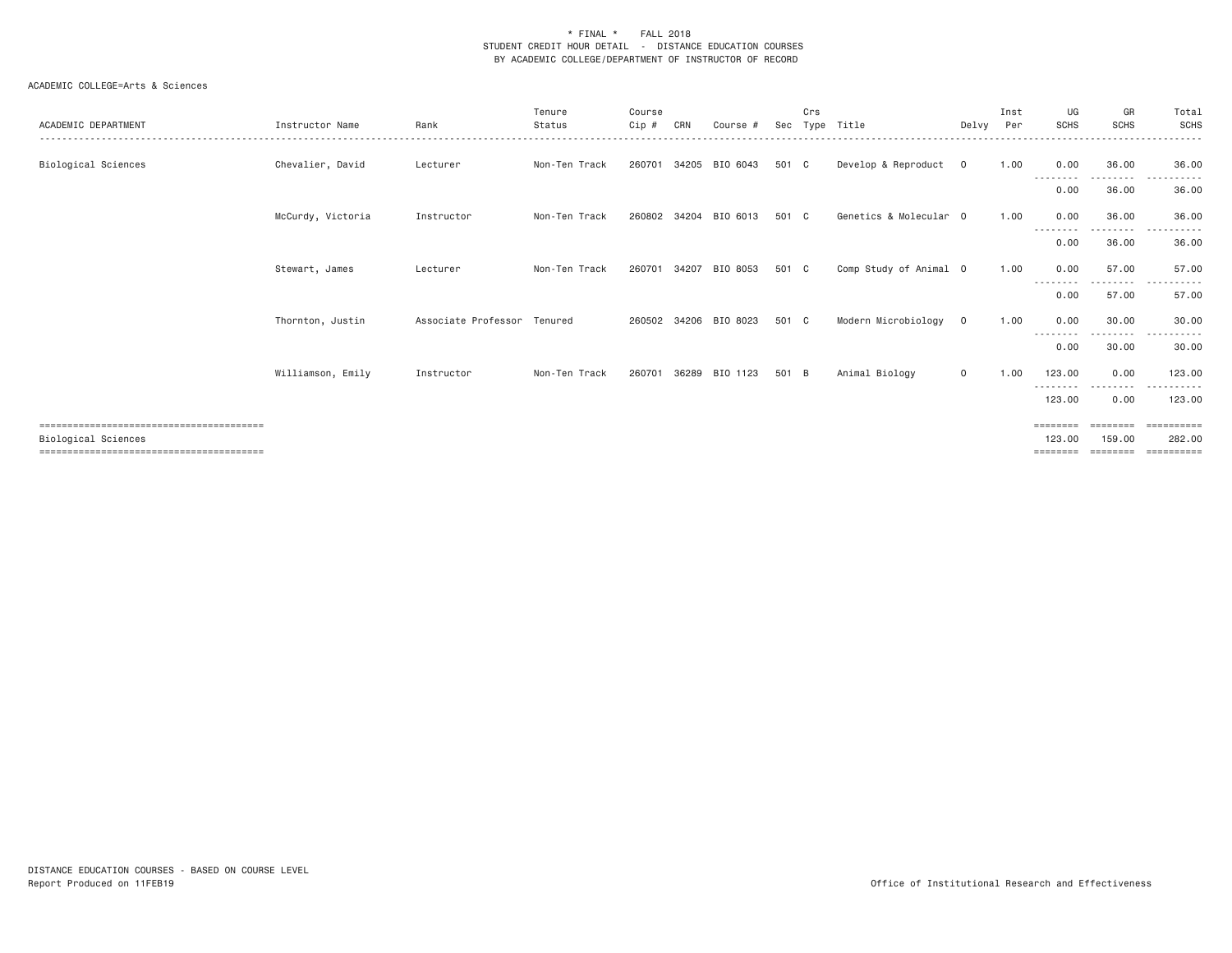\* FINAL \* FALL 2018
STUDENT CREDIT HOUR DETAIL - DISTANCE EDUCATION COURSES
BY ACADEMIC COLLEGE/DEPARTMENT OF INSTRUCTOR OF RECORD

ACADEMIC COLLEGE=Arts & Sciences

| ACADEMIC DEPARTMENT | Instructor Name | Rank | Tenure Status | Course Cip # | CRN | Course # | Sec | Crs Type | Title | Delvy | Inst Per | UG SCHS | GR SCHS | Total SCHS |
|---|---|---|---|---|---|---|---|---|---|---|---|---|---|---|
| Biological Sciences | Chevalier, David | Lecturer | Non-Ten Track | 260701 | 34205 | BIO 6043 | 501 | C | Develop & Reproduct | O | 1.00 | 0.00 | 36.00 | 36.00 |
| | | | | | | | | | | | | 0.00 | 36.00 | 36.00 |
| | McCurdy, Victoria | Instructor | Non-Ten Track | 260802 | 34204 | BIO 6013 | 501 | C | Genetics & Molecular | O | 1.00 | 0.00 | 36.00 | 36.00 |
| | | | | | | | | | | | | 0.00 | 36.00 | 36.00 |
| | Stewart, James | Lecturer | Non-Ten Track | 260701 | 34207 | BIO 8053 | 501 | C | Comp Study of Animal | O | 1.00 | 0.00 | 57.00 | 57.00 |
| | | | | | | | | | | | | 0.00 | 57.00 | 57.00 |
| | Thornton, Justin | Associate Professor | Tenured | 260502 | 34206 | BIO 8023 | 501 | C | Modern Microbiology | O | 1.00 | 0.00 | 30.00 | 30.00 |
| | | | | | | | | | | | | 0.00 | 30.00 | 30.00 |
| | Williamson, Emily | Instructor | Non-Ten Track | 260701 | 36289 | BIO 1123 | 501 | B | Animal Biology | O | 1.00 | 123.00 | 0.00 | 123.00 |
| | | | | | | | | | | | | 123.00 | 0.00 | 123.00 |
| Biological Sciences | | | | | | | | | | | | 123.00 | 159.00 | 282.00 |

DISTANCE EDUCATION COURSES - BASED ON COURSE LEVEL
Report Produced on 11FEB19

Office of Institutional Research and Effectiveness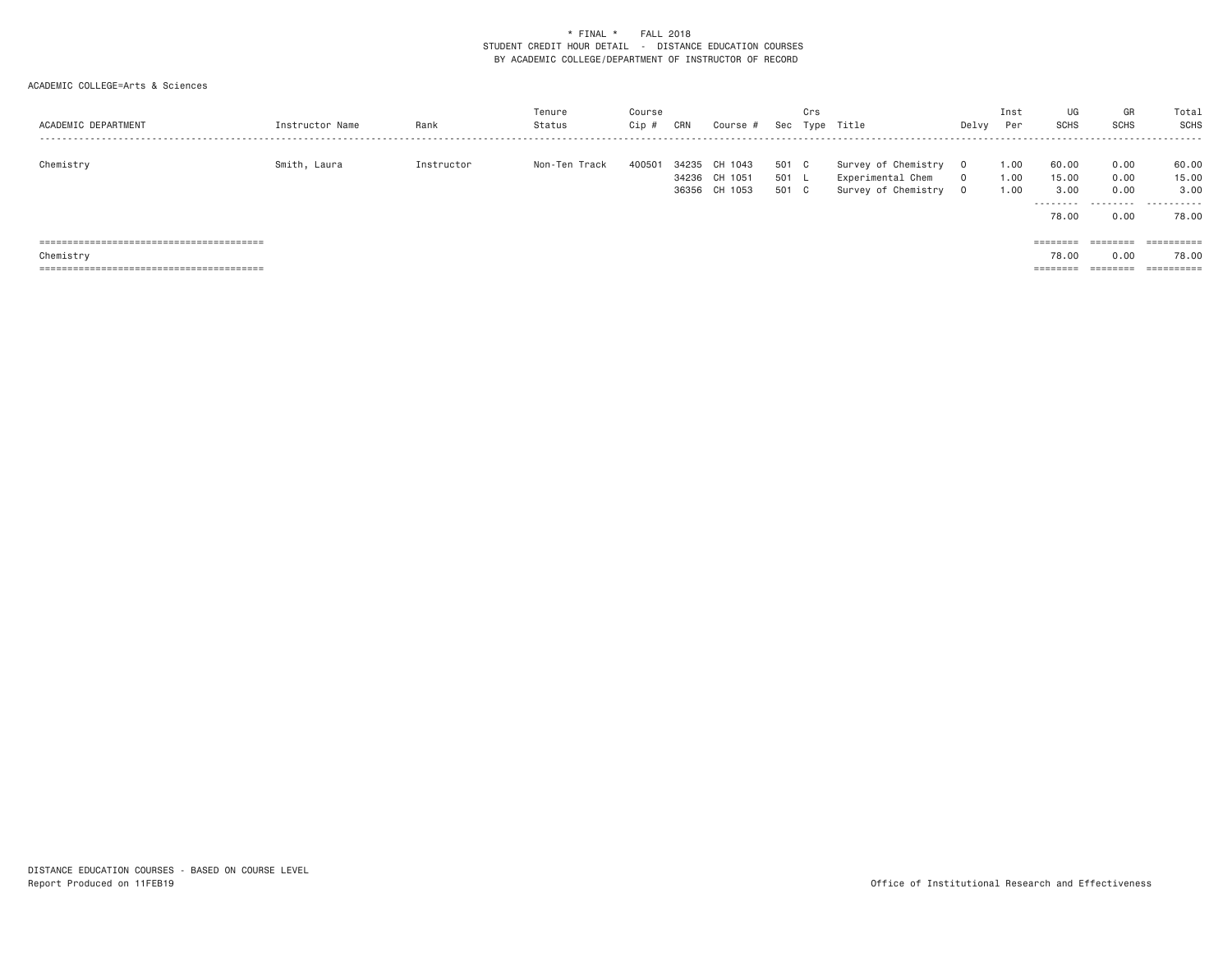\* FINAL \* FALL 2018
STUDENT CREDIT HOUR DETAIL - DISTANCE EDUCATION COURSES
BY ACADEMIC COLLEGE/DEPARTMENT OF INSTRUCTOR OF RECORD

ACADEMIC COLLEGE=Arts & Sciences

| ACADEMIC DEPARTMENT | Instructor Name | Rank | Tenure Status | Course Cip # | CRN | Course # | Sec | Crs Type | Title | Delvy | Inst Per | UG SCHS | GR SCHS | Total SCHS |
|---|---|---|---|---|---|---|---|---|---|---|---|---|---|---|
| Chemistry | Smith, Laura | Instructor | Non-Ten Track | 400501 | 34235 | CH 1043 | 501 | C | Survey of Chemistry | O | 1.00 | 60.00 | 0.00 | 60.00 |
| | | | | | 34236 | CH 1051 | 501 | L | Experimental Chem | O | 1.00 | 15.00 | 0.00 | 15.00 |
| | | | | | 36356 | CH 1053 | 501 | C | Survey of Chemistry | O | 1.00 | 3.00 | 0.00 | 3.00 |
| | | | | | | | | | | | | 78.00 | 0.00 | 78.00 |
| Chemistry | | | | | | | | | | | | 78.00 | 0.00 | 78.00 |

DISTANCE EDUCATION COURSES - BASED ON COURSE LEVEL
Report Produced on 11FEB19

Office of Institutional Research and Effectiveness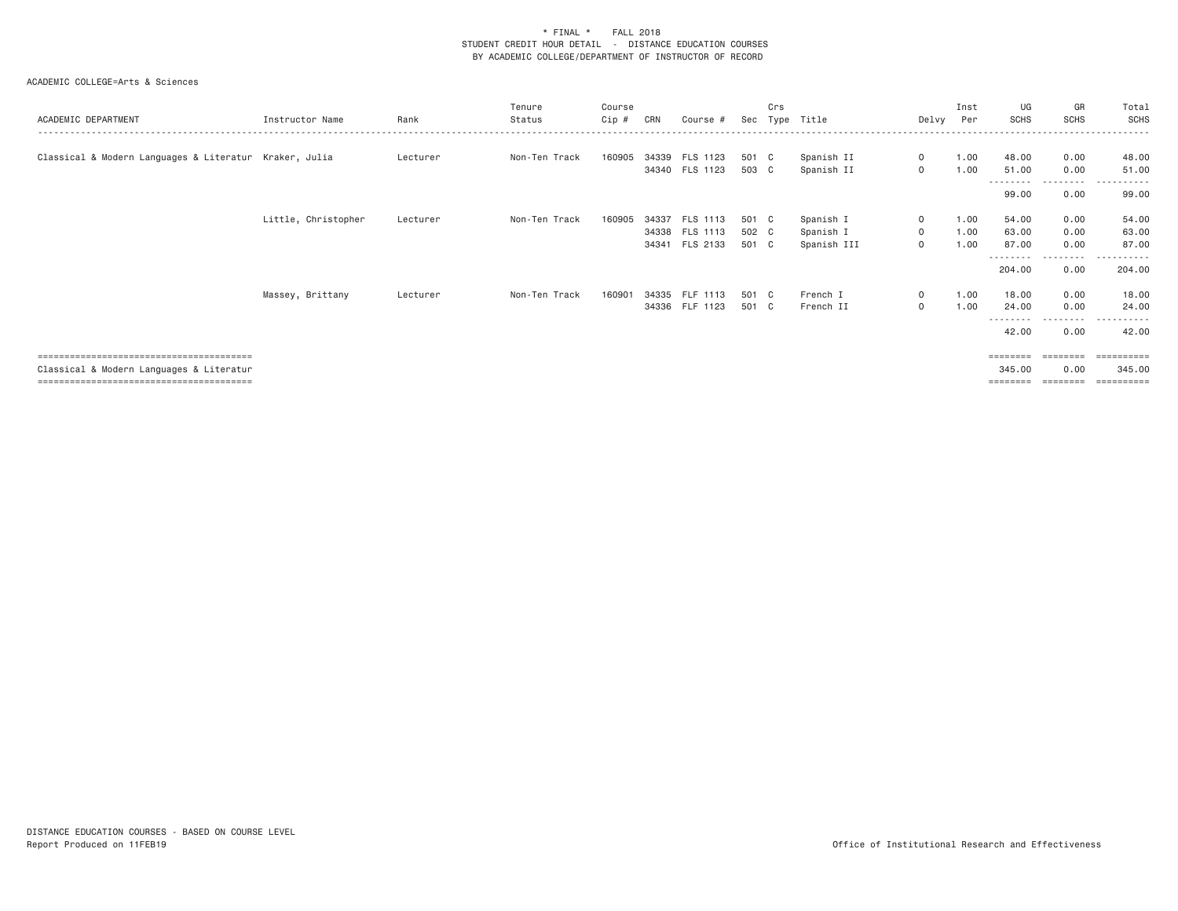\* FINAL \*    FALL 2018
STUDENT CREDIT HOUR DETAIL - DISTANCE EDUCATION COURSES
BY ACADEMIC COLLEGE/DEPARTMENT OF INSTRUCTOR OF RECORD

ACADEMIC COLLEGE=Arts & Sciences

| ACADEMIC DEPARTMENT | Instructor Name | Rank | Tenure Status | Course Cip # | CRN | Course # | Sec | Crs Type | Title | Delvy | Inst Per | UG SCHS | GR SCHS | Total SCHS |
|---|---|---|---|---|---|---|---|---|---|---|---|---|---|---|
| Classical & Modern Languages & Literatur | Kraker, Julia | Lecturer | Non-Ten Track | 160905 | 34339 | FLS 1123 | 501 | C | Spanish II | O | 1.00 | 48.00 | 0.00 | 48.00 |
| | | | | | 34340 | FLS 1123 | 503 | C | Spanish II | O | 1.00 | 51.00 | 0.00 | 51.00 |
| | | | | | | | | | | | | 99.00 | 0.00 | 99.00 |
| | Little, Christopher | Lecturer | Non-Ten Track | 160905 | 34337 | FLS 1113 | 501 | C | Spanish I | O | 1.00 | 54.00 | 0.00 | 54.00 |
| | | | | | 34338 | FLS 1113 | 502 | C | Spanish I | O | 1.00 | 63.00 | 0.00 | 63.00 |
| | | | | | 34341 | FLS 2133 | 501 | C | Spanish III | O | 1.00 | 87.00 | 0.00 | 87.00 |
| | | | | | | | | | | | | 204.00 | 0.00 | 204.00 |
| | Massey, Brittany | Lecturer | Non-Ten Track | 160901 | 34335 | FLF 1113 | 501 | C | French I | O | 1.00 | 18.00 | 0.00 | 18.00 |
| | | | | | 34336 | FLF 1123 | 501 | C | French II | O | 1.00 | 24.00 | 0.00 | 24.00 |
| | | | | | | | | | | | | 42.00 | 0.00 | 42.00 |
| Classical & Modern Languages & Literatur | | | | | | | | | | | | 345.00 | 0.00 | 345.00 |

DISTANCE EDUCATION COURSES - BASED ON COURSE LEVEL
Report Produced on 11FEB19

Office of Institutional Research and Effectiveness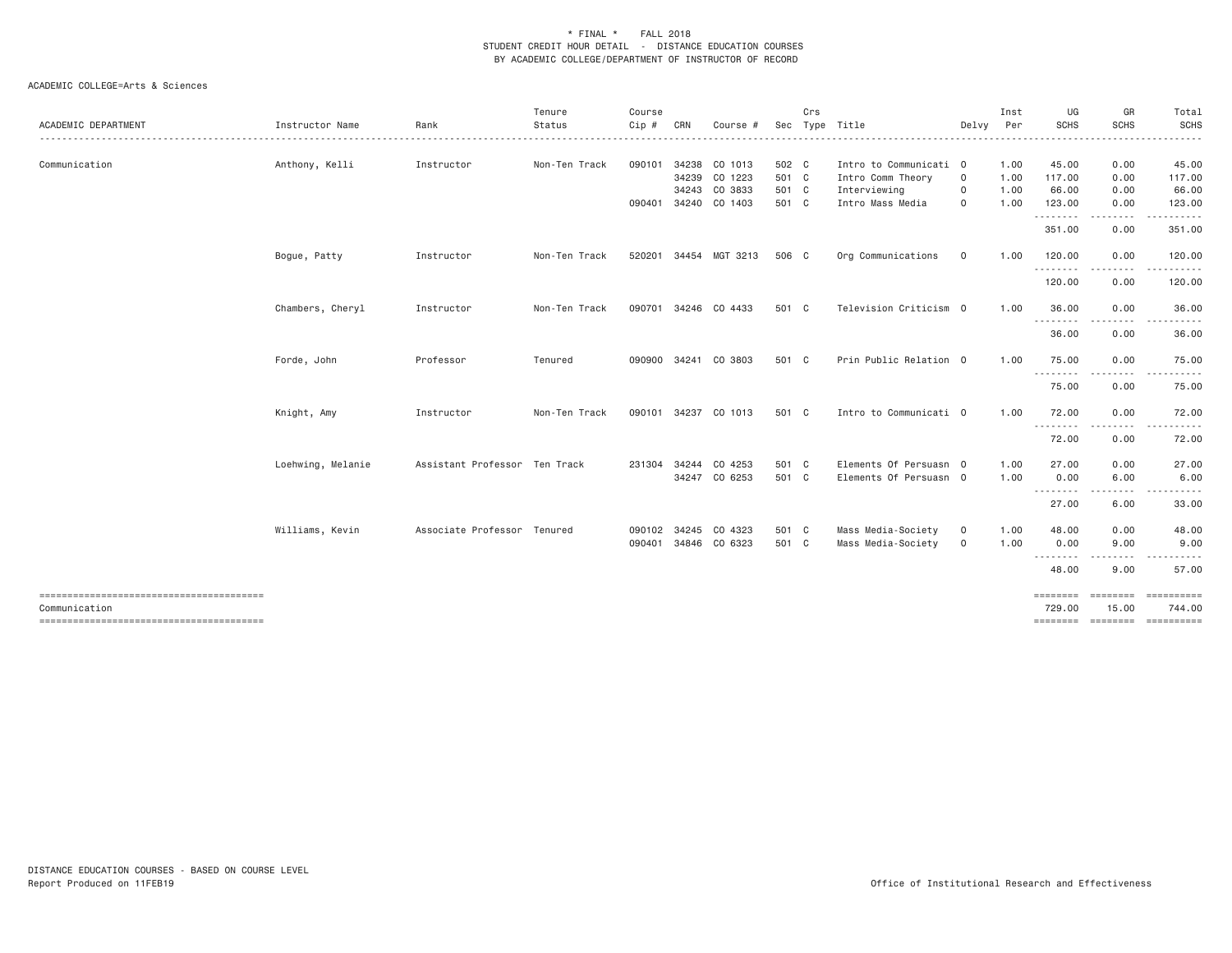# * FINAL * FALL 2018

## STUDENT CREDIT HOUR DETAIL - DISTANCE EDUCATION COURSES

## BY ACADEMIC COLLEGE/DEPARTMENT OF INSTRUCTOR OF RECORD

ACADEMIC COLLEGE=Arts & Sciences

| ACADEMIC DEPARTMENT | Instructor Name | Rank | Tenure Status | Course Cip # | CRN | Course # | Sec | Crs Type | Title | Delvy | Inst Per | UG SCHS | GR SCHS | Total SCHS |
|---|---|---|---|---|---|---|---|---|---|---|---|---|---|---|
| Communication | Anthony, Kelli | Instructor | Non-Ten Track | 090101 | 34238 | CO 1013 | 502 | C | Intro to Communicati | O | 1.00 | 45.00 | 0.00 | 45.00 |
| | | | | | 34239 | CO 1223 | 501 | C | Intro Comm Theory | O | 1.00 | 117.00 | 0.00 | 117.00 |
| | | | | | 34243 | CO 3833 | 501 | C | Interviewing | O | 1.00 | 66.00 | 0.00 | 66.00 |
| | | | | 090401 | 34240 | CO 1403 | 501 | C | Intro Mass Media | O | 1.00 | 123.00 | 0.00 | 123.00 |
| | | | | | | | | | | | | 351.00 | 0.00 | 351.00 |
| | Bogue, Patty | Instructor | Non-Ten Track | 520201 | 34454 | MGT 3213 | 506 | C | Org Communications | O | 1.00 | 120.00 | 0.00 | 120.00 |
| | | | | | | | | | | | | 120.00 | 0.00 | 120.00 |
| | Chambers, Cheryl | Instructor | Non-Ten Track | 090701 | 34246 | CO 4433 | 501 | C | Television Criticism | O | 1.00 | 36.00 | 0.00 | 36.00 |
| | | | | | | | | | | | | 36.00 | 0.00 | 36.00 |
| | Forde, John | Professor | Tenured | 090900 | 34241 | CO 3803 | 501 | C | Prin Public Relation | O | 1.00 | 75.00 | 0.00 | 75.00 |
| | | | | | | | | | | | | 75.00 | 0.00 | 75.00 |
| | Knight, Amy | Instructor | Non-Ten Track | 090101 | 34237 | CO 1013 | 501 | C | Intro to Communicati | O | 1.00 | 72.00 | 0.00 | 72.00 |
| | | | | | | | | | | | | 72.00 | 0.00 | 72.00 |
| | Loehwing, Melanie | Assistant Professor | Ten Track | 231304 | 34244 | CO 4253 | 501 | C | Elements Of Persuasn | O | 1.00 | 27.00 | 0.00 | 27.00 |
| | | | | | 34247 | CO 6253 | 501 | C | Elements Of Persuasn | O | 1.00 | 0.00 | 6.00 | 6.00 |
| | | | | | | | | | | | | 27.00 | 6.00 | 33.00 |
| | Williams, Kevin | Associate Professor | Tenured | 090102 | 34245 | CO 4323 | 501 | C | Mass Media-Society | O | 1.00 | 48.00 | 0.00 | 48.00 |
| | | | | 090401 | 34846 | CO 6323 | 501 | C | Mass Media-Society | O | 1.00 | 0.00 | 9.00 | 9.00 |
| | | | | | | | | | | | | 48.00 | 9.00 | 57.00 |
| Communication | | | | | | | | | | | | 729.00 | 15.00 | 744.00 |

DISTANCE EDUCATION COURSES - BASED ON COURSE LEVEL
Report Produced on 11FEB19

Office of Institutional Research and Effectiveness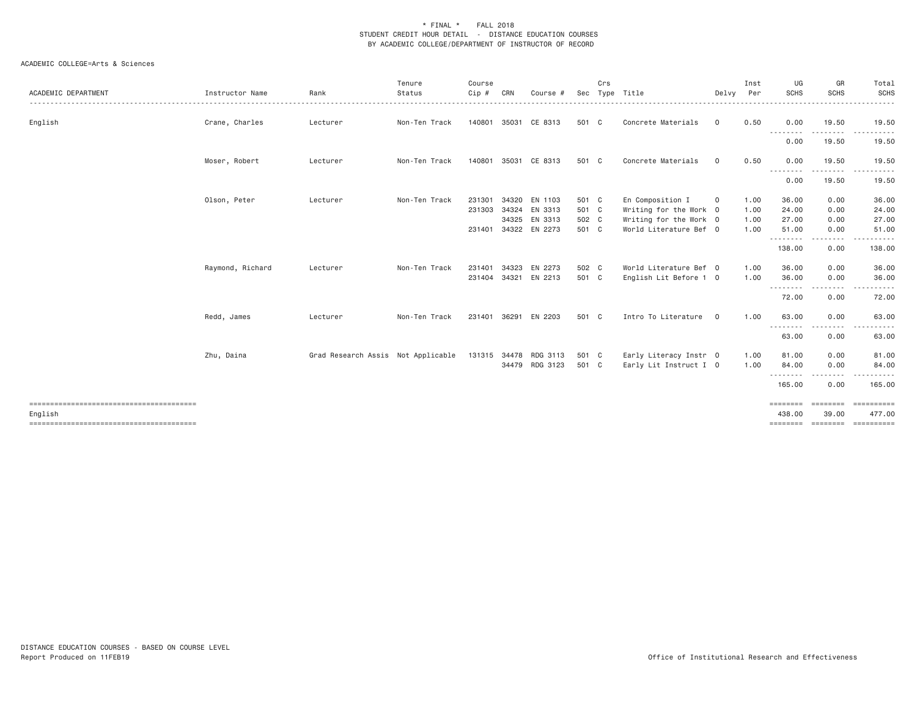\* FINAL \* FALL 2018
STUDENT CREDIT HOUR DETAIL - DISTANCE EDUCATION COURSES
BY ACADEMIC COLLEGE/DEPARTMENT OF INSTRUCTOR OF RECORD

ACADEMIC COLLEGE=Arts & Sciences

| ACADEMIC DEPARTMENT | Instructor Name | Rank | Tenure Status | Course Cip # | CRN | Course # | Sec | Crs Type | Title | Delvy | Inst Per | UG SCHS | GR SCHS | Total SCHS |
|---|---|---|---|---|---|---|---|---|---|---|---|---|---|---|
| English | Crane, Charles | Lecturer | Non-Ten Track | 140801 | 35031 | CE 8313 | 501 | C | Concrete Materials | O | 0.50 | 0.00 | 19.50 | 19.50 |
| | | | | | | | | | | | | 0.00 | 19.50 | 19.50 |
| | Moser, Robert | Lecturer | Non-Ten Track | 140801 | 35031 | CE 8313 | 501 | C | Concrete Materials | O | 0.50 | 0.00 | 19.50 | 19.50 |
| | | | | | | | | | | | | 0.00 | 19.50 | 19.50 |
| | Olson, Peter | Lecturer | Non-Ten Track | 231301 | 34320 | EN 1103 | 501 | C | En Composition I | O | 1.00 | 36.00 | 0.00 | 36.00 |
| | | | | 231303 | 34324 | EN 3313 | 501 | C | Writing for the Work | O | 1.00 | 24.00 | 0.00 | 24.00 |
| | | | | | 34325 | EN 3313 | 502 | C | Writing for the Work | O | 1.00 | 27.00 | 0.00 | 27.00 |
| | | | | 231401 | 34322 | EN 2273 | 501 | C | World Literature Bef | O | 1.00 | 51.00 | 0.00 | 51.00 |
| | | | | | | | | | | | | 138.00 | 0.00 | 138.00 |
| | Raymond, Richard | Lecturer | Non-Ten Track | 231401 | 34323 | EN 2273 | 502 | C | World Literature Bef | O | 1.00 | 36.00 | 0.00 | 36.00 |
| | | | | 231404 | 34321 | EN 2213 | 501 | C | English Lit Before 1 | O | 1.00 | 36.00 | 0.00 | 36.00 |
| | | | | | | | | | | | | 72.00 | 0.00 | 72.00 |
| | Redd, James | Lecturer | Non-Ten Track | 231401 | 36291 | EN 2203 | 501 | C | Intro To Literature | O | 1.00 | 63.00 | 0.00 | 63.00 |
| | | | | | | | | | | | | 63.00 | 0.00 | 63.00 |
| | Zhu, Daina | Grad Research Assis | Not Applicable | 131315 | 34478 | RDG 3113 | 501 | C | Early Literacy Instr | O | 1.00 | 81.00 | 0.00 | 81.00 |
| | | | | | 34479 | RDG 3123 | 501 | C | Early Lit Instruct I | O | 1.00 | 84.00 | 0.00 | 84.00 |
| | | | | | | | | | | | | 165.00 | 0.00 | 165.00 |
| English | | | | | | | | | | | | 438.00 | 39.00 | 477.00 |

DISTANCE EDUCATION COURSES - BASED ON COURSE LEVEL
Report Produced on 11FEB19

Office of Institutional Research and Effectiveness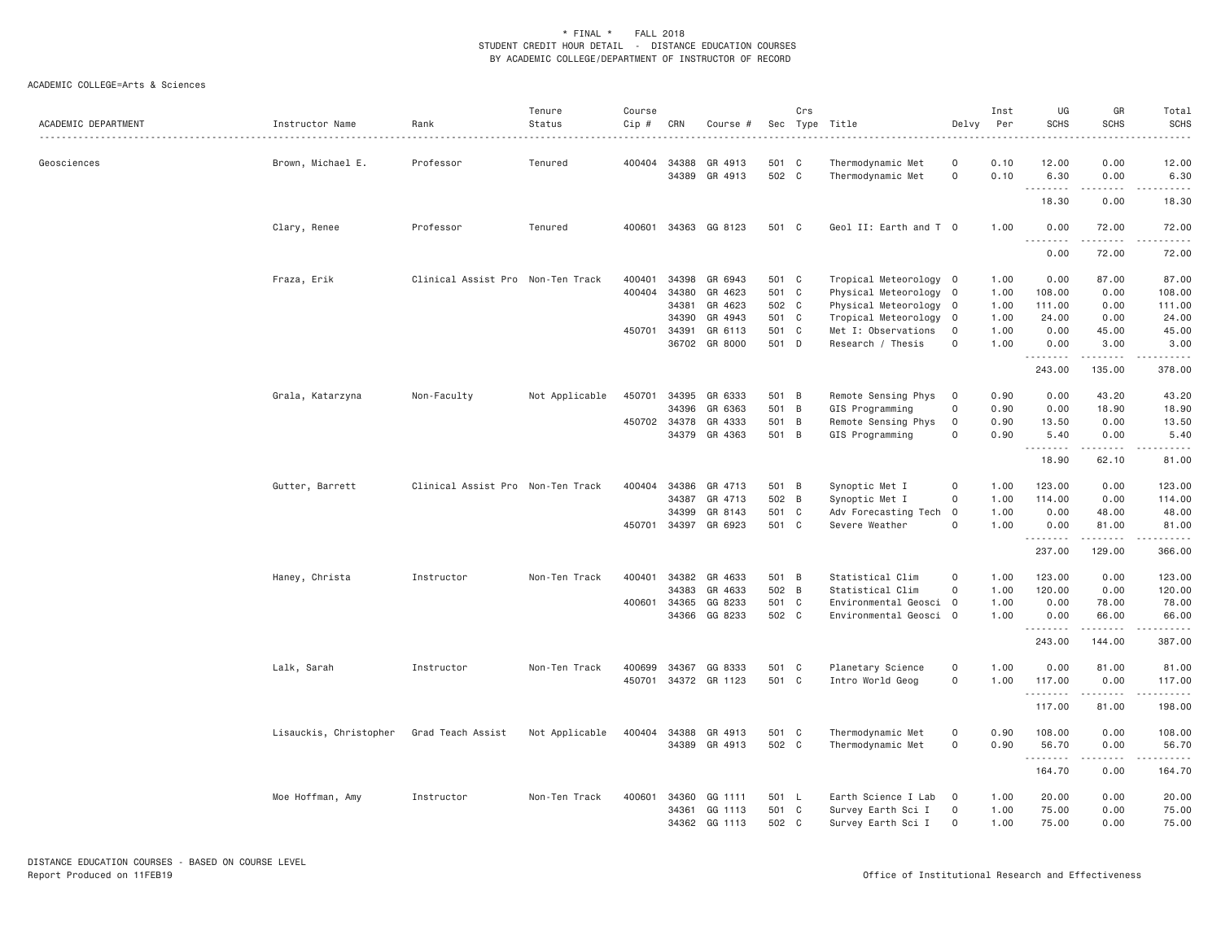\* FINAL \* FALL 2018
STUDENT CREDIT HOUR DETAIL - DISTANCE EDUCATION COURSES
BY ACADEMIC COLLEGE/DEPARTMENT OF INSTRUCTOR OF RECORD

ACADEMIC COLLEGE=Arts & Sciences

| ACADEMIC DEPARTMENT | Instructor Name | Rank | Tenure Status | Course Cip # | CRN | Course # | Sec | Crs Type | Title | Delvy | Inst Per | UG SCHS | GR SCHS | Total SCHS |
|---|---|---|---|---|---|---|---|---|---|---|---|---|---|---|
| Geosciences | Brown, Michael E. | Professor | Tenured | 400404 | 34388 | GR 4913 | 501 | C | Thermodynamic Met | O | 0.10 | 12.00 | 0.00 | 12.00 |
| | | | | | 34389 | GR 4913 | 502 | C | Thermodynamic Met | O | 0.10 | 6.30 | 0.00 | 6.30 |
| | | | | | | | | | | | | 18.30 | 0.00 | 18.30 |
| | Clary, Renee | Professor | Tenured | 400601 | 34363 | GG 8123 | 501 | C | Geol II: Earth and T | O | 1.00 | 0.00 | 72.00 | 72.00 |
| | | | | | | | | | | | | 0.00 | 72.00 | 72.00 |
| | Fraza, Erik | Clinical Assist Pro | Non-Ten Track | 400401 | 34398 | GR 6943 | 501 | C | Tropical Meteorology | O | 1.00 | 0.00 | 87.00 | 87.00 |
| | | | | 400404 | 34380 | GR 4623 | 501 | C | Physical Meteorology | O | 1.00 | 108.00 | 0.00 | 108.00 |
| | | | | | 34381 | GR 4623 | 502 | C | Physical Meteorology | O | 1.00 | 111.00 | 0.00 | 111.00 |
| | | | | | 34390 | GR 4943 | 501 | C | Tropical Meteorology | O | 1.00 | 24.00 | 0.00 | 24.00 |
| | | | | 450701 | 34391 | GR 6113 | 501 | C | Met I: Observations | O | 1.00 | 0.00 | 45.00 | 45.00 |
| | | | | | 36702 | GR 8000 | 501 | D | Research / Thesis | O | 1.00 | 0.00 | 3.00 | 3.00 |
| | | | | | | | | | | | | 243.00 | 135.00 | 378.00 |
| | Grala, Katarzyna | Non-Faculty | Not Applicable | 450701 | 34395 | GR 6333 | 501 | B | Remote Sensing Phys | O | 0.90 | 0.00 | 43.20 | 43.20 |
| | | | | | 34396 | GR 6363 | 501 | B | GIS Programming | O | 0.90 | 0.00 | 18.90 | 18.90 |
| | | | | 450702 | 34378 | GR 4333 | 501 | B | Remote Sensing Phys | O | 0.90 | 13.50 | 0.00 | 13.50 |
| | | | | | 34379 | GR 4363 | 501 | B | GIS Programming | O | 0.90 | 5.40 | 0.00 | 5.40 |
| | | | | | | | | | | | | 18.90 | 62.10 | 81.00 |
| | Gutter, Barrett | Clinical Assist Pro | Non-Ten Track | 400404 | 34386 | GR 4713 | 501 | B | Synoptic Met I | O | 1.00 | 123.00 | 0.00 | 123.00 |
| | | | | | 34387 | GR 4713 | 502 | B | Synoptic Met I | O | 1.00 | 114.00 | 0.00 | 114.00 |
| | | | | | 34399 | GR 8143 | 501 | C | Adv Forecasting Tech | O | 1.00 | 0.00 | 48.00 | 48.00 |
| | | | | 450701 | 34397 | GR 6923 | 501 | C | Severe Weather | O | 1.00 | 0.00 | 81.00 | 81.00 |
| | | | | | | | | | | | | 237.00 | 129.00 | 366.00 |
| | Haney, Christa | Instructor | Non-Ten Track | 400401 | 34382 | GR 4633 | 501 | B | Statistical Clim | O | 1.00 | 123.00 | 0.00 | 123.00 |
| | | | | | 34383 | GR 4633 | 502 | B | Statistical Clim | O | 1.00 | 120.00 | 0.00 | 120.00 |
| | | | | 400601 | 34365 | GG 8233 | 501 | C | Environmental Geosci | O | 1.00 | 0.00 | 78.00 | 78.00 |
| | | | | | 34366 | GG 8233 | 502 | C | Environmental Geosci | O | 1.00 | 0.00 | 66.00 | 66.00 |
| | | | | | | | | | | | | 243.00 | 144.00 | 387.00 |
| | Lalk, Sarah | Instructor | Non-Ten Track | 400699 | 34367 | GG 8333 | 501 | C | Planetary Science | O | 1.00 | 0.00 | 81.00 | 81.00 |
| | | | | 450701 | 34372 | GR 1123 | 501 | C | Intro World Geog | O | 1.00 | 117.00 | 0.00 | 117.00 |
| | | | | | | | | | | | | 117.00 | 81.00 | 198.00 |
| | Lisauckis, Christopher | Grad Teach Assist | Not Applicable | 400404 | 34388 | GR 4913 | 501 | C | Thermodynamic Met | O | 0.90 | 108.00 | 0.00 | 108.00 |
| | | | | | 34389 | GR 4913 | 502 | C | Thermodynamic Met | O | 0.90 | 56.70 | 0.00 | 56.70 |
| | | | | | | | | | | | | 164.70 | 0.00 | 164.70 |
| | Moe Hoffman, Amy | Instructor | Non-Ten Track | 400601 | 34360 | GG 1111 | 501 | L | Earth Science I Lab | O | 1.00 | 20.00 | 0.00 | 20.00 |
| | | | | | 34361 | GG 1113 | 501 | C | Survey Earth Sci I | O | 1.00 | 75.00 | 0.00 | 75.00 |
| | | | | | 34362 | GG 1113 | 502 | C | Survey Earth Sci I | O | 1.00 | 75.00 | 0.00 | 75.00 |

DISTANCE EDUCATION COURSES - BASED ON COURSE LEVEL
Report Produced on 11FEB19

Office of Institutional Research and Effectiveness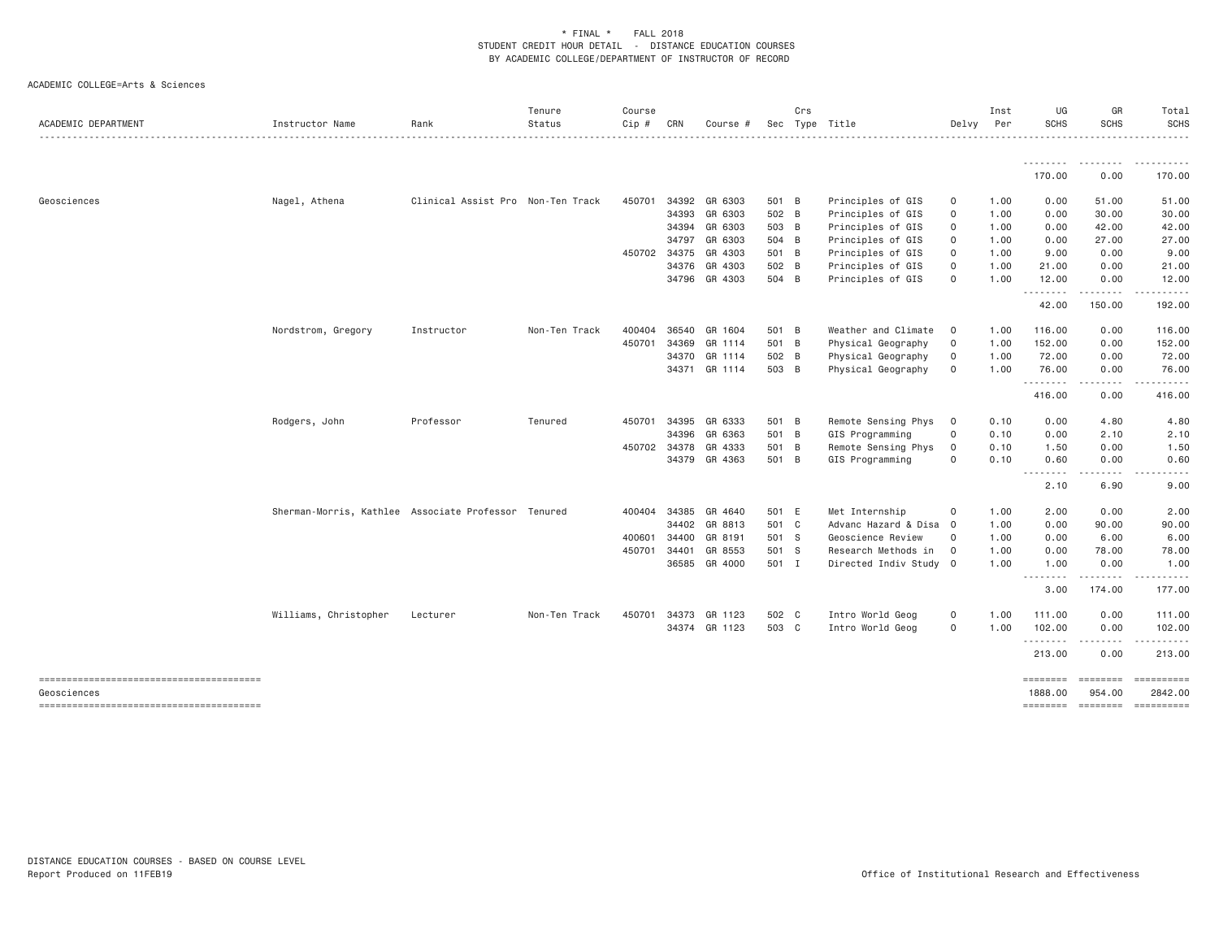\* FINAL \* FALL 2018
STUDENT CREDIT HOUR DETAIL - DISTANCE EDUCATION COURSES
BY ACADEMIC COLLEGE/DEPARTMENT OF INSTRUCTOR OF RECORD

ACADEMIC COLLEGE=Arts & Sciences

| ACADEMIC DEPARTMENT | Instructor Name | Rank | Tenure Status | Course Cip # | CRN | Course # | Sec | Crs Type | Title | Delvy | Inst Per | UG SCHS | GR SCHS | Total SCHS |
|---|---|---|---|---|---|---|---|---|---|---|---|---|---|---|
| | | | | | | | | | | | | 170.00 | 0.00 | 170.00 |
| Geosciences | Nagel, Athena | Clinical Assist Pro | Non-Ten Track | 450701 | 34392 | GR 6303 | 501 | B | Principles of GIS | O | 1.00 | 0.00 | 51.00 | 51.00 |
| | | | | | 34393 | GR 6303 | 502 | B | Principles of GIS | O | 1.00 | 0.00 | 30.00 | 30.00 |
| | | | | | 34394 | GR 6303 | 503 | B | Principles of GIS | O | 1.00 | 0.00 | 42.00 | 42.00 |
| | | | | | 34797 | GR 6303 | 504 | B | Principles of GIS | O | 1.00 | 0.00 | 27.00 | 27.00 |
| | | | | 450702 | 34375 | GR 4303 | 501 | B | Principles of GIS | O | 1.00 | 9.00 | 0.00 | 9.00 |
| | | | | | 34376 | GR 4303 | 502 | B | Principles of GIS | O | 1.00 | 21.00 | 0.00 | 21.00 |
| | | | | | 34796 | GR 4303 | 504 | B | Principles of GIS | O | 1.00 | 12.00 | 0.00 | 12.00 |
| | | | | | | | | | | | | 42.00 | 150.00 | 192.00 |
| | Nordstrom, Gregory | Instructor | Non-Ten Track | 400404 | 36540 | GR 1604 | 501 | B | Weather and Climate | O | 1.00 | 116.00 | 0.00 | 116.00 |
| | | | | 450701 | 34369 | GR 1114 | 501 | B | Physical Geography | O | 1.00 | 152.00 | 0.00 | 152.00 |
| | | | | | 34370 | GR 1114 | 502 | B | Physical Geography | O | 1.00 | 72.00 | 0.00 | 72.00 |
| | | | | | 34371 | GR 1114 | 503 | B | Physical Geography | O | 1.00 | 76.00 | 0.00 | 76.00 |
| | | | | | | | | | | | | 416.00 | 0.00 | 416.00 |
| | Rodgers, John | Professor | Tenured | 450701 | 34395 | GR 6333 | 501 | B | Remote Sensing Phys | O | 0.10 | 0.00 | 4.80 | 4.80 |
| | | | | | 34396 | GR 6363 | 501 | B | GIS Programming | O | 0.10 | 0.00 | 2.10 | 2.10 |
| | | | | 450702 | 34378 | GR 4333 | 501 | B | Remote Sensing Phys | O | 0.10 | 1.50 | 0.00 | 1.50 |
| | | | | | 34379 | GR 4363 | 501 | B | GIS Programming | O | 0.10 | 0.60 | 0.00 | 0.60 |
| | | | | | | | | | | | | 2.10 | 6.90 | 9.00 |
| | Sherman-Morris, Kathlee | Associate Professor | Tenured | 400404 | 34385 | GR 4640 | 501 | E | Met Internship | O | 1.00 | 2.00 | 0.00 | 2.00 |
| | | | | | 34402 | GR 8813 | 501 | C | Advanc Hazard & Disa | O | 1.00 | 0.00 | 90.00 | 90.00 |
| | | | | 400601 | 34400 | GR 8191 | 501 | S | Geoscience Review | O | 1.00 | 0.00 | 6.00 | 6.00 |
| | | | | 450701 | 34401 | GR 8553 | 501 | S | Research Methods in | O | 1.00 | 0.00 | 78.00 | 78.00 |
| | | | | | 36585 | GR 4000 | 501 | I | Directed Indiv Study | O | 1.00 | 1.00 | 0.00 | 1.00 |
| | | | | | | | | | | | | 3.00 | 174.00 | 177.00 |
| | Williams, Christopher | Lecturer | Non-Ten Track | 450701 | 34373 | GR 1123 | 502 | C | Intro World Geog | O | 1.00 | 111.00 | 0.00 | 111.00 |
| | | | | | 34374 | GR 1123 | 503 | C | Intro World Geog | O | 1.00 | 102.00 | 0.00 | 102.00 |
| | | | | | | | | | | | | 213.00 | 0.00 | 213.00 |
| Geosciences | | | | | | | | | | | | 1888.00 | 954.00 | 2842.00 |

DISTANCE EDUCATION COURSES - BASED ON COURSE LEVEL
Report Produced on 11FEB19 Office of Institutional Research and Effectiveness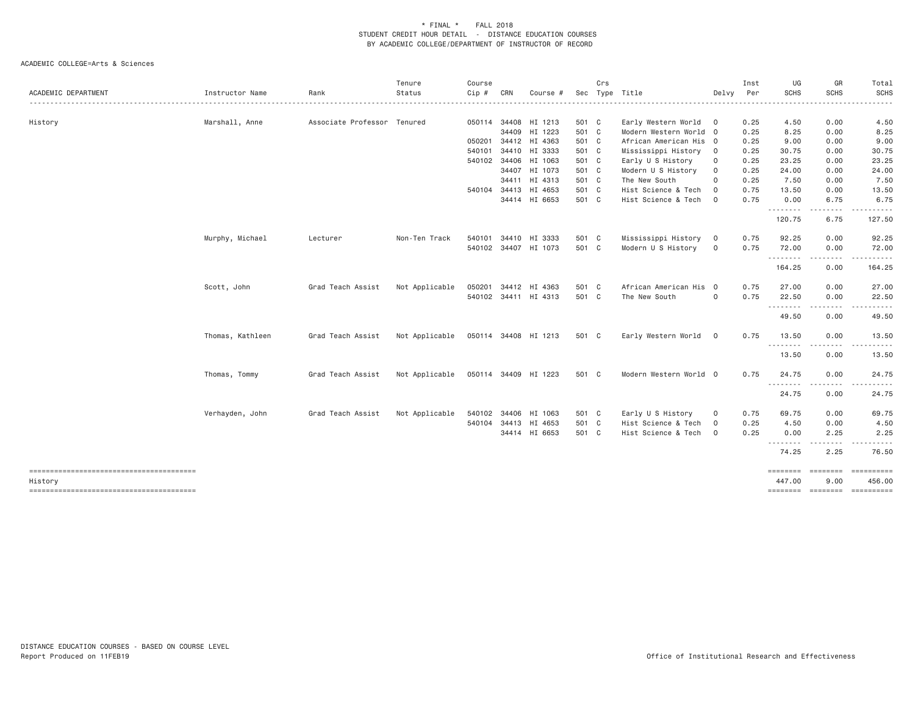\* FINAL \*    FALL 2018
STUDENT CREDIT HOUR DETAIL - DISTANCE EDUCATION COURSES
BY ACADEMIC COLLEGE/DEPARTMENT OF INSTRUCTOR OF RECORD

ACADEMIC COLLEGE=Arts & Sciences

| ACADEMIC DEPARTMENT | Instructor Name | Rank | Tenure Status | Course Cip # | CRN | Course # | Sec | Crs Type | Title | Delvy | Inst Per | UG SCHS | GR SCHS | Total SCHS |
|---|---|---|---|---|---|---|---|---|---|---|---|---|---|---|
| History | Marshall, Anne | Associate Professor | Tenured | 050114 | 34408 | HI 1213 | 501 | C | Early Western World | O | 0.25 | 4.50 | 0.00 | 4.50 |
| | | | | | 34409 | HI 1223 | 501 | C | Modern Western World | O | 0.25 | 8.25 | 0.00 | 8.25 |
| | | | | 050201 | 34412 | HI 4363 | 501 | C | African American His | O | 0.25 | 9.00 | 0.00 | 9.00 |
| | | | | 540101 | 34410 | HI 3333 | 501 | C | Mississippi History | O | 0.25 | 30.75 | 0.00 | 30.75 |
| | | | | 540102 | 34406 | HI 1063 | 501 | C | Early U S History | O | 0.25 | 23.25 | 0.00 | 23.25 |
| | | | | | 34407 | HI 1073 | 501 | C | Modern U S History | O | 0.25 | 24.00 | 0.00 | 24.00 |
| | | | | | 34411 | HI 4313 | 501 | C | The New South | O | 0.25 | 7.50 | 0.00 | 7.50 |
| | | | | 540104 | 34413 | HI 4653 | 501 | C | Hist Science & Tech | O | 0.75 | 13.50 | 0.00 | 13.50 |
| | | | | | 34414 | HI 6653 | 501 | C | Hist Science & Tech | O | 0.75 | 0.00 | 6.75 | 6.75 |
| | | | | | | | | | | | | 120.75 | 6.75 | 127.50 |
| | Murphy, Michael | Lecturer | Non-Ten Track | 540101 | 34410 | HI 3333 | 501 | C | Mississippi History | O | 0.75 | 92.25 | 0.00 | 92.25 |
| | | | | 540102 | 34407 | HI 1073 | 501 | C | Modern U S History | O | 0.75 | 72.00 | 0.00 | 72.00 |
| | | | | | | | | | | | | 164.25 | 0.00 | 164.25 |
| | Scott, John | Grad Teach Assist | Not Applicable | 050201 | 34412 | HI 4363 | 501 | C | African American His | O | 0.75 | 27.00 | 0.00 | 27.00 |
| | | | | 540102 | 34411 | HI 4313 | 501 | C | The New South | O | 0.75 | 22.50 | 0.00 | 22.50 |
| | | | | | | | | | | | | 49.50 | 0.00 | 49.50 |
| | Thomas, Kathleen | Grad Teach Assist | Not Applicable | 050114 | 34408 | HI 1213 | 501 | C | Early Western World | O | 0.75 | 13.50 | 0.00 | 13.50 |
| | | | | | | | | | | | | 13.50 | 0.00 | 13.50 |
| | Thomas, Tommy | Grad Teach Assist | Not Applicable | 050114 | 34409 | HI 1223 | 501 | C | Modern Western World | O | 0.75 | 24.75 | 0.00 | 24.75 |
| | | | | | | | | | | | | 24.75 | 0.00 | 24.75 |
| | Verhayden, John | Grad Teach Assist | Not Applicable | 540102 | 34406 | HI 1063 | 501 | C | Early U S History | O | 0.75 | 69.75 | 0.00 | 69.75 |
| | | | | 540104 | 34413 | HI 4653 | 501 | C | Hist Science & Tech | O | 0.25 | 4.50 | 0.00 | 4.50 |
| | | | | | 34414 | HI 6653 | 501 | C | Hist Science & Tech | O | 0.25 | 0.00 | 2.25 | 2.25 |
| | | | | | | | | | | | | 74.25 | 2.25 | 76.50 |
| History | | | | | | | | | | | | 447.00 | 9.00 | 456.00 |

DISTANCE EDUCATION COURSES - BASED ON COURSE LEVEL
Report Produced on 11FEB19    Office of Institutional Research and Effectiveness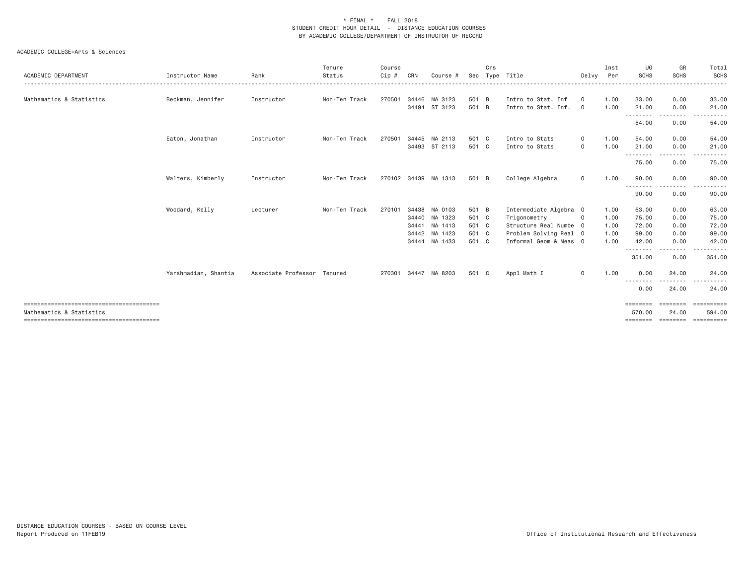\* FINAL \* FALL 2018
STUDENT CREDIT HOUR DETAIL - DISTANCE EDUCATION COURSES
BY ACADEMIC COLLEGE/DEPARTMENT OF INSTRUCTOR OF RECORD

ACADEMIC COLLEGE=Arts & Sciences

| ACADEMIC DEPARTMENT | Instructor Name | Rank | Tenure Status | Course Cip # | CRN | Course # | Sec | Crs Type | Title | Delvy | Inst Per | UG SCHS | GR SCHS | Total SCHS |
|---|---|---|---|---|---|---|---|---|---|---|---|---|---|---|
| Mathematics & Statistics | Beckman, Jennifer | Instructor | Non-Ten Track | 270501 | 34446 | MA 3123 | 501 | B | Intro to Stat. Inf | O | 1.00 | 33.00 | 0.00 | 33.00 |
| | | | | | 34494 | ST 3123 | 501 | B | Intro to Stat. Inf. | O | 1.00 | 21.00 | 0.00 | 21.00 |
| | | | | | | | | | | | | 54.00 | 0.00 | 54.00 |
| | Eaton, Jonathan | Instructor | Non-Ten Track | 270501 | 34445 | MA 2113 | 501 | C | Intro to Stats | O | 1.00 | 54.00 | 0.00 | 54.00 |
| | | | | | 34493 | ST 2113 | 501 | C | Intro to Stats | O | 1.00 | 21.00 | 0.00 | 21.00 |
| | | | | | | | | | | | | 75.00 | 0.00 | 75.00 |
| | Walters, Kimberly | Instructor | Non-Ten Track | 270102 | 34439 | MA 1313 | 501 | B | College Algebra | O | 1.00 | 90.00 | 0.00 | 90.00 |
| | | | | | | | | | | | | 90.00 | 0.00 | 90.00 |
| | Woodard, Kelly | Lecturer | Non-Ten Track | 270101 | 34438 | MA 0103 | 501 | B | Intermediate Algebra | O | 1.00 | 63.00 | 0.00 | 63.00 |
| | | | | | 34440 | MA 1323 | 501 | C | Trigonometry | O | 1.00 | 75.00 | 0.00 | 75.00 |
| | | | | | 34441 | MA 1413 | 501 | C | Structure Real Numbe | O | 1.00 | 72.00 | 0.00 | 72.00 |
| | | | | | 34442 | MA 1423 | 501 | C | Problem Solving Real | O | 1.00 | 99.00 | 0.00 | 99.00 |
| | | | | | 34444 | MA 1433 | 501 | C | Informal Geom & Meas | O | 1.00 | 42.00 | 0.00 | 42.00 |
| | | | | | | | | | | | | 351.00 | 0.00 | 351.00 |
| | Yarahmadian, Shantia | Associate Professor | Tenured | 270301 | 34447 | MA 8203 | 501 | C | Appl Math I | O | 1.00 | 0.00 | 24.00 | 24.00 |
| | | | | | | | | | | | | 0.00 | 24.00 | 24.00 |
| Mathematics & Statistics | | | | | | | | | | | | 570.00 | 24.00 | 594.00 |

DISTANCE EDUCATION COURSES - BASED ON COURSE LEVEL
Report Produced on 11FEB19 — Office of Institutional Research and Effectiveness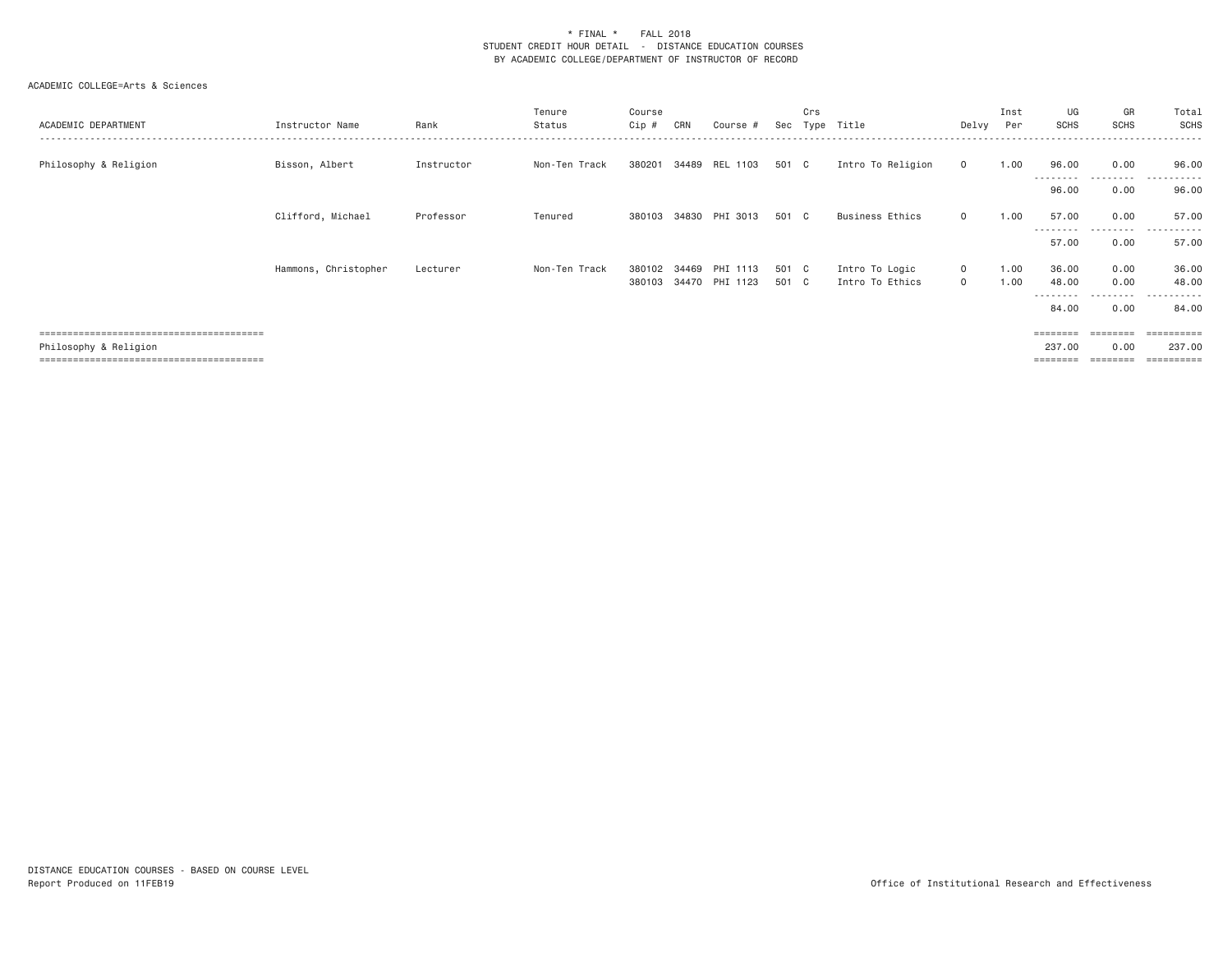\* FINAL \* FALL 2018
STUDENT CREDIT HOUR DETAIL - DISTANCE EDUCATION COURSES
BY ACADEMIC COLLEGE/DEPARTMENT OF INSTRUCTOR OF RECORD

ACADEMIC COLLEGE=Arts & Sciences

| ACADEMIC DEPARTMENT | Instructor Name | Rank | Tenure Status | Course Cip # | CRN | Course # | Sec | Crs Type | Title | Delvy | Inst Per | UG SCHS | GR SCHS | Total SCHS |
|---|---|---|---|---|---|---|---|---|---|---|---|---|---|---|
| Philosophy & Religion | Bisson, Albert | Instructor | Non-Ten Track | 380201 | 34489 | REL 1103 | 501 | C | Intro To Religion | O | 1.00 | 96.00 | 0.00 | 96.00 |
| | | | | | | | | | | | | 96.00 | 0.00 | 96.00 |
| | Clifford, Michael | Professor | Tenured | 380103 | 34830 | PHI 3013 | 501 | C | Business Ethics | O | 1.00 | 57.00 | 0.00 | 57.00 |
| | | | | | | | | | | | | 57.00 | 0.00 | 57.00 |
| | Hammons, Christopher | Lecturer | Non-Ten Track | 380102 | 34469 | PHI 1113 | 501 | C | Intro To Logic | O | 1.00 | 36.00 | 0.00 | 36.00 |
| | | | | 380103 | 34470 | PHI 1123 | 501 | C | Intro To Ethics | O | 1.00 | 48.00 | 0.00 | 48.00 |
| | | | | | | | | | | | | 84.00 | 0.00 | 84.00 |
| Philosophy & Religion | | | | | | | | | | | | 237.00 | 0.00 | 237.00 |

DISTANCE EDUCATION COURSES - BASED ON COURSE LEVEL
Report Produced on 11FEB19

Office of Institutional Research and Effectiveness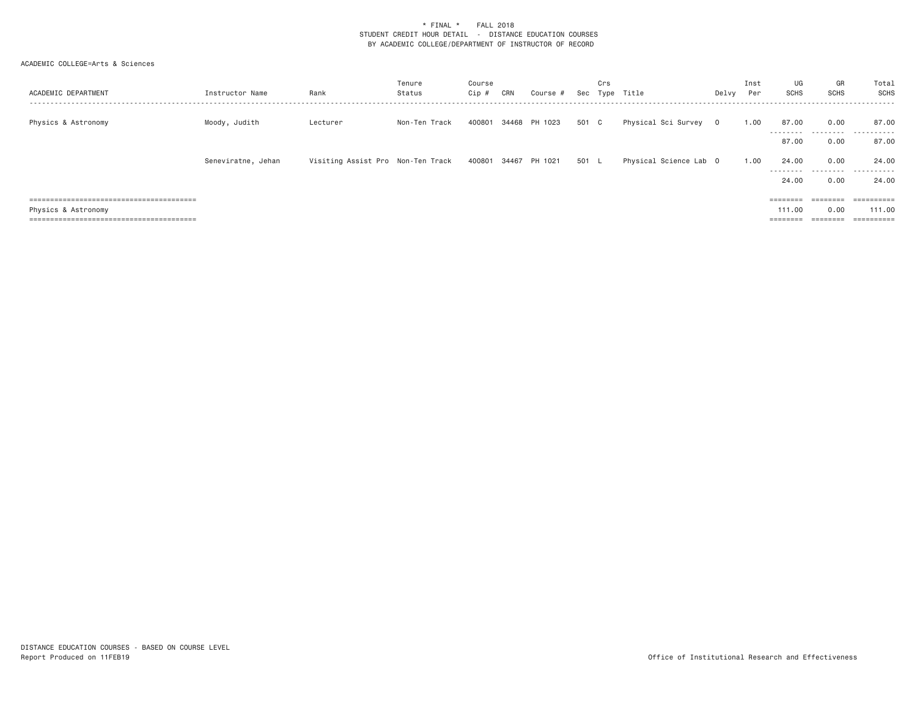\* FINAL \* FALL 2018
STUDENT CREDIT HOUR DETAIL - DISTANCE EDUCATION COURSES
BY ACADEMIC COLLEGE/DEPARTMENT OF INSTRUCTOR OF RECORD

ACADEMIC COLLEGE=Arts & Sciences

| ACADEMIC DEPARTMENT | Instructor Name | Rank | Tenure Status | Course Cip # | CRN | Course # | Sec | Crs Type | Title | Delvy | Inst Per | UG SCHS | GR SCHS | Total SCHS |
|---|---|---|---|---|---|---|---|---|---|---|---|---|---|---|
| Physics & Astronomy | Moody, Judith | Lecturer | Non-Ten Track | 400801 | 34468 | PH 1023 | 501 | C | Physical Sci Survey | O | 1.00 | 87.00 | 0.00 | 87.00 |
| | | | | | | | | | | | | 87.00 | 0.00 | 87.00 |
| | Seneviratne, Jehan | Visiting Assist Pro | Non-Ten Track | 400801 | 34467 | PH 1021 | 501 | L | Physical Science Lab | O | 1.00 | 24.00 | 0.00 | 24.00 |
| | | | | | | | | | | | | 24.00 | 0.00 | 24.00 |
| Physics & Astronomy | | | | | | | | | | | | 111.00 | 0.00 | 111.00 |

DISTANCE EDUCATION COURSES - BASED ON COURSE LEVEL
Report Produced on 11FEB19

Office of Institutional Research and Effectiveness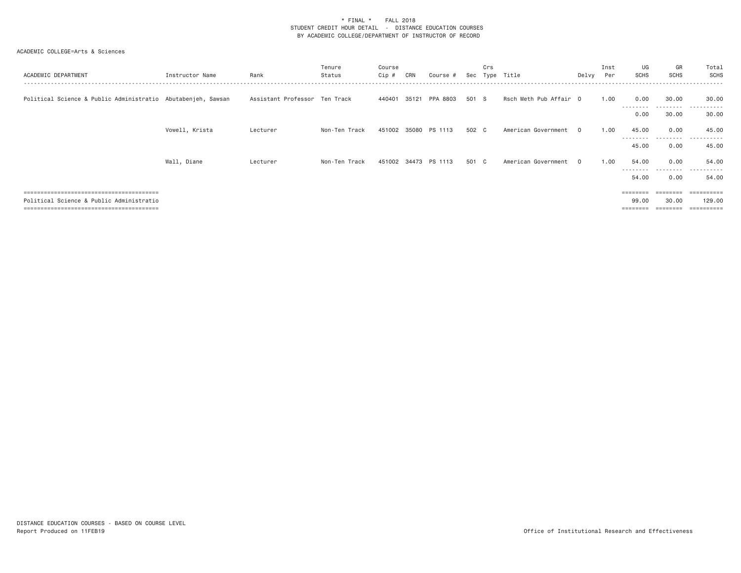\* FINAL \*    FALL 2018
STUDENT CREDIT HOUR DETAIL - DISTANCE EDUCATION COURSES
BY ACADEMIC COLLEGE/DEPARTMENT OF INSTRUCTOR OF RECORD

ACADEMIC COLLEGE=Arts & Sciences

| ACADEMIC DEPARTMENT | Instructor Name | Rank | Tenure Status | Course Cip # | CRN | Course # | Sec | Crs Type | Title | Delvy | Inst Per | UG SCHS | GR SCHS | Total SCHS |
|---|---|---|---|---|---|---|---|---|---|---|---|---|---|---|
| Political Science & Public Administratio | Abutabenjeh, Sawsan | Assistant Professor | Ten Track | 440401 | 35121 | PPA 8803 | 501 | S | Rsch Meth Pub Affair | O | 1.00 | 0.00 | 30.00 | 30.00 |
| | | | | | | | | | | | | 0.00 | 30.00 | 30.00 |
| | Vowell, Krista | Lecturer | Non-Ten Track | 451002 | 35080 | PS 1113 | 502 | C | American Government | O | 1.00 | 45.00 | 0.00 | 45.00 |
| | | | | | | | | | | | | 45.00 | 0.00 | 45.00 |
| | Wall, Diane | Lecturer | Non-Ten Track | 451002 | 34473 | PS 1113 | 501 | C | American Government | O | 1.00 | 54.00 | 0.00 | 54.00 |
| | | | | | | | | | | | | 54.00 | 0.00 | 54.00 |
| Political Science & Public Administratio | | | | | | | | | | | | 99.00 | 30.00 | 129.00 |

DISTANCE EDUCATION COURSES - BASED ON COURSE LEVEL
Report Produced on 11FEB19

Office of Institutional Research and Effectiveness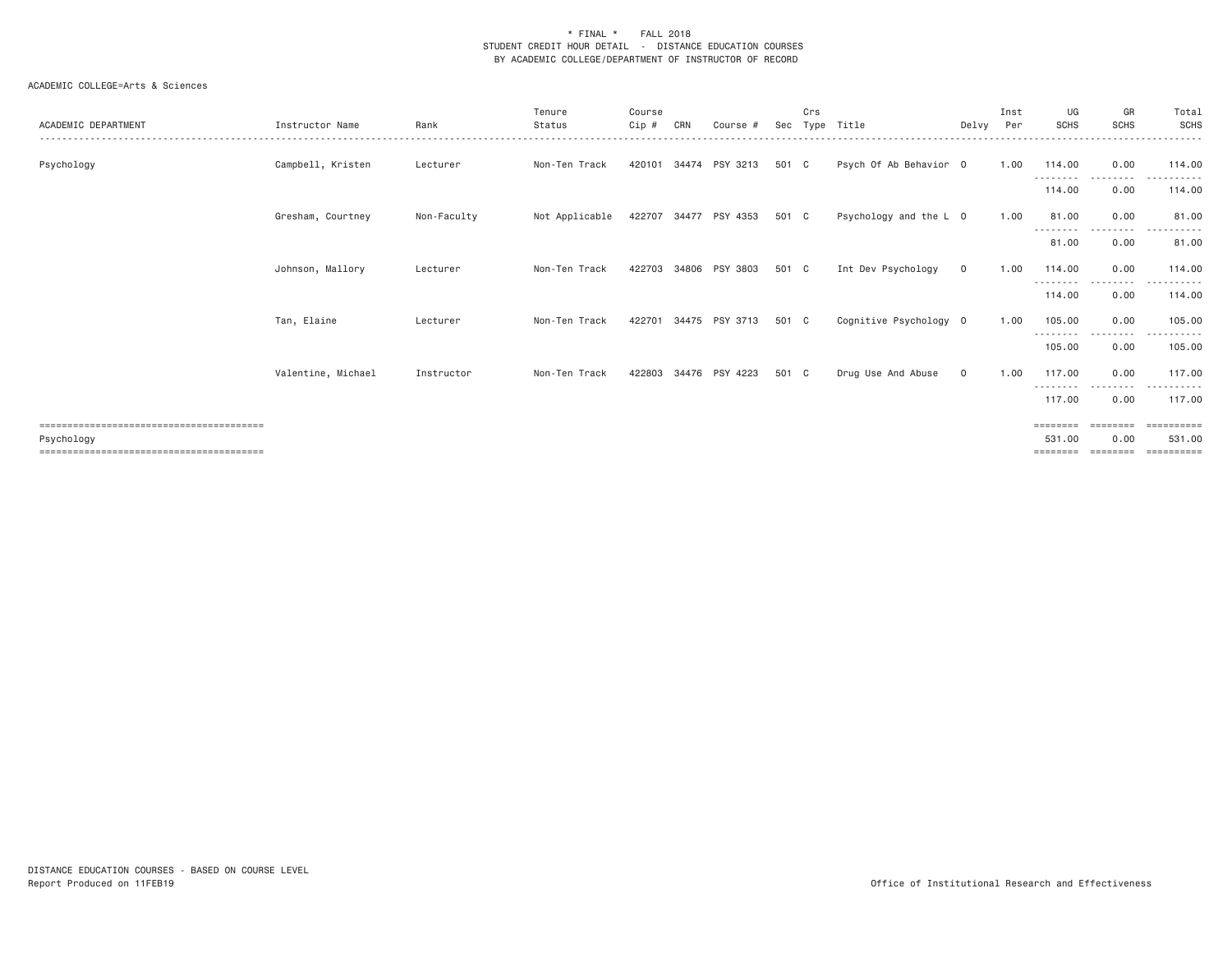\* FINAL \* FALL 2018
STUDENT CREDIT HOUR DETAIL - DISTANCE EDUCATION COURSES
BY ACADEMIC COLLEGE/DEPARTMENT OF INSTRUCTOR OF RECORD

ACADEMIC COLLEGE=Arts & Sciences

| ACADEMIC DEPARTMENT | Instructor Name | Rank | Tenure Status | Course Cip # | CRN | Course # | Sec | Crs Type | Title | Delvy | Inst Per | UG SCHS | GR SCHS | Total SCHS |
|---|---|---|---|---|---|---|---|---|---|---|---|---|---|---|
| Psychology | Campbell, Kristen | Lecturer | Non-Ten Track | 420101 | 34474 | PSY 3213 | 501 | C | Psych Of Ab Behavior | O | 1.00 | 114.00 | 0.00 | 114.00 |
| | | | | | | | | | | | | 114.00 | 0.00 | 114.00 |
| | Gresham, Courtney | Non-Faculty | Not Applicable | 422707 | 34477 | PSY 4353 | 501 | C | Psychology and the L | O | 1.00 | 81.00 | 0.00 | 81.00 |
| | | | | | | | | | | | | 81.00 | 0.00 | 81.00 |
| | Johnson, Mallory | Lecturer | Non-Ten Track | 422703 | 34806 | PSY 3803 | 501 | C | Int Dev Psychology | O | 1.00 | 114.00 | 0.00 | 114.00 |
| | | | | | | | | | | | | 114.00 | 0.00 | 114.00 |
| | Tan, Elaine | Lecturer | Non-Ten Track | 422701 | 34475 | PSY 3713 | 501 | C | Cognitive Psychology | O | 1.00 | 105.00 | 0.00 | 105.00 |
| | | | | | | | | | | | | 105.00 | 0.00 | 105.00 |
| | Valentine, Michael | Instructor | Non-Ten Track | 422803 | 34476 | PSY 4223 | 501 | C | Drug Use And Abuse | O | 1.00 | 117.00 | 0.00 | 117.00 |
| | | | | | | | | | | | | 117.00 | 0.00 | 117.00 |
| Psychology | | | | | | | | | | | | 531.00 | 0.00 | 531.00 |

DISTANCE EDUCATION COURSES - BASED ON COURSE LEVEL
Report Produced on 11FEB19

Office of Institutional Research and Effectiveness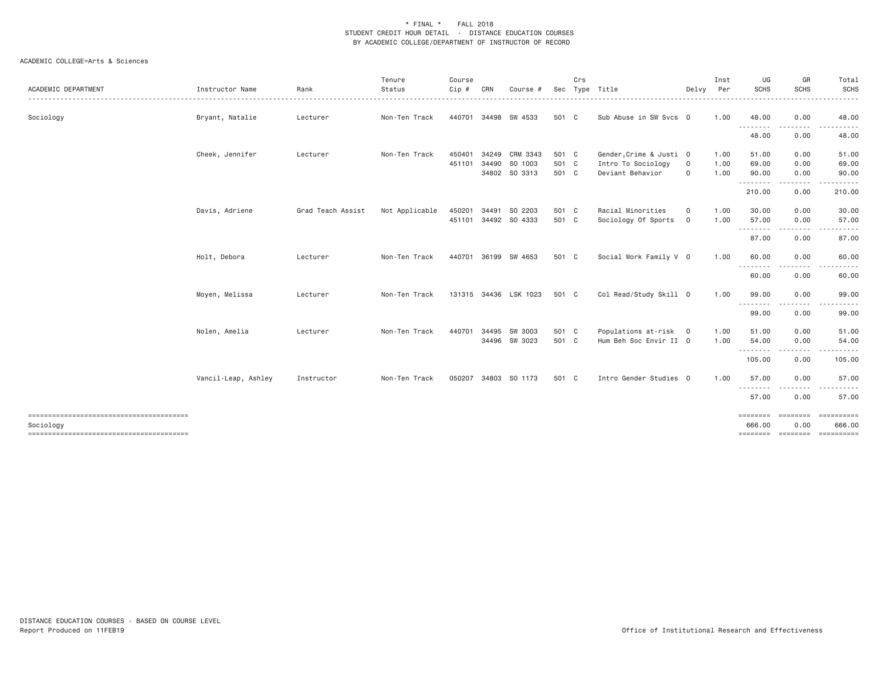\* FINAL \* FALL 2018
STUDENT CREDIT HOUR DETAIL - DISTANCE EDUCATION COURSES
BY ACADEMIC COLLEGE/DEPARTMENT OF INSTRUCTOR OF RECORD

ACADEMIC COLLEGE=Arts & Sciences

| ACADEMIC DEPARTMENT | Instructor Name | Rank | Tenure Status | Course Cip # | CRN | Course # | Sec | Crs Type | Title | Delvy | Inst Per | UG SCHS | GR SCHS | Total SCHS |
|---|---|---|---|---|---|---|---|---|---|---|---|---|---|---|
| Sociology | Bryant, Natalie | Lecturer | Non-Ten Track | 440701 | 34498 | SW 4533 | 501 | C | Sub Abuse in SW Svcs | O | 1.00 | 48.00 | 0.00 | 48.00 |
| | | | | | | | | | | | | 48.00 | 0.00 | 48.00 |
| | Cheek, Jennifer | Lecturer | Non-Ten Track | 450401 | 34249 | CRM 3343 | 501 | C | Gender,Crime & Justi | O | 1.00 | 51.00 | 0.00 | 51.00 |
| | | | | 451101 | 34490 | SO 1003 | 501 | C | Intro To Sociology | O | 1.00 | 69.00 | 0.00 | 69.00 |
| | | | | | 34802 | SO 3313 | 501 | C | Deviant Behavior | O | 1.00 | 90.00 | 0.00 | 90.00 |
| | | | | | | | | | | | | 210.00 | 0.00 | 210.00 |
| | Davis, Adriene | Grad Teach Assist | Not Applicable | 450201 | 34491 | SO 2203 | 501 | C | Racial Minorities | O | 1.00 | 30.00 | 0.00 | 30.00 |
| | | | | 451101 | 34492 | SO 4333 | 501 | C | Sociology Of Sports | O | 1.00 | 57.00 | 0.00 | 57.00 |
| | | | | | | | | | | | | 87.00 | 0.00 | 87.00 |
| | Holt, Debora | Lecturer | Non-Ten Track | 440701 | 36199 | SW 4653 | 501 | C | Social Work Family V | O | 1.00 | 60.00 | 0.00 | 60.00 |
| | | | | | | | | | | | | 60.00 | 0.00 | 60.00 |
| | Moyen, Melissa | Lecturer | Non-Ten Track | 131315 | 34436 | LSK 1023 | 501 | C | Col Read/Study Skill | O | 1.00 | 99.00 | 0.00 | 99.00 |
| | | | | | | | | | | | | 99.00 | 0.00 | 99.00 |
| | Nolen, Amelia | Lecturer | Non-Ten Track | 440701 | 34495 | SW 3003 | 501 | C | Populations at-risk | O | 1.00 | 51.00 | 0.00 | 51.00 |
| | | | | | 34496 | SW 3023 | 501 | C | Hum Beh Soc Envir II | O | 1.00 | 54.00 | 0.00 | 54.00 |
| | | | | | | | | | | | | 105.00 | 0.00 | 105.00 |
| | Vancil-Leap, Ashley | Instructor | Non-Ten Track | 050207 | 34803 | SO 1173 | 501 | C | Intro Gender Studies | O | 1.00 | 57.00 | 0.00 | 57.00 |
| | | | | | | | | | | | | 57.00 | 0.00 | 57.00 |
| Sociology | | | | | | | | | | | | 666.00 | 0.00 | 666.00 |

DISTANCE EDUCATION COURSES - BASED ON COURSE LEVEL
Report Produced on 11FEB19

Office of Institutional Research and Effectiveness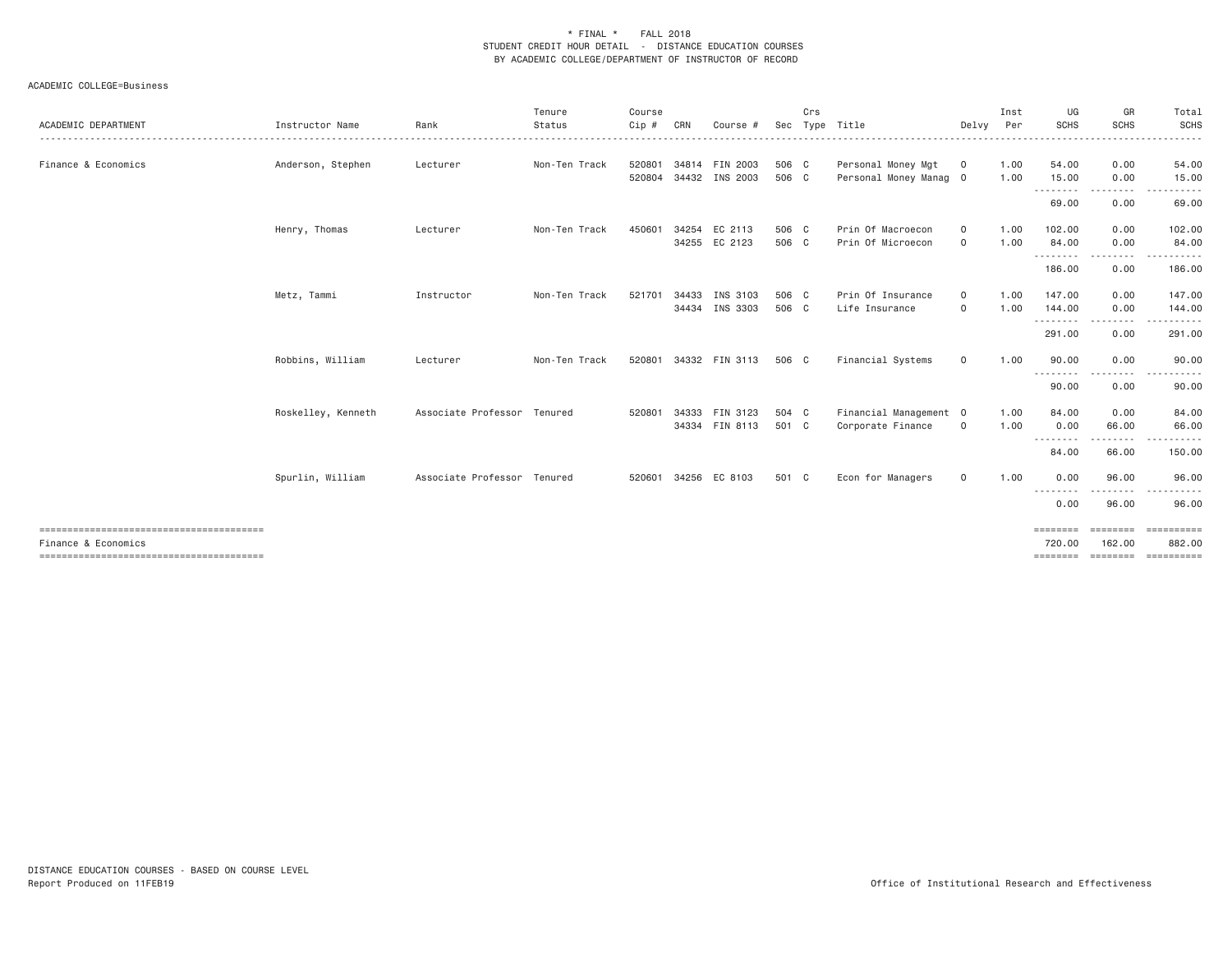\* FINAL \* FALL 2018
STUDENT CREDIT HOUR DETAIL - DISTANCE EDUCATION COURSES
BY ACADEMIC COLLEGE/DEPARTMENT OF INSTRUCTOR OF RECORD

ACADEMIC COLLEGE=Business

| ACADEMIC DEPARTMENT | Instructor Name | Rank | Tenure Status | Course Cip # | CRN | Course # | Sec | Crs Type | Title | Delvy | Inst Per | UG SCHS | GR SCHS | Total SCHS |
|---|---|---|---|---|---|---|---|---|---|---|---|---|---|---|
| Finance & Economics | Anderson, Stephen | Lecturer | Non-Ten Track | 520801 | 34814 | FIN 2003 | 506 | C | Personal Money Mgt | O | 1.00 | 54.00 | 0.00 | 54.00 |
| | | | | 520804 | 34432 | INS 2003 | 506 | C | Personal Money Manag | O | 1.00 | 15.00 | 0.00 | 15.00 |
| | | | | | | | | | | | | 69.00 | 0.00 | 69.00 |
| | Henry, Thomas | Lecturer | Non-Ten Track | 450601 | 34254 | EC 2113 | 506 | C | Prin Of Macroecon | O | 1.00 | 102.00 | 0.00 | 102.00 |
| | | | | | 34255 | EC 2123 | 506 | C | Prin Of Microecon | O | 1.00 | 84.00 | 0.00 | 84.00 |
| | | | | | | | | | | | | 186.00 | 0.00 | 186.00 |
| | Metz, Tammi | Instructor | Non-Ten Track | 521701 | 34433 | INS 3103 | 506 | C | Prin Of Insurance | O | 1.00 | 147.00 | 0.00 | 147.00 |
| | | | | | 34434 | INS 3303 | 506 | C | Life Insurance | O | 1.00 | 144.00 | 0.00 | 144.00 |
| | | | | | | | | | | | | 291.00 | 0.00 | 291.00 |
| | Robbins, William | Lecturer | Non-Ten Track | 520801 | 34332 | FIN 3113 | 506 | C | Financial Systems | O | 1.00 | 90.00 | 0.00 | 90.00 |
| | | | | | | | | | | | | 90.00 | 0.00 | 90.00 |
| | Roskelley, Kenneth | Associate Professor | Tenured | 520801 | 34333 | FIN 3123 | 504 | C | Financial Management | O | 1.00 | 84.00 | 0.00 | 84.00 |
| | | | | | 34334 | FIN 8113 | 501 | C | Corporate Finance | O | 1.00 | 0.00 | 66.00 | 66.00 |
| | | | | | | | | | | | | 84.00 | 66.00 | 150.00 |
| | Spurlin, William | Associate Professor | Tenured | 520601 | 34256 | EC 8103 | 501 | C | Econ for Managers | O | 1.00 | 0.00 | 96.00 | 96.00 |
| | | | | | | | | | | | | 0.00 | 96.00 | 96.00 |
| Finance & Economics | | | | | | | | | | | | 720.00 | 162.00 | 882.00 |

DISTANCE EDUCATION COURSES - BASED ON COURSE LEVEL
Report Produced on 11FEB19

Office of Institutional Research and Effectiveness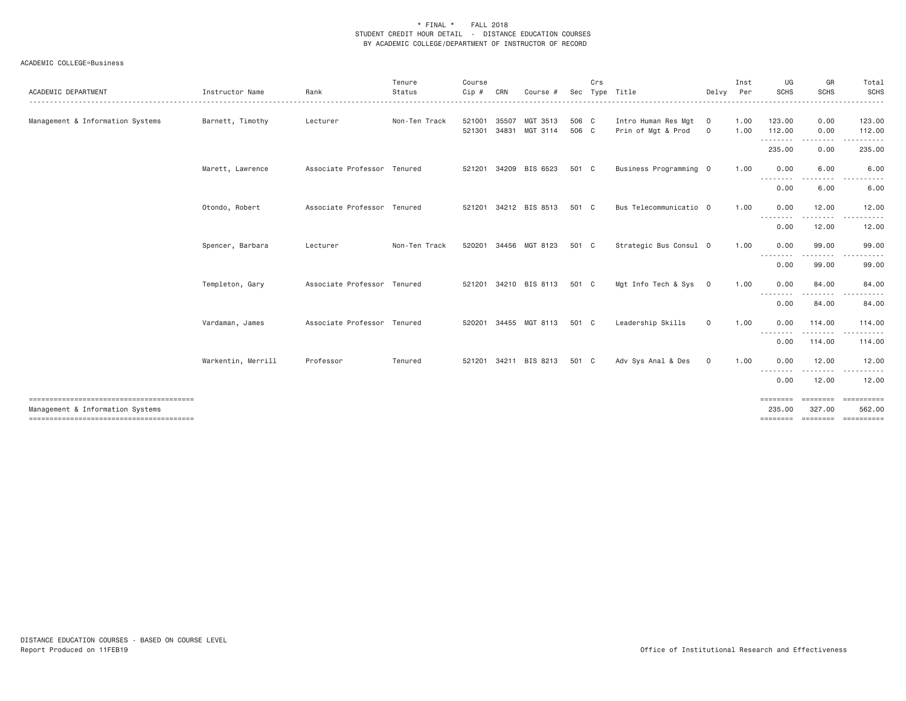\* FINAL \* FALL 2018
STUDENT CREDIT HOUR DETAIL - DISTANCE EDUCATION COURSES
BY ACADEMIC COLLEGE/DEPARTMENT OF INSTRUCTOR OF RECORD

ACADEMIC COLLEGE=Business

| ACADEMIC DEPARTMENT | Instructor Name | Rank | Tenure Status | Course Cip # | CRN | Course # | Sec | Crs Type | Title | Delvy | Inst Per | UG SCHS | GR SCHS | Total SCHS |
|---|---|---|---|---|---|---|---|---|---|---|---|---|---|---|
| Management & Information Systems | Barnett, Timothy | Lecturer | Non-Ten Track | 521001 | 35507 | MGT 3513 | 506 | C | Intro Human Res Mgt | O | 1.00 | 123.00 | 0.00 | 123.00 |
| | | | | 521301 | 34831 | MGT 3114 | 506 | C | Prin of Mgt & Prod | O | 1.00 | 112.00 | 0.00 | 112.00 |
| | | | | | | | | | | | | 235.00 | 0.00 | 235.00 |
| | Marett, Lawrence | Associate Professor | Tenured | 521201 | 34209 | BIS 6523 | 501 | C | Business Programming | O | 1.00 | 0.00 | 6.00 | 6.00 |
| | | | | | | | | | | | | 0.00 | 6.00 | 6.00 |
| | Otondo, Robert | Associate Professor | Tenured | 521201 | 34212 | BIS 8513 | 501 | C | Bus Telecommunicatio | O | 1.00 | 0.00 | 12.00 | 12.00 |
| | | | | | | | | | | | | 0.00 | 12.00 | 12.00 |
| | Spencer, Barbara | Lecturer | Non-Ten Track | 520201 | 34456 | MGT 8123 | 501 | C | Strategic Bus Consul | O | 1.00 | 0.00 | 99.00 | 99.00 |
| | | | | | | | | | | | | 0.00 | 99.00 | 99.00 |
| | Templeton, Gary | Associate Professor | Tenured | 521201 | 34210 | BIS 8113 | 501 | C | Mgt Info Tech & Sys | O | 1.00 | 0.00 | 84.00 | 84.00 |
| | | | | | | | | | | | | 0.00 | 84.00 | 84.00 |
| | Vardaman, James | Associate Professor | Tenured | 520201 | 34455 | MGT 8113 | 501 | C | Leadership Skills | O | 1.00 | 0.00 | 114.00 | 114.00 |
| | | | | | | | | | | | | 0.00 | 114.00 | 114.00 |
| | Warkentin, Merrill | Professor | Tenured | 521201 | 34211 | BIS 8213 | 501 | C | Adv Sys Anal & Des | O | 1.00 | 0.00 | 12.00 | 12.00 |
| | | | | | | | | | | | | 0.00 | 12.00 | 12.00 |
| Management & Information Systems | | | | | | | | | | | | 235.00 | 327.00 | 562.00 |

DISTANCE EDUCATION COURSES - BASED ON COURSE LEVEL
Report Produced on 11FEB19

Office of Institutional Research and Effectiveness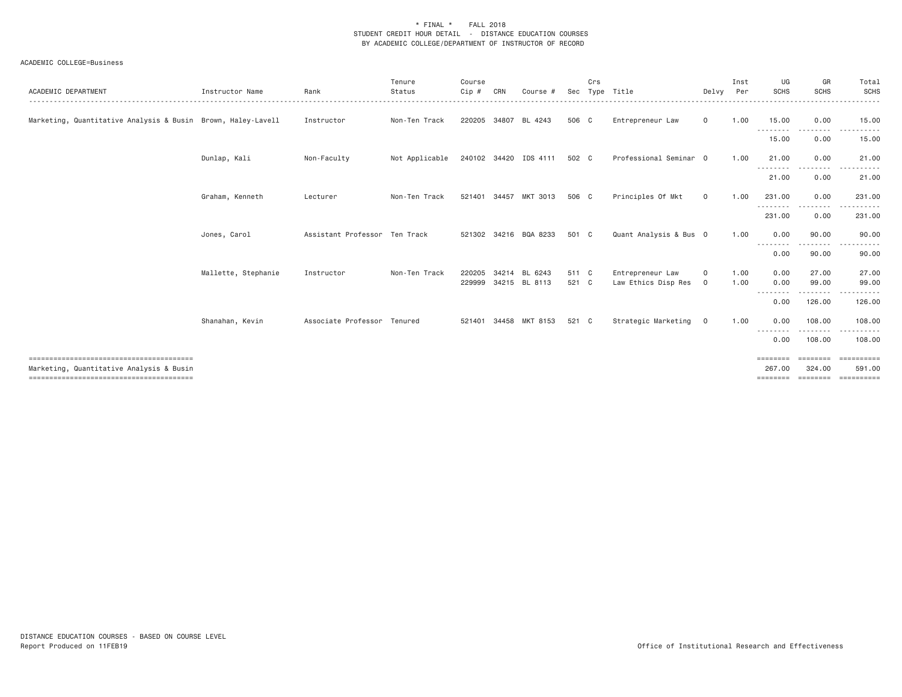\* FINAL \*    FALL 2018
STUDENT CREDIT HOUR DETAIL - DISTANCE EDUCATION COURSES
BY ACADEMIC COLLEGE/DEPARTMENT OF INSTRUCTOR OF RECORD

ACADEMIC COLLEGE=Business

| ACADEMIC DEPARTMENT | Instructor Name | Rank | Tenure Status | Course Cip # | CRN | Course # | Sec | Crs Type | Title | Delvy | Inst Per | UG SCHS | GR SCHS | Total SCHS |
|---|---|---|---|---|---|---|---|---|---|---|---|---|---|---|
| Marketing, Quantitative Analysis & Busin | Brown, Haley-Lavell | Instructor | Non-Ten Track | 220205 | 34807 | BL 4243 | 506 | C | Entrepreneur Law | O | 1.00 | 15.00 | 0.00 | 15.00 |
| | | | | | | | | | | | | 15.00 | 0.00 | 15.00 |
| | Dunlap, Kali | Non-Faculty | Not Applicable | 240102 | 34420 | IDS 4111 | 502 | C | Professional Seminar | O | 1.00 | 21.00 | 0.00 | 21.00 |
| | | | | | | | | | | | | 21.00 | 0.00 | 21.00 |
| | Graham, Kenneth | Lecturer | Non-Ten Track | 521401 | 34457 | MKT 3013 | 506 | C | Principles Of Mkt | O | 1.00 | 231.00 | 0.00 | 231.00 |
| | | | | | | | | | | | | 231.00 | 0.00 | 231.00 |
| | Jones, Carol | Assistant Professor | Ten Track | 521302 | 34216 | BQA 8233 | 501 | C | Quant Analysis & Bus | O | 1.00 | 0.00 | 90.00 | 90.00 |
| | | | | | | | | | | | | 0.00 | 90.00 | 90.00 |
| | Mallette, Stephanie | Instructor | Non-Ten Track | 220205 | 34214 | BL 6243 | 511 | C | Entrepreneur Law | O | 1.00 | 0.00 | 27.00 | 27.00 |
| | | | | 229999 | 34215 | BL 8113 | 521 | C | Law Ethics Disp Res | O | 1.00 | 0.00 | 99.00 | 99.00 |
| | | | | | | | | | | | | 0.00 | 126.00 | 126.00 |
| | Shanahan, Kevin | Associate Professor | Tenured | 521401 | 34458 | MKT 8153 | 521 | C | Strategic Marketing | O | 1.00 | 0.00 | 108.00 | 108.00 |
| | | | | | | | | | | | | 0.00 | 108.00 | 108.00 |
| Marketing, Quantitative Analysis & Busin | | | | | | | | | | | | 267.00 | 324.00 | 591.00 |

DISTANCE EDUCATION COURSES - BASED ON COURSE LEVEL
Report Produced on 11FEB19

Office of Institutional Research and Effectiveness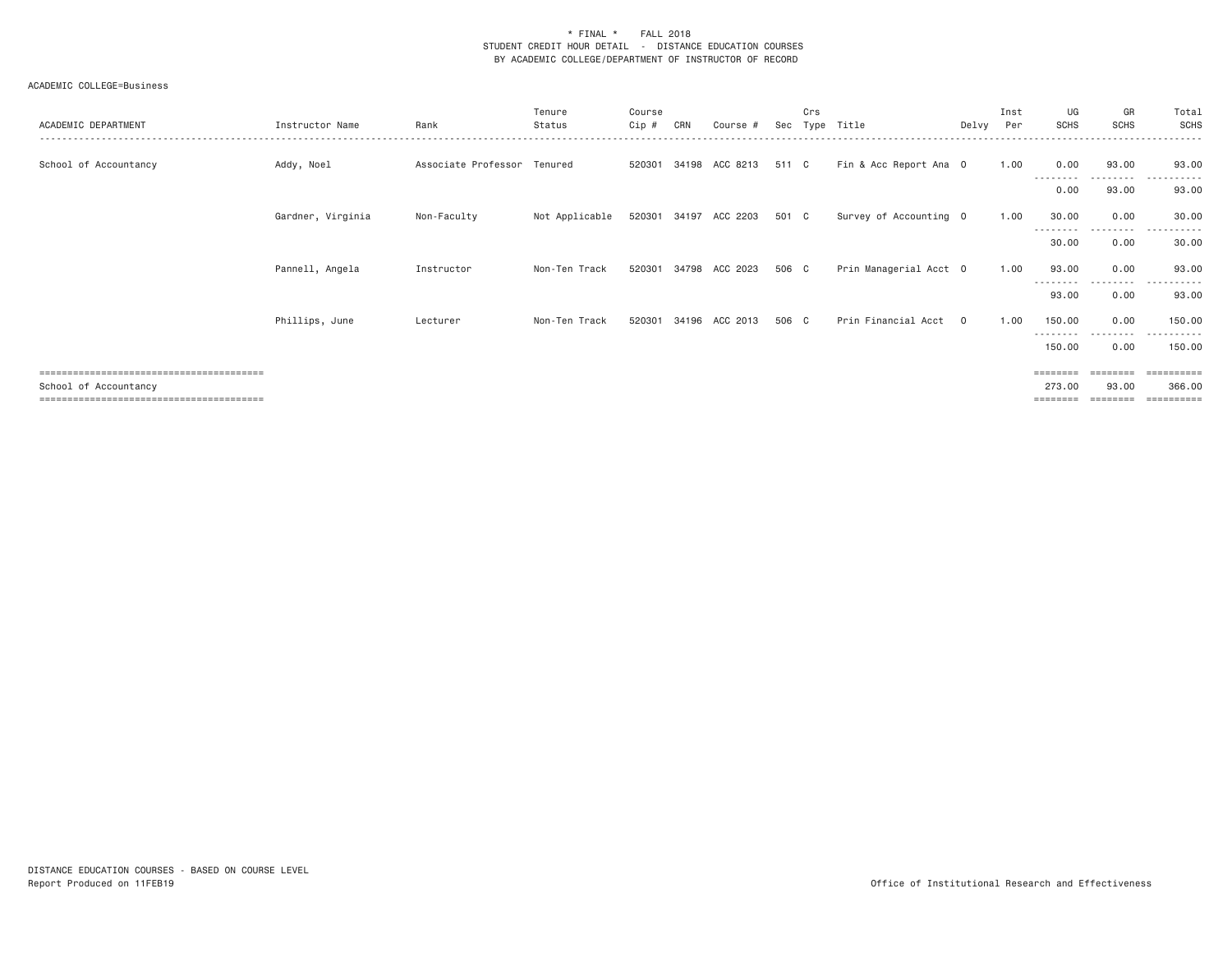\* FINAL \*    FALL 2018
STUDENT CREDIT HOUR DETAIL - DISTANCE EDUCATION COURSES
BY ACADEMIC COLLEGE/DEPARTMENT OF INSTRUCTOR OF RECORD

ACADEMIC COLLEGE=Business

| ACADEMIC DEPARTMENT | Instructor Name | Rank | Tenure Status | Course Cip # | CRN | Course # | Sec | Crs Type | Title | Delvy | Inst Per | UG SCHS | GR SCHS | Total SCHS |
|---|---|---|---|---|---|---|---|---|---|---|---|---|---|---|
| School of Accountancy | Addy, Noel | Associate Professor | Tenured | 520301 | 34198 | ACC 8213 | 511 | C | Fin & Acc Report Ana | O | 1.00 | 0.00 | 93.00 | 93.00 |
| | | | | | | | | | | | | 0.00 | 93.00 | 93.00 |
| | Gardner, Virginia | Non-Faculty | Not Applicable | 520301 | 34197 | ACC 2203 | 501 | C | Survey of Accounting | O | 1.00 | 30.00 | 0.00 | 30.00 |
| | | | | | | | | | | | | 30.00 | 0.00 | 30.00 |
| | Pannell, Angela | Instructor | Non-Ten Track | 520301 | 34798 | ACC 2023 | 506 | C | Prin Managerial Acct | O | 1.00 | 93.00 | 0.00 | 93.00 |
| | | | | | | | | | | | | 93.00 | 0.00 | 93.00 |
| | Phillips, June | Lecturer | Non-Ten Track | 520301 | 34196 | ACC 2013 | 506 | C | Prin Financial Acct | O | 1.00 | 150.00 | 0.00 | 150.00 |
| | | | | | | | | | | | | 150.00 | 0.00 | 150.00 |
| School of Accountancy | | | | | | | | | | | | 273.00 | 93.00 | 366.00 |

DISTANCE EDUCATION COURSES - BASED ON COURSE LEVEL
Report Produced on 11FEB19

Office of Institutional Research and Effectiveness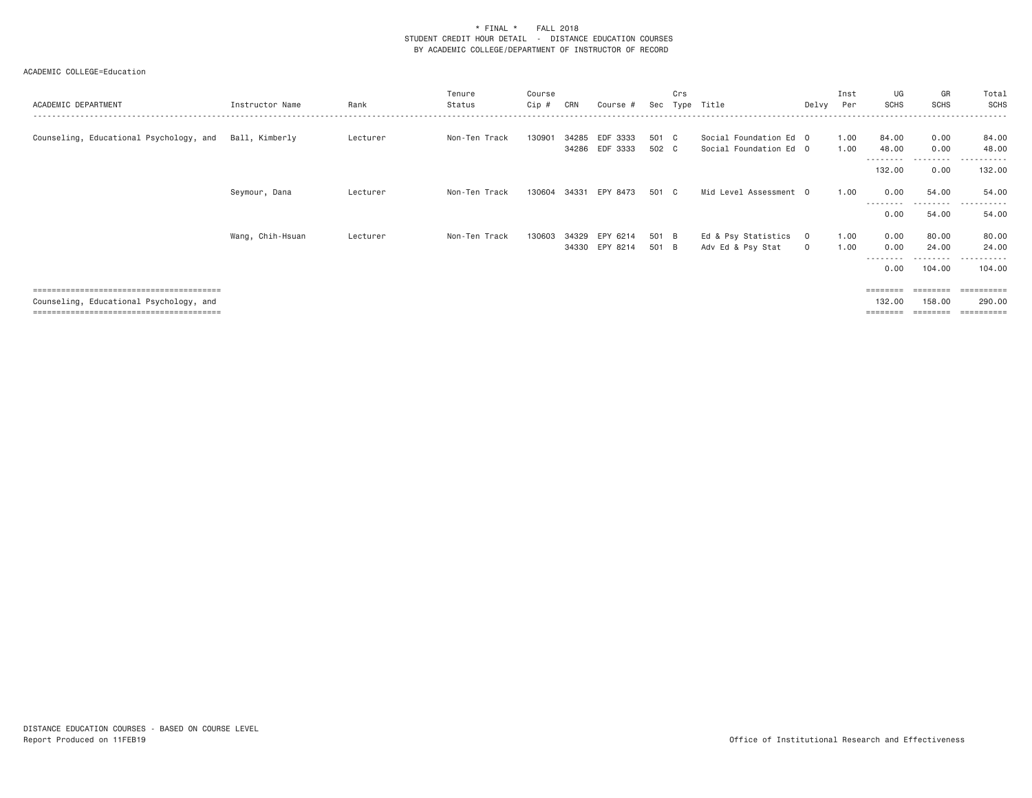\* FINAL \*    FALL 2018
STUDENT CREDIT HOUR DETAIL - DISTANCE EDUCATION COURSES
BY ACADEMIC COLLEGE/DEPARTMENT OF INSTRUCTOR OF RECORD

ACADEMIC COLLEGE=Education

| ACADEMIC DEPARTMENT | Instructor Name | Rank | Tenure Status | Course Cip # | CRN | Course # | Sec | Crs Type | Title | Delvy | Inst Per | UG SCHS | GR SCHS | Total SCHS |
|---|---|---|---|---|---|---|---|---|---|---|---|---|---|---|
| Counseling, Educational Psychology, and | Ball, Kimberly | Lecturer | Non-Ten Track | 130901 | 34285 | EDF 3333 | 501 | C | Social Foundation Ed | O | 1.00 | 84.00 | 0.00 | 84.00 |
| | | | | | 34286 | EDF 3333 | 502 | C | Social Foundation Ed | O | 1.00 | 48.00 | 0.00 | 48.00 |
| | | | | | | | | | | | | 132.00 | 0.00 | 132.00 |
| | Seymour, Dana | Lecturer | Non-Ten Track | 130604 | 34331 | EPY 8473 | 501 | C | Mid Level Assessment | O | 1.00 | 0.00 | 54.00 | 54.00 |
| | | | | | | | | | | | | 0.00 | 54.00 | 54.00 |
| | Wang, Chih-Hsuan | Lecturer | Non-Ten Track | 130603 | 34329 | EPY 6214 | 501 | B | Ed & Psy Statistics | O | 1.00 | 0.00 | 80.00 | 80.00 |
| | | | | | 34330 | EPY 8214 | 501 | B | Adv Ed & Psy Stat | O | 1.00 | 0.00 | 24.00 | 24.00 |
| | | | | | | | | | | | | 0.00 | 104.00 | 104.00 |
| Counseling, Educational Psychology, and | | | | | | | | | | | | 132.00 | 158.00 | 290.00 |

DISTANCE EDUCATION COURSES - BASED ON COURSE LEVEL
Report Produced on 11FEB19

Office of Institutional Research and Effectiveness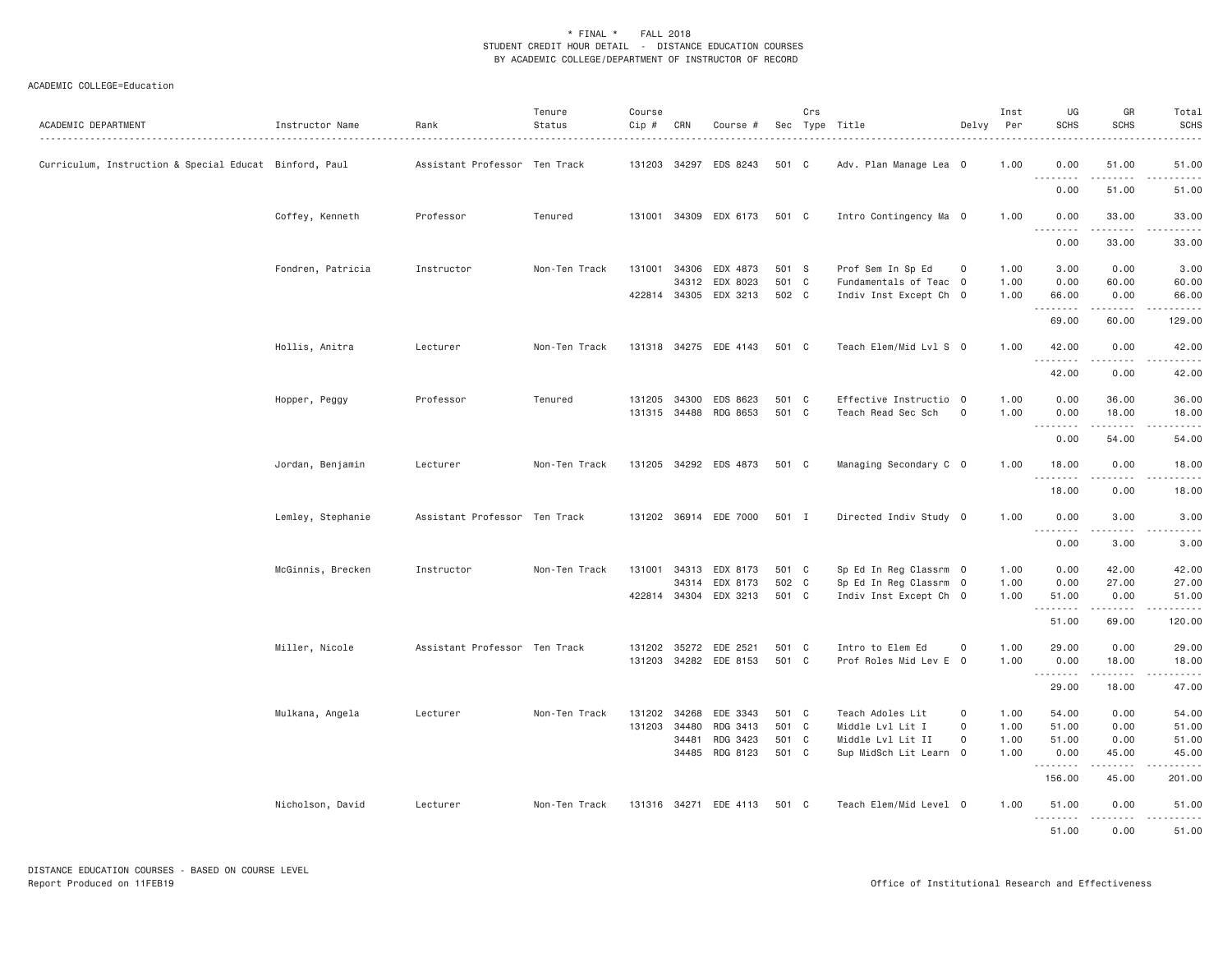\* FINAL \* FALL 2018
STUDENT CREDIT HOUR DETAIL - DISTANCE EDUCATION COURSES
BY ACADEMIC COLLEGE/DEPARTMENT OF INSTRUCTOR OF RECORD

ACADEMIC COLLEGE=Education

| ACADEMIC DEPARTMENT | Instructor Name | Rank | Tenure Status | Course Cip # | CRN | Course # | Sec | Crs Type | Title | Delvy | Inst Per | UG SCHS | GR SCHS | Total SCHS |
|---|---|---|---|---|---|---|---|---|---|---|---|---|---|---|
| Curriculum, Instruction & Special Educat | Binford, Paul | Assistant Professor | Ten Track | 131203 | 34297 | EDS 8243 | 501 | C | Adv. Plan Manage Lea | O | 1.00 | 0.00 | 51.00 | 51.00 |
| | | | | | | | | | | | | 0.00 | 51.00 | 51.00 |
| | Coffey, Kenneth | Professor | Tenured | 131001 | 34309 | EDX 6173 | 501 | C | Intro Contingency Ma | O | 1.00 | 0.00 | 33.00 | 33.00 |
| | | | | | | | | | | | | 0.00 | 33.00 | 33.00 |
| | Fondren, Patricia | Instructor | Non-Ten Track | 131001 | 34306 | EDX 4873 | 501 | S | Prof Sem In Sp Ed | O | 1.00 | 3.00 | 0.00 | 3.00 |
| | | | | | 34312 | EDX 8023 | 501 | C | Fundamentals of Teac | O | 1.00 | 0.00 | 60.00 | 60.00 |
| | | | | 422814 | 34305 | EDX 3213 | 502 | C | Indiv Inst Except Ch | O | 1.00 | 66.00 | 0.00 | 66.00 |
| | | | | | | | | | | | | 69.00 | 60.00 | 129.00 |
| | Hollis, Anitra | Lecturer | Non-Ten Track | 131318 | 34275 | EDE 4143 | 501 | C | Teach Elem/Mid Lvl S | O | 1.00 | 42.00 | 0.00 | 42.00 |
| | | | | | | | | | | | | 42.00 | 0.00 | 42.00 |
| | Hopper, Peggy | Professor | Tenured | 131205 | 34300 | EDS 8623 | 501 | C | Effective Instructio | O | 1.00 | 0.00 | 36.00 | 36.00 |
| | | | | 131315 | 34488 | RDG 8653 | 501 | C | Teach Read Sec Sch | O | 1.00 | 0.00 | 18.00 | 18.00 |
| | | | | | | | | | | | | 0.00 | 54.00 | 54.00 |
| | Jordan, Benjamin | Lecturer | Non-Ten Track | 131205 | 34292 | EDS 4873 | 501 | C | Managing Secondary C | O | 1.00 | 18.00 | 0.00 | 18.00 |
| | | | | | | | | | | | | 18.00 | 0.00 | 18.00 |
| | Lemley, Stephanie | Assistant Professor | Ten Track | 131202 | 36914 | EDE 7000 | 501 | I | Directed Indiv Study | O | 1.00 | 0.00 | 3.00 | 3.00 |
| | | | | | | | | | | | | 0.00 | 3.00 | 3.00 |
| | McGinnis, Brecken | Instructor | Non-Ten Track | 131001 | 34313 | EDX 8173 | 501 | C | Sp Ed In Reg Classrm | O | 1.00 | 0.00 | 42.00 | 42.00 |
| | | | | | 34314 | EDX 8173 | 502 | C | Sp Ed In Reg Classrm | O | 1.00 | 0.00 | 27.00 | 27.00 |
| | | | | 422814 | 34304 | EDX 3213 | 501 | C | Indiv Inst Except Ch | O | 1.00 | 51.00 | 0.00 | 51.00 |
| | | | | | | | | | | | | 51.00 | 69.00 | 120.00 |
| | Miller, Nicole | Assistant Professor | Ten Track | 131202 | 35272 | EDE 2521 | 501 | C | Intro to Elem Ed | O | 1.00 | 29.00 | 0.00 | 29.00 |
| | | | | 131203 | 34282 | EDE 8153 | 501 | C | Prof Roles Mid Lev E | O | 1.00 | 0.00 | 18.00 | 18.00 |
| | | | | | | | | | | | | 29.00 | 18.00 | 47.00 |
| | Mulkana, Angela | Lecturer | Non-Ten Track | 131202 | 34268 | EDE 3343 | 501 | C | Teach Adoles Lit | O | 1.00 | 54.00 | 0.00 | 54.00 |
| | | | | 131203 | 34480 | RDG 3413 | 501 | C | Middle Lvl Lit I | O | 1.00 | 51.00 | 0.00 | 51.00 |
| | | | | | 34481 | RDG 3423 | 501 | C | Middle Lvl Lit II | O | 1.00 | 51.00 | 0.00 | 51.00 |
| | | | | | 34485 | RDG 8123 | 501 | C | Sup MidSch Lit Learn | O | 1.00 | 0.00 | 45.00 | 45.00 |
| | | | | | | | | | | | | 156.00 | 45.00 | 201.00 |
| | Nicholson, David | Lecturer | Non-Ten Track | 131316 | 34271 | EDE 4113 | 501 | C | Teach Elem/Mid Level | O | 1.00 | 51.00 | 0.00 | 51.00 |
| | | | | | | | | | | | | 51.00 | 0.00 | 51.00 |

DISTANCE EDUCATION COURSES - BASED ON COURSE LEVEL
Report Produced on 11FEB19 — Office of Institutional Research and Effectiveness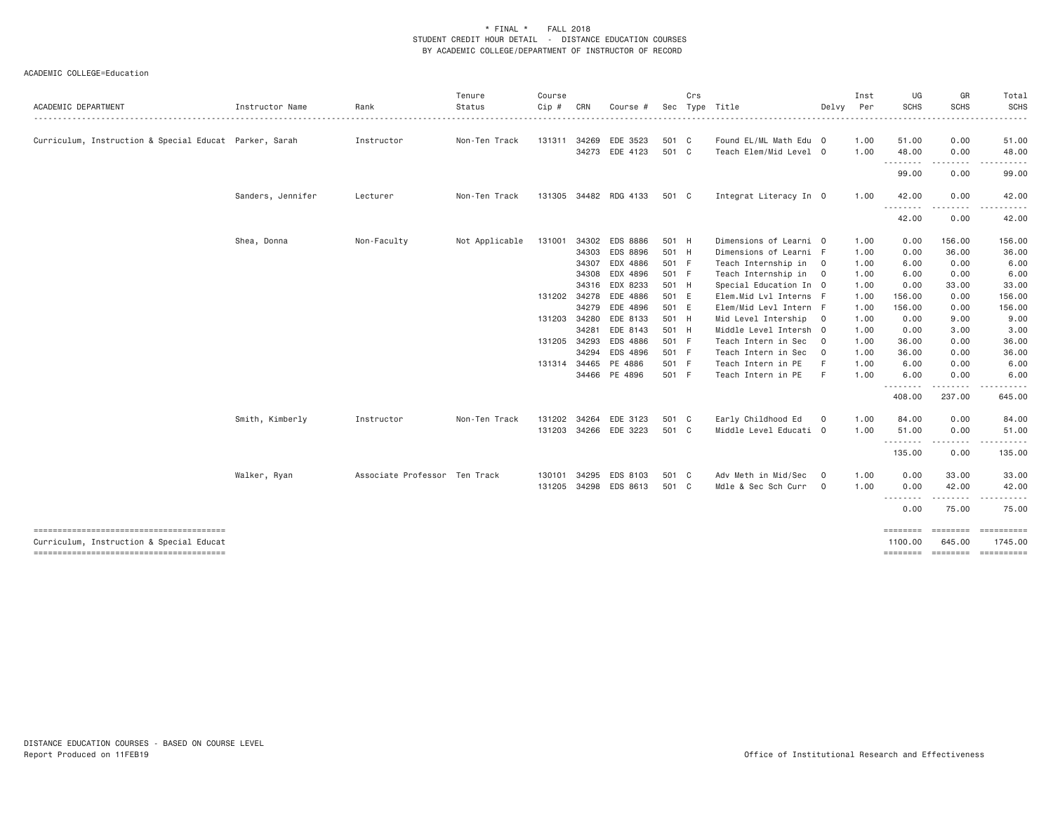\* FINAL \* FALL 2018
STUDENT CREDIT HOUR DETAIL - DISTANCE EDUCATION COURSES
BY ACADEMIC COLLEGE/DEPARTMENT OF INSTRUCTOR OF RECORD

ACADEMIC COLLEGE=Education

| ACADEMIC DEPARTMENT | Instructor Name | Rank | Tenure Status | Course Cip # | CRN | Course # | Sec | Crs Type | Title | Delvy | Inst Per | UG SCHS | GR SCHS | Total SCHS |
|---|---|---|---|---|---|---|---|---|---|---|---|---|---|---|
| Curriculum, Instruction & Special Educat | Parker, Sarah | Instructor | Non-Ten Track | 131311 | 34269 | EDE 3523 | 501 | C | Found EL/ML Math Edu | O | 1.00 | 51.00 | 0.00 | 51.00 |
| | | | | | 34273 | EDE 4123 | 501 | C | Teach Elem/Mid Level | O | 1.00 | 48.00 | 0.00 | 48.00 |
| | | | | | | | | | | | | 99.00 | 0.00 | 99.00 |
| | Sanders, Jennifer | Lecturer | Non-Ten Track | 131305 | 34482 | RDG 4133 | 501 | C | Integrat Literacy In | O | 1.00 | 42.00 | 0.00 | 42.00 |
| | | | | | | | | | | | | 42.00 | 0.00 | 42.00 |
| | Shea, Donna | Non-Faculty | Not Applicable | 131001 | 34302 | EDS 8886 | 501 | H | Dimensions of Learni | O | 1.00 | 0.00 | 156.00 | 156.00 |
| | | | | | 34303 | EDS 8896 | 501 | H | Dimensions of Learni | F | 1.00 | 0.00 | 36.00 | 36.00 |
| | | | | | 34307 | EDX 4886 | 501 | F | Teach Internship in | O | 1.00 | 6.00 | 0.00 | 6.00 |
| | | | | | 34308 | EDX 4896 | 501 | F | Teach Internship in | O | 1.00 | 6.00 | 0.00 | 6.00 |
| | | | | | 34316 | EDX 8233 | 501 | H | Special Education In | O | 1.00 | 0.00 | 33.00 | 33.00 |
| | | | | 131202 | 34278 | EDE 4886 | 501 | E | Elem.Mid Lvl Interns | F | 1.00 | 156.00 | 0.00 | 156.00 |
| | | | | | 34279 | EDE 4896 | 501 | E | Elem/Mid Levl Intern | F | 1.00 | 156.00 | 0.00 | 156.00 |
| | | | | 131203 | 34280 | EDE 8133 | 501 | H | Mid Level Intership | O | 1.00 | 0.00 | 9.00 | 9.00 |
| | | | | | 34281 | EDE 8143 | 501 | H | Middle Level Intersh | O | 1.00 | 0.00 | 3.00 | 3.00 |
| | | | | 131205 | 34293 | EDS 4886 | 501 | F | Teach Intern in Sec | O | 1.00 | 36.00 | 0.00 | 36.00 |
| | | | | | 34294 | EDS 4896 | 501 | F | Teach Intern in Sec | O | 1.00 | 36.00 | 0.00 | 36.00 |
| | | | | 131314 | 34465 | PE 4886 | 501 | F | Teach Intern in PE | F | 1.00 | 6.00 | 0.00 | 6.00 |
| | | | | | 34466 | PE 4896 | 501 | F | Teach Intern in PE | F | 1.00 | 6.00 | 0.00 | 6.00 |
| | | | | | | | | | | | | 408.00 | 237.00 | 645.00 |
| | Smith, Kimberly | Instructor | Non-Ten Track | 131202 | 34264 | EDE 3123 | 501 | C | Early Childhood Ed | O | 1.00 | 84.00 | 0.00 | 84.00 |
| | | | | 131203 | 34266 | EDE 3223 | 501 | C | Middle Level Educati | O | 1.00 | 51.00 | 0.00 | 51.00 |
| | | | | | | | | | | | | 135.00 | 0.00 | 135.00 |
| | Walker, Ryan | Associate Professor | Ten Track | 130101 | 34295 | EDS 8103 | 501 | C | Adv Meth in Mid/Sec | O | 1.00 | 0.00 | 33.00 | 33.00 |
| | | | | 131205 | 34298 | EDS 8613 | 501 | C | Mdle & Sec Sch Curr | O | 1.00 | 0.00 | 42.00 | 42.00 |
| | | | | | | | | | | | | 0.00 | 75.00 | 75.00 |
| Curriculum, Instruction & Special Educat | | | | | | | | | | | | 1100.00 | 645.00 | 1745.00 |

DISTANCE EDUCATION COURSES - BASED ON COURSE LEVEL
Report Produced on 11FEB19

Office of Institutional Research and Effectiveness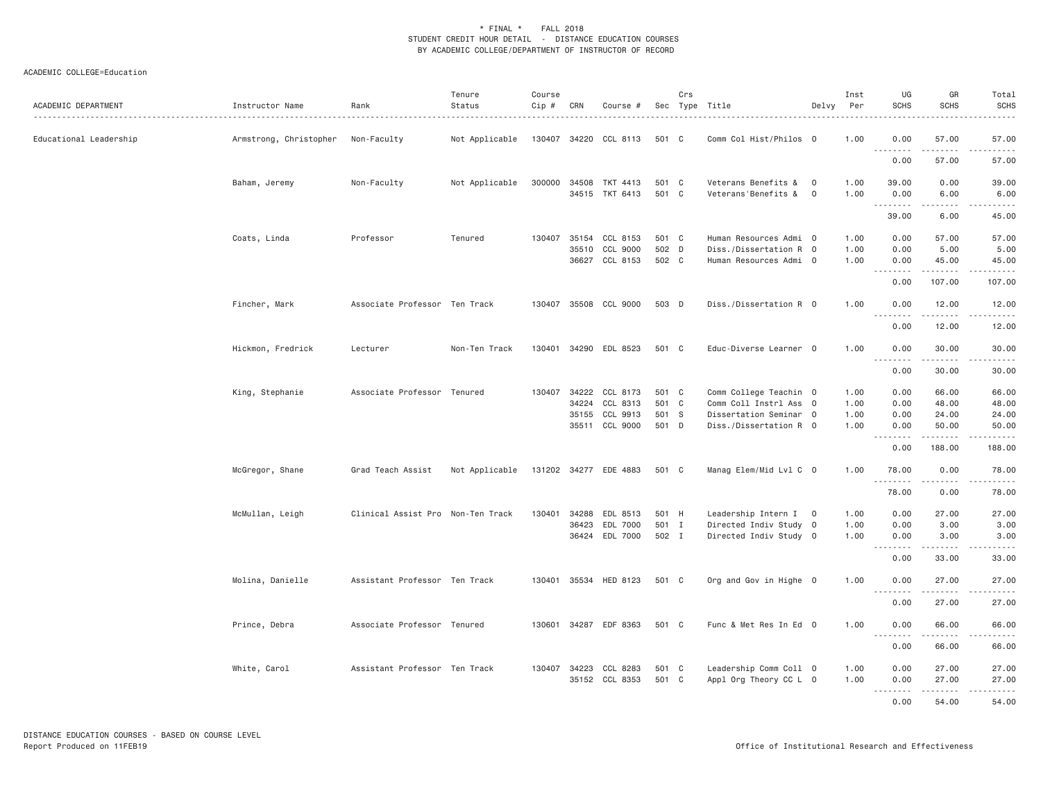\* FINAL \* FALL 2018
STUDENT CREDIT HOUR DETAIL - DISTANCE EDUCATION COURSES
BY ACADEMIC COLLEGE/DEPARTMENT OF INSTRUCTOR OF RECORD

ACADEMIC COLLEGE=Education

| ACADEMIC DEPARTMENT | Instructor Name | Rank | Tenure Status | Course Cip # | CRN | Course # | Sec | Crs Type | Title | Delvy | Inst Per | UG SCHS | GR SCHS | Total SCHS |
|---|---|---|---|---|---|---|---|---|---|---|---|---|---|---|
| Educational Leadership | Armstrong, Christopher | Non-Faculty | Not Applicable | 130407 | 34220 | CCL 8113 | 501 | C | Comm Col Hist/Philos | O | 1.00 | 0.00 | 57.00 | 57.00 |
| | | | | | | | | | | | | 0.00 | 57.00 | 57.00 |
| | Baham, Jeremy | Non-Faculty | Not Applicable | 300000 | 34508 | TKT 4413 | 501 | C | Veterans Benefits & | O | 1.00 | 39.00 | 0.00 | 39.00 |
| | | | | | 34515 | TKT 6413 | 501 | C | Veterans'Benefits & | O | 1.00 | 0.00 | 6.00 | 6.00 |
| | | | | | | | | | | | | 39.00 | 6.00 | 45.00 |
| | Coats, Linda | Professor | Tenured | 130407 | 35154 | CCL 8153 | 501 | C | Human Resources Admi | O | 1.00 | 0.00 | 57.00 | 57.00 |
| | | | | | 35510 | CCL 9000 | 502 | D | Diss./Dissertation R | O | 1.00 | 0.00 | 5.00 | 5.00 |
| | | | | | 36627 | CCL 8153 | 502 | C | Human Resources Admi | O | 1.00 | 0.00 | 45.00 | 45.00 |
| | | | | | | | | | | | | 0.00 | 107.00 | 107.00 |
| | Fincher, Mark | Associate Professor | Ten Track | 130407 | 35508 | CCL 9000 | 503 | D | Diss./Dissertation R | O | 1.00 | 0.00 | 12.00 | 12.00 |
| | | | | | | | | | | | | 0.00 | 12.00 | 12.00 |
| | Hickmon, Fredrick | Lecturer | Non-Ten Track | 130401 | 34290 | EDL 8523 | 501 | C | Educ-Diverse Learner | O | 1.00 | 0.00 | 30.00 | 30.00 |
| | | | | | | | | | | | | 0.00 | 30.00 | 30.00 |
| | King, Stephanie | Associate Professor | Tenured | 130407 | 34222 | CCL 8173 | 501 | C | Comm College Teachin | O | 1.00 | 0.00 | 66.00 | 66.00 |
| | | | | | 34224 | CCL 8313 | 501 | C | Comm Coll Instrl Ass | O | 1.00 | 0.00 | 48.00 | 48.00 |
| | | | | | 35155 | CCL 9913 | 501 | S | Dissertation Seminar | O | 1.00 | 0.00 | 24.00 | 24.00 |
| | | | | | 35511 | CCL 9000 | 501 | D | Diss./Dissertation R | O | 1.00 | 0.00 | 50.00 | 50.00 |
| | | | | | | | | | | | | 0.00 | 188.00 | 188.00 |
| | McGregor, Shane | Grad Teach Assist | Not Applicable | 131202 | 34277 | EDE 4883 | 501 | C | Manag Elem/Mid Lvl C | O | 1.00 | 78.00 | 0.00 | 78.00 |
| | | | | | | | | | | | | 78.00 | 0.00 | 78.00 |
| | McMullan, Leigh | Clinical Assist Pro | Non-Ten Track | 130401 | 34288 | EDL 8513 | 501 | H | Leadership Intern I | O | 1.00 | 0.00 | 27.00 | 27.00 |
| | | | | | 36423 | EDL 7000 | 501 | I | Directed Indiv Study | O | 1.00 | 0.00 | 3.00 | 3.00 |
| | | | | | 36424 | EDL 7000 | 502 | I | Directed Indiv Study | O | 1.00 | 0.00 | 3.00 | 3.00 |
| | | | | | | | | | | | | 0.00 | 33.00 | 33.00 |
| | Molina, Danielle | Assistant Professor | Ten Track | 130401 | 35534 | HED 8123 | 501 | C | Org and Gov in Highe | O | 1.00 | 0.00 | 27.00 | 27.00 |
| | | | | | | | | | | | | 0.00 | 27.00 | 27.00 |
| | Prince, Debra | Associate Professor | Tenured | 130601 | 34287 | EDF 8363 | 501 | C | Func & Met Res In Ed | O | 1.00 | 0.00 | 66.00 | 66.00 |
| | | | | | | | | | | | | 0.00 | 66.00 | 66.00 |
| | White, Carol | Assistant Professor | Ten Track | 130407 | 34223 | CCL 8283 | 501 | C | Leadership Comm Coll | O | 1.00 | 0.00 | 27.00 | 27.00 |
| | | | | | 35152 | CCL 8353 | 501 | C | Appl Org Theory CC L | O | 1.00 | 0.00 | 27.00 | 27.00 |
| | | | | | | | | | | | | 0.00 | 54.00 | 54.00 |

DISTANCE EDUCATION COURSES - BASED ON COURSE LEVEL
Report Produced on 11FEB19

Office of Institutional Research and Effectiveness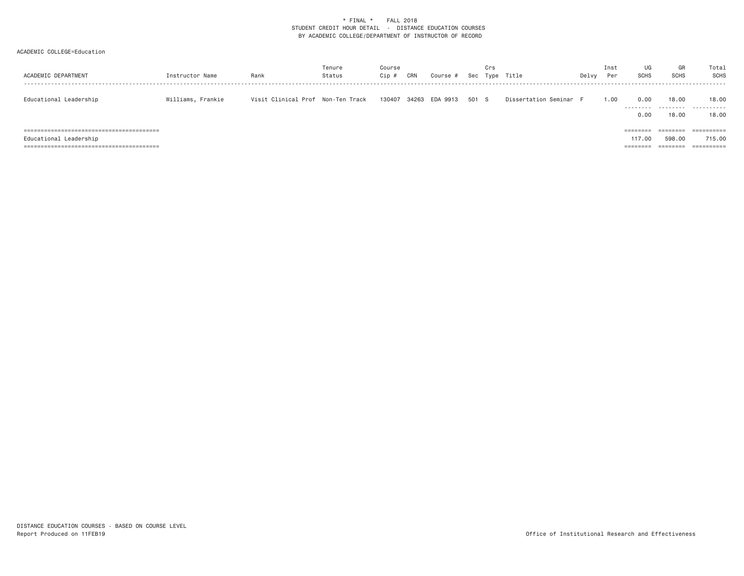\* FINAL \*    FALL 2018
STUDENT CREDIT HOUR DETAIL - DISTANCE EDUCATION COURSES
BY ACADEMIC COLLEGE/DEPARTMENT OF INSTRUCTOR OF RECORD

ACADEMIC COLLEGE=Education

| ACADEMIC DEPARTMENT | Instructor Name | Rank | Tenure Status | Course Cip # | CRN | Course # | Sec | Crs Type | Title | Delvy | Inst Per | UG SCHS | GR SCHS | Total SCHS |
|---|---|---|---|---|---|---|---|---|---|---|---|---|---|---|
| Educational Leadership | Williams, Frankie | Visit Clinical Prof | Non-Ten Track | 130407 | 34263 | EDA 9913 | 501 | S | Dissertation Seminar | F | 1.00 | 0.00 | 18.00 | 18.00 |
| | | | | | | | | | | | | 0.00 | 18.00 | 18.00 |
| Educational Leadership | | | | | | | | | | | | 117.00 | 598.00 | 715.00 |

DISTANCE EDUCATION COURSES - BASED ON COURSE LEVEL
Report Produced on 11FEB19

Office of Institutional Research and Effectiveness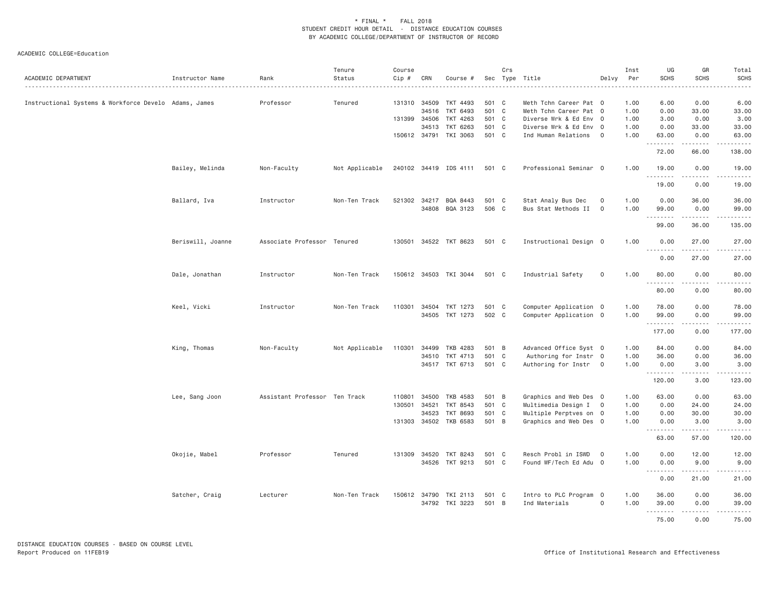\* FINAL \* FALL 2018
STUDENT CREDIT HOUR DETAIL - DISTANCE EDUCATION COURSES
BY ACADEMIC COLLEGE/DEPARTMENT OF INSTRUCTOR OF RECORD

ACADEMIC COLLEGE=Education

| ACADEMIC DEPARTMENT | Instructor Name | Rank | Tenure Status | Course Cip # | CRN | Course # | Sec | Crs Type | Title | Delvy | Inst Per | UG SCHS | GR SCHS | Total SCHS |
|---|---|---|---|---|---|---|---|---|---|---|---|---|---|---|
| Instructional Systems & Workforce Develo | Adams, James | Professor | Tenured | 131310 | 34509 | TKT 4493 | 501 | C | Meth Tchn Career Pat | O | 1.00 | 6.00 | 0.00 | 6.00 |
| | | | | | 34516 | TKT 6493 | 501 | C | Meth Tchn Career Pat | O | 1.00 | 0.00 | 33.00 | 33.00 |
| | | | | 131399 | 34506 | TKT 4263 | 501 | C | Diverse Wrk & Ed Env | O | 1.00 | 3.00 | 0.00 | 3.00 |
| | | | | | 34513 | TKT 6263 | 501 | C | Diverse Wrk & Ed Env | O | 1.00 | 0.00 | 33.00 | 33.00 |
| | | | | 150612 | 34791 | TKI 3063 | 501 | C | Ind Human Relations | O | 1.00 | 63.00 | 0.00 | 63.00 |
| | | | | | | | | | | | | 72.00 | 66.00 | 138.00 |
| | Bailey, Melinda | Non-Faculty | Not Applicable | 240102 | 34419 | IDS 4111 | 501 | C | Professional Seminar | O | 1.00 | 19.00 | 0.00 | 19.00 |
| | | | | | | | | | | | | 19.00 | 0.00 | 19.00 |
| | Ballard, Iva | Instructor | Non-Ten Track | 521302 | 34217 | BQA 8443 | 501 | C | Stat Analy Bus Dec | O | 1.00 | 0.00 | 36.00 | 36.00 |
| | | | | | 34808 | BQA 3123 | 506 | C | Bus Stat Methods II | O | 1.00 | 99.00 | 0.00 | 99.00 |
| | | | | | | | | | | | | 99.00 | 36.00 | 135.00 |
| | Beriswill, Joanne | Associate Professor | Tenured | 130501 | 34522 | TKT 8623 | 501 | C | Instructional Design | O | 1.00 | 0.00 | 27.00 | 27.00 |
| | | | | | | | | | | | | 0.00 | 27.00 | 27.00 |
| | Dale, Jonathan | Instructor | Non-Ten Track | 150612 | 34503 | TKI 3044 | 501 | C | Industrial Safety | O | 1.00 | 80.00 | 0.00 | 80.00 |
| | | | | | | | | | | | | 80.00 | 0.00 | 80.00 |
| | Keel, Vicki | Instructor | Non-Ten Track | 110301 | 34504 | TKT 1273 | 501 | C | Computer Application | O | 1.00 | 78.00 | 0.00 | 78.00 |
| | | | | | 34505 | TKT 1273 | 502 | C | Computer Application | O | 1.00 | 99.00 | 0.00 | 99.00 |
| | | | | | | | | | | | | 177.00 | 0.00 | 177.00 |
| | King, Thomas | Non-Faculty | Not Applicable | 110301 | 34499 | TKB 4283 | 501 | B | Advanced Office Syst | O | 1.00 | 84.00 | 0.00 | 84.00 |
| | | | | | 34510 | TKT 4713 | 501 | C | Authoring for Instr | O | 1.00 | 36.00 | 0.00 | 36.00 |
| | | | | | 34517 | TKT 6713 | 501 | C | Authoring for Instr | O | 1.00 | 0.00 | 3.00 | 3.00 |
| | | | | | | | | | | | | 120.00 | 3.00 | 123.00 |
| | Lee, Sang Joon | Assistant Professor | Ten Track | 110801 | 34500 | TKB 4583 | 501 | B | Graphics and Web Des | O | 1.00 | 63.00 | 0.00 | 63.00 |
| | | | | 130501 | 34521 | TKT 8543 | 501 | C | Multimedia Design I | O | 1.00 | 0.00 | 24.00 | 24.00 |
| | | | | | 34523 | TKT 8693 | 501 | C | Multiple Perptves on | O | 1.00 | 0.00 | 30.00 | 30.00 |
| | | | | 131303 | 34502 | TKB 6583 | 501 | B | Graphics and Web Des | O | 1.00 | 0.00 | 3.00 | 3.00 |
| | | | | | | | | | | | | 63.00 | 57.00 | 120.00 |
| | Okojie, Mabel | Professor | Tenured | 131309 | 34520 | TKT 8243 | 501 | C | Resch Probl in ISWD | O | 1.00 | 0.00 | 12.00 | 12.00 |
| | | | | | 34526 | TKT 9213 | 501 | C | Found WF/Tech Ed Adu | O | 1.00 | 0.00 | 9.00 | 9.00 |
| | | | | | | | | | | | | 0.00 | 21.00 | 21.00 |
| | Satcher, Craig | Lecturer | Non-Ten Track | 150612 | 34790 | TKI 2113 | 501 | C | Intro to PLC Program | O | 1.00 | 36.00 | 0.00 | 36.00 |
| | | | | | 34792 | TKI 3223 | 501 | B | Ind Materials | O | 1.00 | 39.00 | 0.00 | 39.00 |
| | | | | | | | | | | | | 75.00 | 0.00 | 75.00 |

DISTANCE EDUCATION COURSES - BASED ON COURSE LEVEL
Report Produced on 11FEB19

Office of Institutional Research and Effectiveness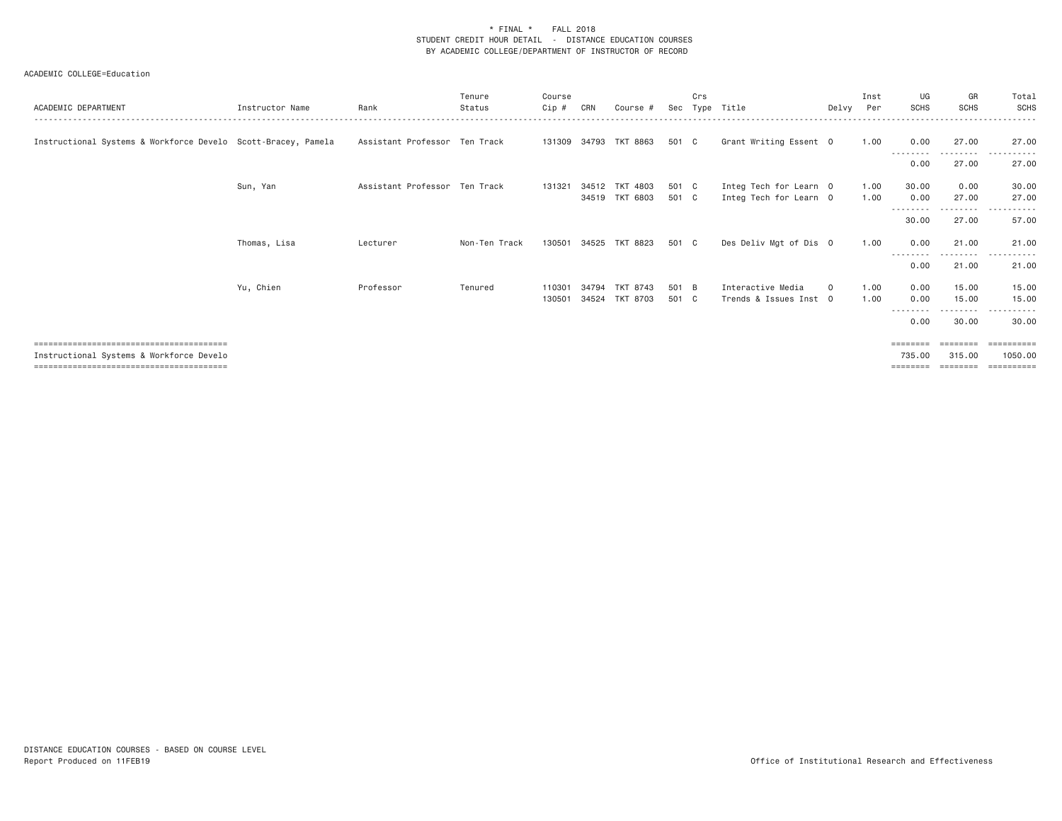\* FINAL \*    FALL 2018
STUDENT CREDIT HOUR DETAIL - DISTANCE EDUCATION COURSES
BY ACADEMIC COLLEGE/DEPARTMENT OF INSTRUCTOR OF RECORD

ACADEMIC COLLEGE=Education

| ACADEMIC DEPARTMENT | Instructor Name | Rank | Tenure Status | Course Cip # | CRN | Course # | Sec | Crs Type | Title | Delvy | Inst Per | UG SCHS | GR SCHS | Total SCHS |
|---|---|---|---|---|---|---|---|---|---|---|---|---|---|---|
| Instructional Systems & Workforce Develo | Scott-Bracey, Pamela | Assistant Professor | Ten Track | 131309 | 34793 | TKT 8863 | 501 | C | Grant Writing Essent | O | 1.00 | 0.00 | 27.00 | 27.00 |
| | | | | | | | | | | | | 0.00 | 27.00 | 27.00 |
| | Sun, Yan | Assistant Professor | Ten Track | 131321 | 34512 | TKT 4803 | 501 | C | Integ Tech for Learn | O | 1.00 | 30.00 | 0.00 | 30.00 |
| | | | | | 34519 | TKT 6803 | 501 | C | Integ Tech for Learn | O | 1.00 | 0.00 | 27.00 | 27.00 |
| | | | | | | | | | | | | 30.00 | 27.00 | 57.00 |
| | Thomas, Lisa | Lecturer | Non-Ten Track | 130501 | 34525 | TKT 8823 | 501 | C | Des Deliv Mgt of Dis | O | 1.00 | 0.00 | 21.00 | 21.00 |
| | | | | | | | | | | | | 0.00 | 21.00 | 21.00 |
| | Yu, Chien | Professor | Tenured | 110301 | 34794 | TKT 8743 | 501 | B | Interactive Media | O | 1.00 | 0.00 | 15.00 | 15.00 |
| | | | | 130501 | 34524 | TKT 8703 | 501 | C | Trends & Issues Inst | O | 1.00 | 0.00 | 15.00 | 15.00 |
| | | | | | | | | | | | | 0.00 | 30.00 | 30.00 |
| Instructional Systems & Workforce Develo | | | | | | | | | | | | 735.00 | 315.00 | 1050.00 |

DISTANCE EDUCATION COURSES - BASED ON COURSE LEVEL
Report Produced on 11FEB19

Office of Institutional Research and Effectiveness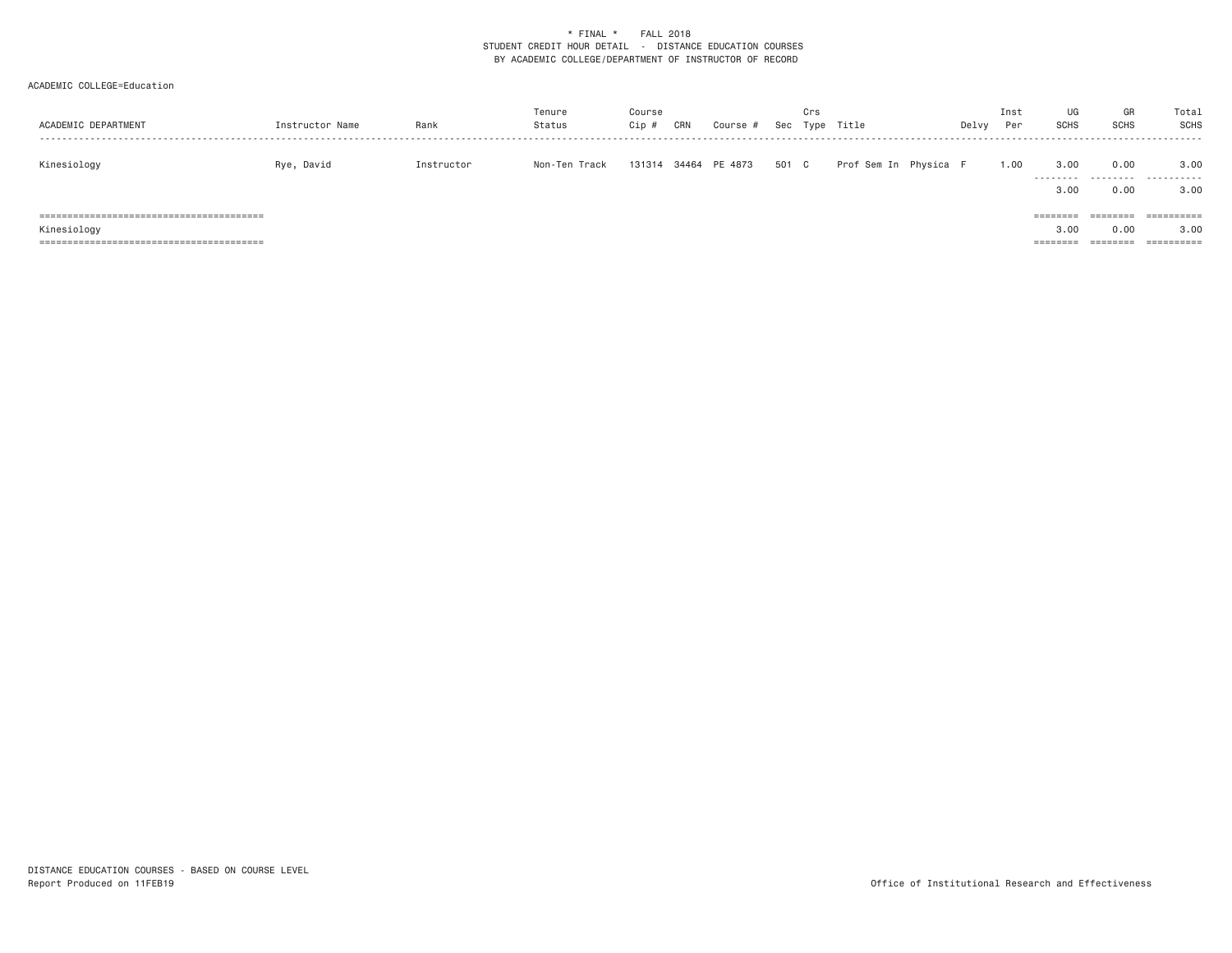\* FINAL \*    FALL 2018
STUDENT CREDIT HOUR DETAIL - DISTANCE EDUCATION COURSES
BY ACADEMIC COLLEGE/DEPARTMENT OF INSTRUCTOR OF RECORD

ACADEMIC COLLEGE=Education

| ACADEMIC DEPARTMENT | Instructor Name | Rank | Tenure Status | Course Cip # | CRN | Course # | Sec | Crs Type | Title | Delvy | Inst Per | UG SCHS | GR SCHS | Total SCHS |
|---|---|---|---|---|---|---|---|---|---|---|---|---|---|---|
| Kinesiology | Rye, David | Instructor | Non-Ten Track | 131314 | 34464 | PE 4873 | 501 | C | Prof Sem In Physica | F | 1.00 | 3.00 | 0.00 | 3.00 |
| | | | | | | | | | | | | 3.00 | 0.00 | 3.00 |
| Kinesiology | | | | | | | | | | | | 3.00 | 0.00 | 3.00 |

DISTANCE EDUCATION COURSES - BASED ON COURSE LEVEL
Report Produced on 11FEB19

Office of Institutional Research and Effectiveness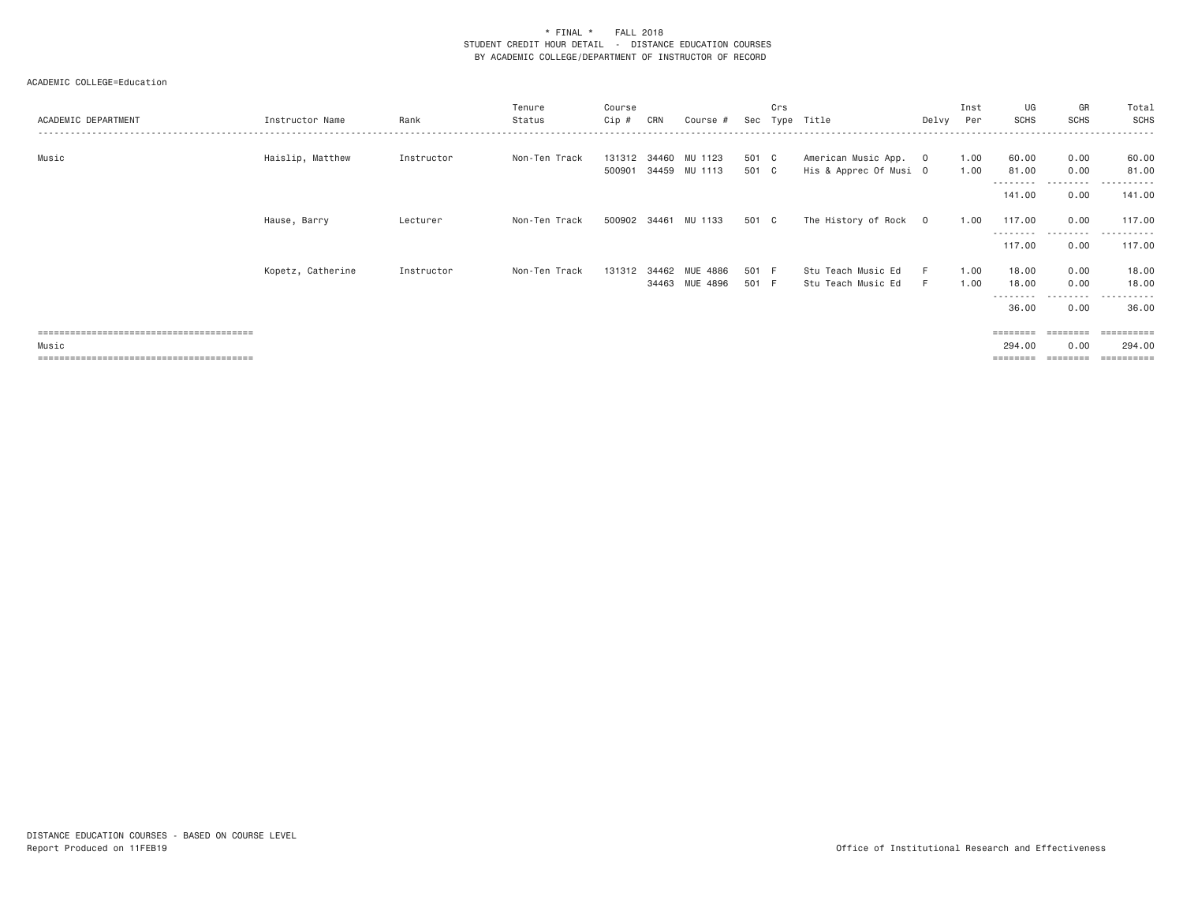\* FINAL \*    FALL 2018
STUDENT CREDIT HOUR DETAIL - DISTANCE EDUCATION COURSES
BY ACADEMIC COLLEGE/DEPARTMENT OF INSTRUCTOR OF RECORD

ACADEMIC COLLEGE=Education

| ACADEMIC DEPARTMENT | Instructor Name | Rank | Tenure Status | Course Cip # | CRN | Course # | Sec | Crs Type | Title | Delvy | Inst Per | UG SCHS | GR SCHS | Total SCHS |
|---|---|---|---|---|---|---|---|---|---|---|---|---|---|---|
| Music | Haislip, Matthew | Instructor | Non-Ten Track | 131312 | 34460 | MU 1123 | 501 | C | American Music App. | O | 1.00 | 60.00 | 0.00 | 60.00 |
| | | | | 500901 | 34459 | MU 1113 | 501 | C | His & Apprec Of Musi | O | 1.00 | 81.00 | 0.00 | 81.00 |
| | | | | | | | | | | | | 141.00 | 0.00 | 141.00 |
| | Hause, Barry | Lecturer | Non-Ten Track | 500902 | 34461 | MU 1133 | 501 | C | The History of Rock | O | 1.00 | 117.00 | 0.00 | 117.00 |
| | | | | | | | | | | | | 117.00 | 0.00 | 117.00 |
| | Kopetz, Catherine | Instructor | Non-Ten Track | 131312 | 34462 | MUE 4886 | 501 | F | Stu Teach Music Ed | F | 1.00 | 18.00 | 0.00 | 18.00 |
| | | | | | 34463 | MUE 4896 | 501 | F | Stu Teach Music Ed | F | 1.00 | 18.00 | 0.00 | 18.00 |
| | | | | | | | | | | | | 36.00 | 0.00 | 36.00 |
| Music | | | | | | | | | | | | 294.00 | 0.00 | 294.00 |

DISTANCE EDUCATION COURSES - BASED ON COURSE LEVEL
Report Produced on 11FEB19

Office of Institutional Research and Effectiveness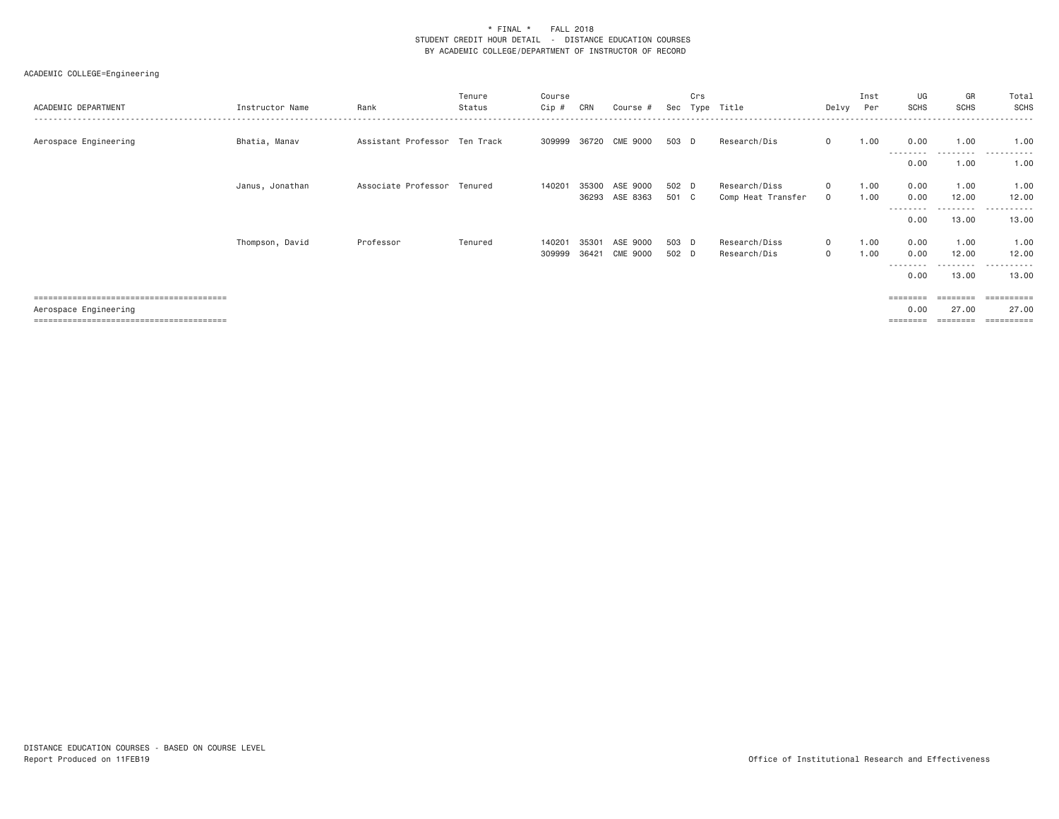\* FINAL \*    FALL 2018
STUDENT CREDIT HOUR DETAIL - DISTANCE EDUCATION COURSES
BY ACADEMIC COLLEGE/DEPARTMENT OF INSTRUCTOR OF RECORD

ACADEMIC COLLEGE=Engineering

| ACADEMIC DEPARTMENT | Instructor Name | Rank | Tenure Status | Course Cip # | CRN | Course # | Sec | Crs Type | Title | Delvy | Inst Per | UG SCHS | GR SCHS | Total SCHS |
|---|---|---|---|---|---|---|---|---|---|---|---|---|---|---|
| Aerospace Engineering | Bhatia, Manav | Assistant Professor | Ten Track | 309999 | 36720 | CME 9000 | 503 | D | Research/Dis | O | 1.00 | 0.00 | 1.00 | 1.00 |
| | | | | | | | | | | | | 0.00 | 1.00 | 1.00 |
| | Janus, Jonathan | Associate Professor | Tenured | 140201 | 35300 | ASE 9000 | 502 | D | Research/Diss | O | 1.00 | 0.00 | 1.00 | 1.00 |
| | | | | | 36293 | ASE 8363 | 501 | C | Comp Heat Transfer | O | 1.00 | 0.00 | 12.00 | 12.00 |
| | | | | | | | | | | | | 0.00 | 13.00 | 13.00 |
| | Thompson, David | Professor | Tenured | 140201 | 35301 | ASE 9000 | 503 | D | Research/Diss | O | 1.00 | 0.00 | 1.00 | 1.00 |
| | | | | 309999 | 36421 | CME 9000 | 502 | D | Research/Dis | O | 1.00 | 0.00 | 12.00 | 12.00 |
| | | | | | | | | | | | | 0.00 | 13.00 | 13.00 |
| Aerospace Engineering | | | | | | | | | | | | 0.00 | 27.00 | 27.00 |

DISTANCE EDUCATION COURSES - BASED ON COURSE LEVEL
Report Produced on 11FEB19

Office of Institutional Research and Effectiveness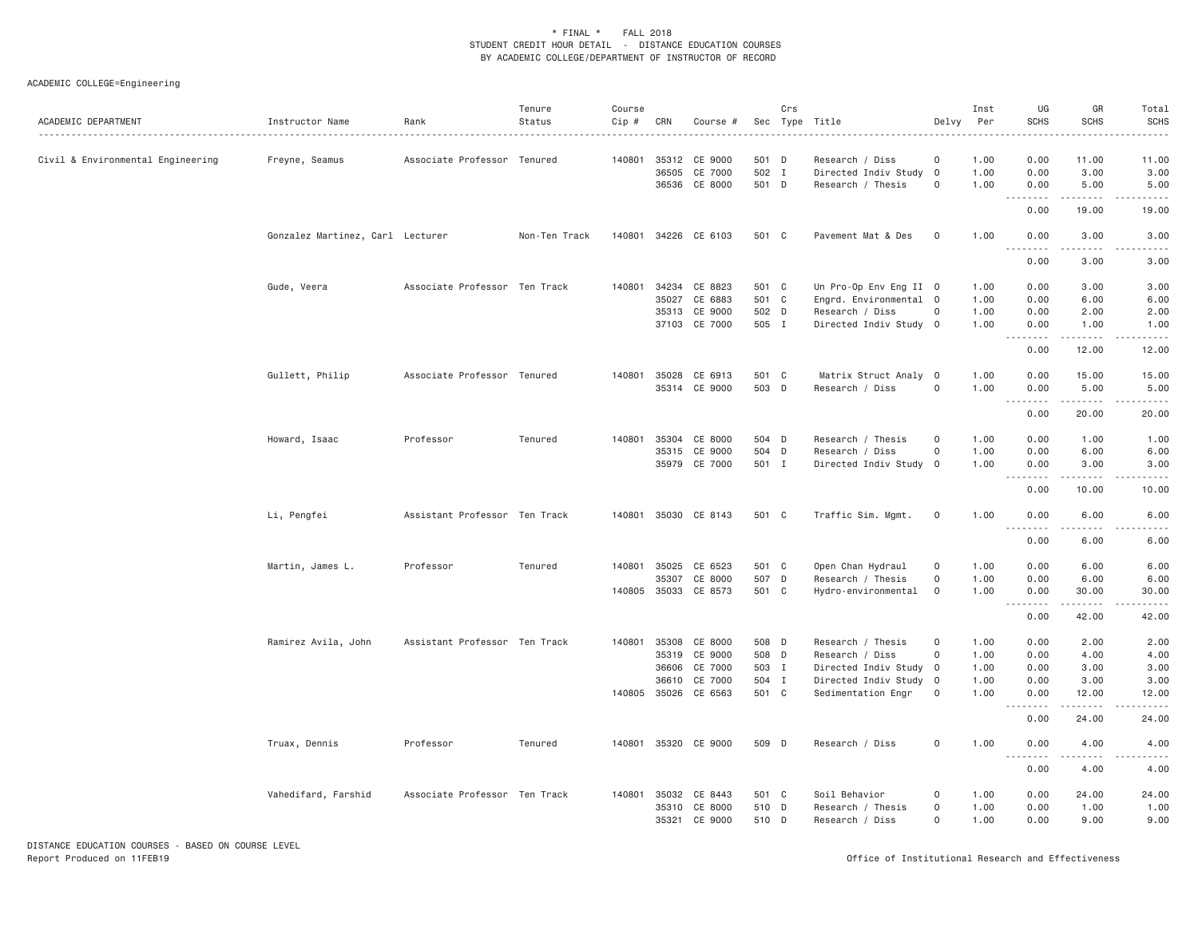\* FINAL \*    FALL 2018
STUDENT CREDIT HOUR DETAIL - DISTANCE EDUCATION COURSES
BY ACADEMIC COLLEGE/DEPARTMENT OF INSTRUCTOR OF RECORD

ACADEMIC COLLEGE=Engineering

| ACADEMIC DEPARTMENT | Instructor Name | Rank | Tenure Status | Course Cip # | CRN | Course # | Sec | Crs Type | Title | Delvy | Inst Per | UG SCHS | GR SCHS | Total SCHS |
|---|---|---|---|---|---|---|---|---|---|---|---|---|---|---|
| Civil & Environmental Engineering | Freyne, Seamus | Associate Professor | Tenured | 140801 | 35312 | CE 9000 | 501 | D | Research / Diss | O | 1.00 | 0.00 | 11.00 | 11.00 |
| | | | | | 36505 | CE 7000 | 502 | I | Directed Indiv Study | O | 1.00 | 0.00 | 3.00 | 3.00 |
| | | | | | 36536 | CE 8000 | 501 | D | Research / Thesis | O | 1.00 | 0.00 | 5.00 | 5.00 |
| | | | | | | | | | | | | 0.00 | 19.00 | 19.00 |
| | Gonzalez Martinez, Carl | Lecturer | Non-Ten Track | 140801 | 34226 | CE 6103 | 501 | C | Pavement Mat & Des | O | 1.00 | 0.00 | 3.00 | 3.00 |
| | | | | | | | | | | | | 0.00 | 3.00 | 3.00 |
| | Gude, Veera | Associate Professor | Ten Track | 140801 | 34234 | CE 8823 | 501 | C | Un Pro-Op Env Eng II | O | 1.00 | 0.00 | 3.00 | 3.00 |
| | | | | | 35027 | CE 6883 | 501 | C | Engrd. Environmental | O | 1.00 | 0.00 | 6.00 | 6.00 |
| | | | | | 35313 | CE 9000 | 502 | D | Research / Diss | O | 1.00 | 0.00 | 2.00 | 2.00 |
| | | | | | 37103 | CE 7000 | 505 | I | Directed Indiv Study | O | 1.00 | 0.00 | 1.00 | 1.00 |
| | | | | | | | | | | | | 0.00 | 12.00 | 12.00 |
| | Gullett, Philip | Associate Professor | Tenured | 140801 | 35028 | CE 6913 | 501 | C | Matrix Struct Analy | O | 1.00 | 0.00 | 15.00 | 15.00 |
| | | | | | 35314 | CE 9000 | 503 | D | Research / Diss | O | 1.00 | 0.00 | 5.00 | 5.00 |
| | | | | | | | | | | | | 0.00 | 20.00 | 20.00 |
| | Howard, Isaac | Professor | Tenured | 140801 | 35304 | CE 8000 | 504 | D | Research / Thesis | O | 1.00 | 0.00 | 1.00 | 1.00 |
| | | | | | 35315 | CE 9000 | 504 | D | Research / Diss | O | 1.00 | 0.00 | 6.00 | 6.00 |
| | | | | | 35979 | CE 7000 | 501 | I | Directed Indiv Study | O | 1.00 | 0.00 | 3.00 | 3.00 |
| | | | | | | | | | | | | 0.00 | 10.00 | 10.00 |
| | Li, Pengfei | Assistant Professor | Ten Track | 140801 | 35030 | CE 8143 | 501 | C | Traffic Sim. Mgmt. | O | 1.00 | 0.00 | 6.00 | 6.00 |
| | | | | | | | | | | | | 0.00 | 6.00 | 6.00 |
| | Martin, James L. | Professor | Tenured | 140801 | 35025 | CE 6523 | 501 | C | Open Chan Hydraul | O | 1.00 | 0.00 | 6.00 | 6.00 |
| | | | | | 35307 | CE 8000 | 507 | D | Research / Thesis | O | 1.00 | 0.00 | 6.00 | 6.00 |
| | | | | 140805 | 35033 | CE 8573 | 501 | C | Hydro-environmental | O | 1.00 | 0.00 | 30.00 | 30.00 |
| | | | | | | | | | | | | 0.00 | 42.00 | 42.00 |
| | Ramirez Avila, John | Assistant Professor | Ten Track | 140801 | 35308 | CE 8000 | 508 | D | Research / Thesis | O | 1.00 | 0.00 | 2.00 | 2.00 |
| | | | | | 35319 | CE 9000 | 508 | D | Research / Diss | O | 1.00 | 0.00 | 4.00 | 4.00 |
| | | | | | 36606 | CE 7000 | 503 | I | Directed Indiv Study | O | 1.00 | 0.00 | 3.00 | 3.00 |
| | | | | | 36610 | CE 7000 | 504 | I | Directed Indiv Study | O | 1.00 | 0.00 | 3.00 | 3.00 |
| | | | | 140805 | 35026 | CE 6563 | 501 | C | Sedimentation Engr | O | 1.00 | 0.00 | 12.00 | 12.00 |
| | | | | | | | | | | | | 0.00 | 24.00 | 24.00 |
| | Truax, Dennis | Professor | Tenured | 140801 | 35320 | CE 9000 | 509 | D | Research / Diss | O | 1.00 | 0.00 | 4.00 | 4.00 |
| | | | | | | | | | | | | 0.00 | 4.00 | 4.00 |
| | Vahedifard, Farshid | Associate Professor | Ten Track | 140801 | 35032 | CE 8443 | 501 | C | Soil Behavior | O | 1.00 | 0.00 | 24.00 | 24.00 |
| | | | | | 35310 | CE 8000 | 510 | D | Research / Thesis | O | 1.00 | 0.00 | 1.00 | 1.00 |
| | | | | | 35321 | CE 9000 | 510 | D | Research / Diss | O | 1.00 | 0.00 | 9.00 | 9.00 |

DISTANCE EDUCATION COURSES - BASED ON COURSE LEVEL
Report Produced on 11FEB19

Office of Institutional Research and Effectiveness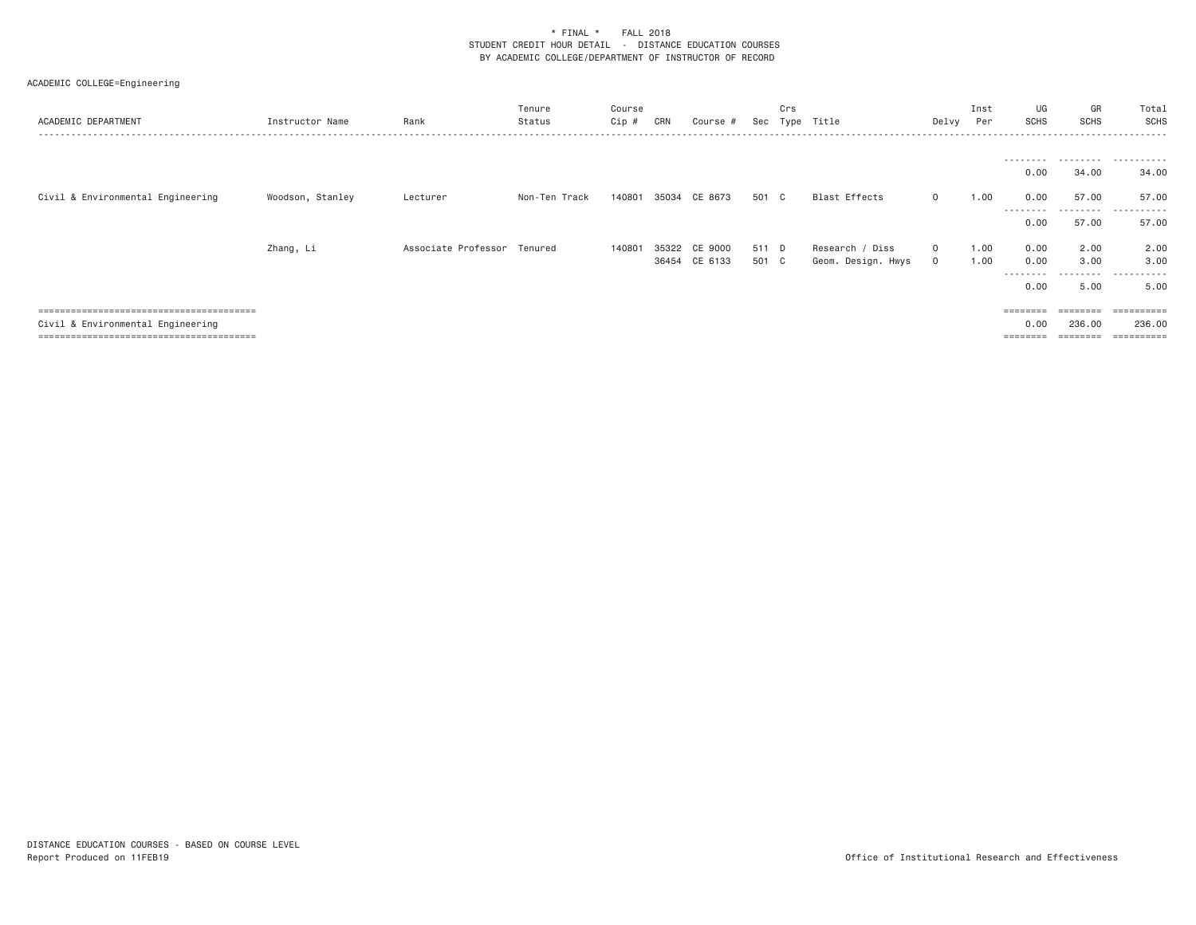\* FINAL \* FALL 2018
STUDENT CREDIT HOUR DETAIL - DISTANCE EDUCATION COURSES
BY ACADEMIC COLLEGE/DEPARTMENT OF INSTRUCTOR OF RECORD

ACADEMIC COLLEGE=Engineering

| ACADEMIC DEPARTMENT | Instructor Name | Rank | Tenure Status | Course Cip # | CRN | Course # | Sec | Crs Type | Title | Delvy | Inst Per | UG SCHS | GR SCHS | Total SCHS |
|---|---|---|---|---|---|---|---|---|---|---|---|---|---|---|
| | | | | | | | | | | | | 0.00 | 34.00 | 34.00 |
| Civil & Environmental Engineering | Woodson, Stanley | Lecturer | Non-Ten Track | 140801 | 35034 | CE 8673 | 501 | C | Blast Effects | O | 1.00 | 0.00 | 57.00 | 57.00 |
| | | | | | | | | | | | | 0.00 | 57.00 | 57.00 |
| | Zhang, Li | Associate Professor | Tenured | 140801 | 35322 | CE 9000 | 511 | D | Research / Diss | O | 1.00 | 0.00 | 2.00 | 2.00 |
| | | | | | 36454 | CE 6133 | 501 | C | Geom. Design. Hwys | O | 1.00 | 0.00 | 3.00 | 3.00 |
| | | | | | | | | | | | | 0.00 | 5.00 | 5.00 |
| Civil & Environmental Engineering | | | | | | | | | | | | 0.00 | 236.00 | 236.00 |

DISTANCE EDUCATION COURSES - BASED ON COURSE LEVEL
Report Produced on 11FEB19

Office of Institutional Research and Effectiveness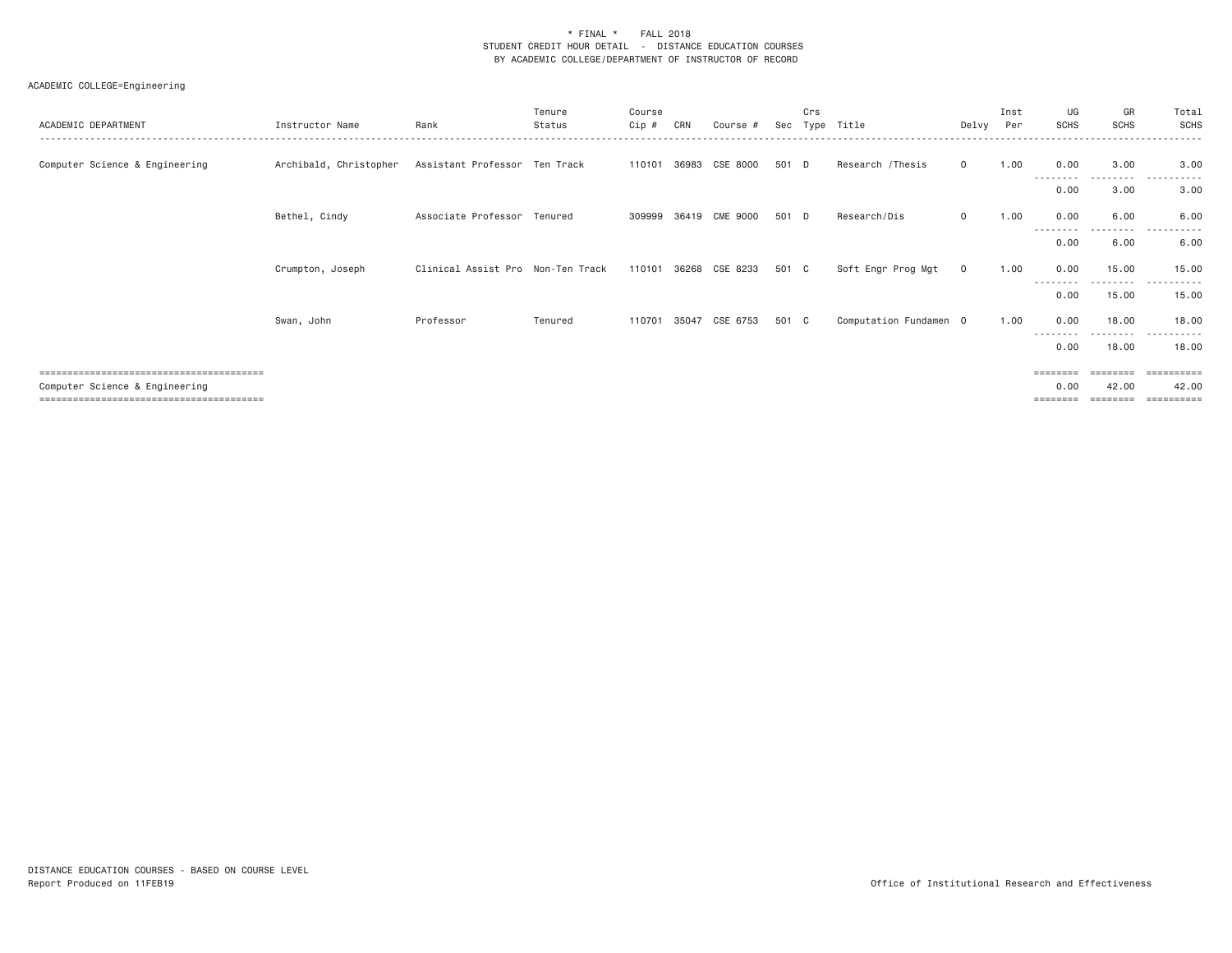\* FINAL \* FALL 2018
STUDENT CREDIT HOUR DETAIL - DISTANCE EDUCATION COURSES
BY ACADEMIC COLLEGE/DEPARTMENT OF INSTRUCTOR OF RECORD

ACADEMIC COLLEGE=Engineering

| ACADEMIC DEPARTMENT | Instructor Name | Rank | Tenure Status | Course Cip # | CRN | Course # | Sec | Crs Type | Title | Delvy | Inst Per | UG SCHS | GR SCHS | Total SCHS |
|---|---|---|---|---|---|---|---|---|---|---|---|---|---|---|
| Computer Science & Engineering | Archibald, Christopher | Assistant Professor | Ten Track | 110101 | 36983 | CSE 8000 | 501 | D | Research /Thesis | O | 1.00 | 0.00 | 3.00 | 3.00 |
| | | | | | | | | | | | | 0.00 | 3.00 | 3.00 |
| | Bethel, Cindy | Associate Professor | Tenured | 309999 | 36419 | CME 9000 | 501 | D | Research/Dis | O | 1.00 | 0.00 | 6.00 | 6.00 |
| | | | | | | | | | | | | 0.00 | 6.00 | 6.00 |
| | Crumpton, Joseph | Clinical Assist Pro | Non-Ten Track | 110101 | 36268 | CSE 8233 | 501 | C | Soft Engr Prog Mgt | O | 1.00 | 0.00 | 15.00 | 15.00 |
| | | | | | | | | | | | | 0.00 | 15.00 | 15.00 |
| | Swan, John | Professor | Tenured | 110701 | 35047 | CSE 6753 | 501 | C | Computation Fundamen | O | 1.00 | 0.00 | 18.00 | 18.00 |
| | | | | | | | | | | | | 0.00 | 18.00 | 18.00 |
| Computer Science & Engineering | | | | | | | | | | | | 0.00 | 42.00 | 42.00 |

DISTANCE EDUCATION COURSES - BASED ON COURSE LEVEL
Report Produced on 11FEB19

Office of Institutional Research and Effectiveness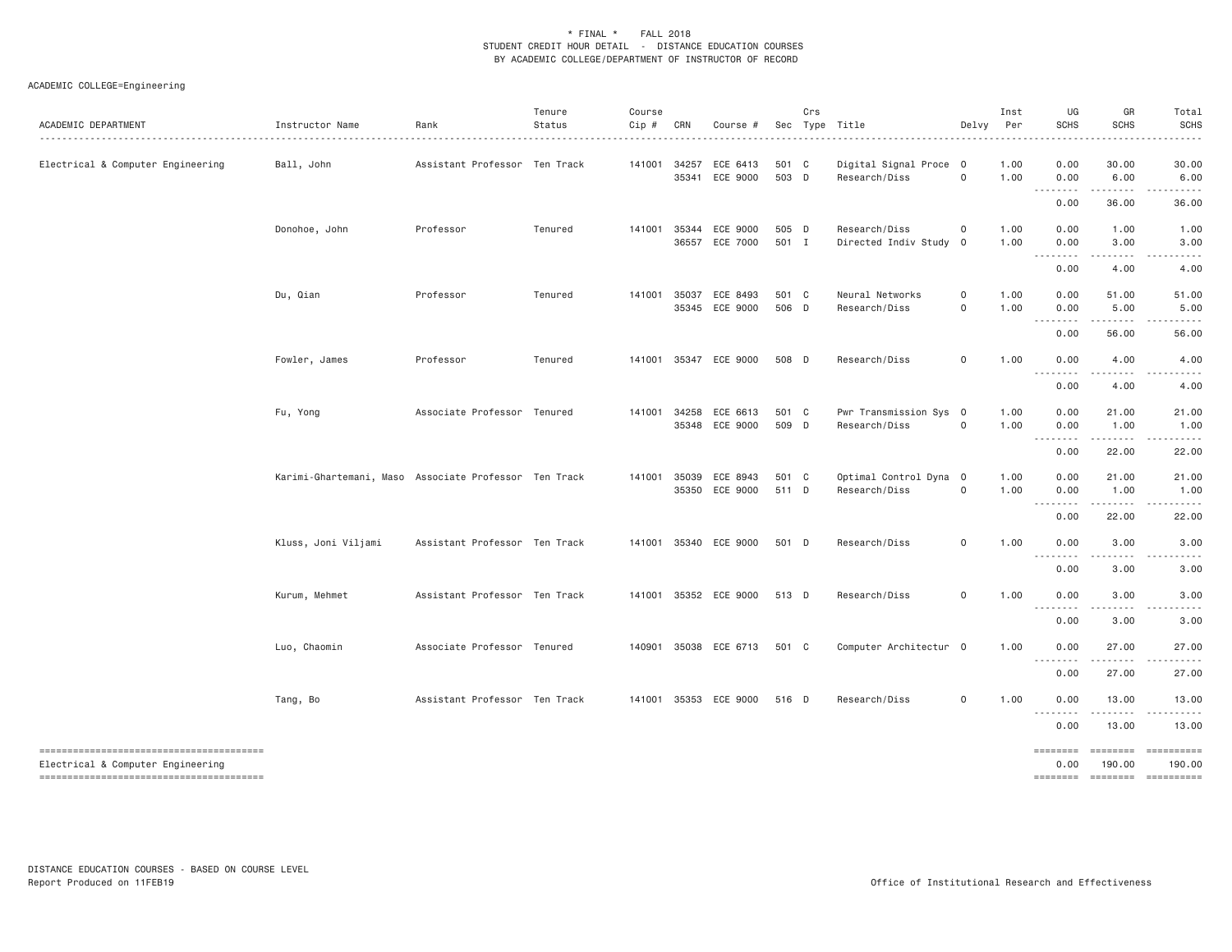\* FINAL \* FALL 2018
STUDENT CREDIT HOUR DETAIL - DISTANCE EDUCATION COURSES
BY ACADEMIC COLLEGE/DEPARTMENT OF INSTRUCTOR OF RECORD

ACADEMIC COLLEGE=Engineering

| ACADEMIC DEPARTMENT | Instructor Name | Rank | Tenure Status | Course Cip # | CRN | Course # | Sec | Crs Type | Title | Delvy | Inst Per | UG SCHS | GR SCHS | Total SCHS |
|---|---|---|---|---|---|---|---|---|---|---|---|---|---|---|
| Electrical & Computer Engineering | Ball, John | Assistant Professor | Ten Track | 141001 | 34257 | ECE 6413 | 501 | C | Digital Signal Proce | O | 1.00 | 0.00 | 30.00 | 30.00 |
| | | | | | 35341 | ECE 9000 | 503 | D | Research/Diss | O | 1.00 | 0.00 | 6.00 | 6.00 |
| | | | | | | | | | | | | 0.00 | 36.00 | 36.00 |
| | Donohoe, John | Professor | Tenured | 141001 | 35344 | ECE 9000 | 505 | D | Research/Diss | O | 1.00 | 0.00 | 1.00 | 1.00 |
| | | | | | 36557 | ECE 7000 | 501 | I | Directed Indiv Study | O | 1.00 | 0.00 | 3.00 | 3.00 |
| | | | | | | | | | | | | 0.00 | 4.00 | 4.00 |
| | Du, Qian | Professor | Tenured | 141001 | 35037 | ECE 8493 | 501 | C | Neural Networks | O | 1.00 | 0.00 | 51.00 | 51.00 |
| | | | | | 35345 | ECE 9000 | 506 | D | Research/Diss | O | 1.00 | 0.00 | 5.00 | 5.00 |
| | | | | | | | | | | | | 0.00 | 56.00 | 56.00 |
| | Fowler, James | Professor | Tenured | 141001 | 35347 | ECE 9000 | 508 | D | Research/Diss | O | 1.00 | 0.00 | 4.00 | 4.00 |
| | | | | | | | | | | | | 0.00 | 4.00 | 4.00 |
| | Fu, Yong | Associate Professor | Tenured | 141001 | 34258 | ECE 6613 | 501 | C | Pwr Transmission Sys | O | 1.00 | 0.00 | 21.00 | 21.00 |
| | | | | | 35348 | ECE 9000 | 509 | D | Research/Diss | O | 1.00 | 0.00 | 1.00 | 1.00 |
| | | | | | | | | | | | | 0.00 | 22.00 | 22.00 |
| | Karimi-Ghartemani, Maso | Associate Professor | Ten Track | 141001 | 35039 | ECE 8943 | 501 | C | Optimal Control Dyna | O | 1.00 | 0.00 | 21.00 | 21.00 |
| | | | | | 35350 | ECE 9000 | 511 | D | Research/Diss | O | 1.00 | 0.00 | 1.00 | 1.00 |
| | | | | | | | | | | | | 0.00 | 22.00 | 22.00 |
| | Kluss, Joni Viljami | Assistant Professor | Ten Track | 141001 | 35340 | ECE 9000 | 501 | D | Research/Diss | O | 1.00 | 0.00 | 3.00 | 3.00 |
| | | | | | | | | | | | | 0.00 | 3.00 | 3.00 |
| | Kurum, Mehmet | Assistant Professor | Ten Track | 141001 | 35352 | ECE 9000 | 513 | D | Research/Diss | O | 1.00 | 0.00 | 3.00 | 3.00 |
| | | | | | | | | | | | | 0.00 | 3.00 | 3.00 |
| | Luo, Chaomin | Associate Professor | Tenured | 140901 | 35038 | ECE 6713 | 501 | C | Computer Architectur | O | 1.00 | 0.00 | 27.00 | 27.00 |
| | | | | | | | | | | | | 0.00 | 27.00 | 27.00 |
| | Tang, Bo | Assistant Professor | Ten Track | 141001 | 35353 | ECE 9000 | 516 | D | Research/Diss | O | 1.00 | 0.00 | 13.00 | 13.00 |
| | | | | | | | | | | | | 0.00 | 13.00 | 13.00 |
| Electrical & Computer Engineering | | | | | | | | | | | | 0.00 | 190.00 | 190.00 |

DISTANCE EDUCATION COURSES - BASED ON COURSE LEVEL
Report Produced on 11FEB19

Office of Institutional Research and Effectiveness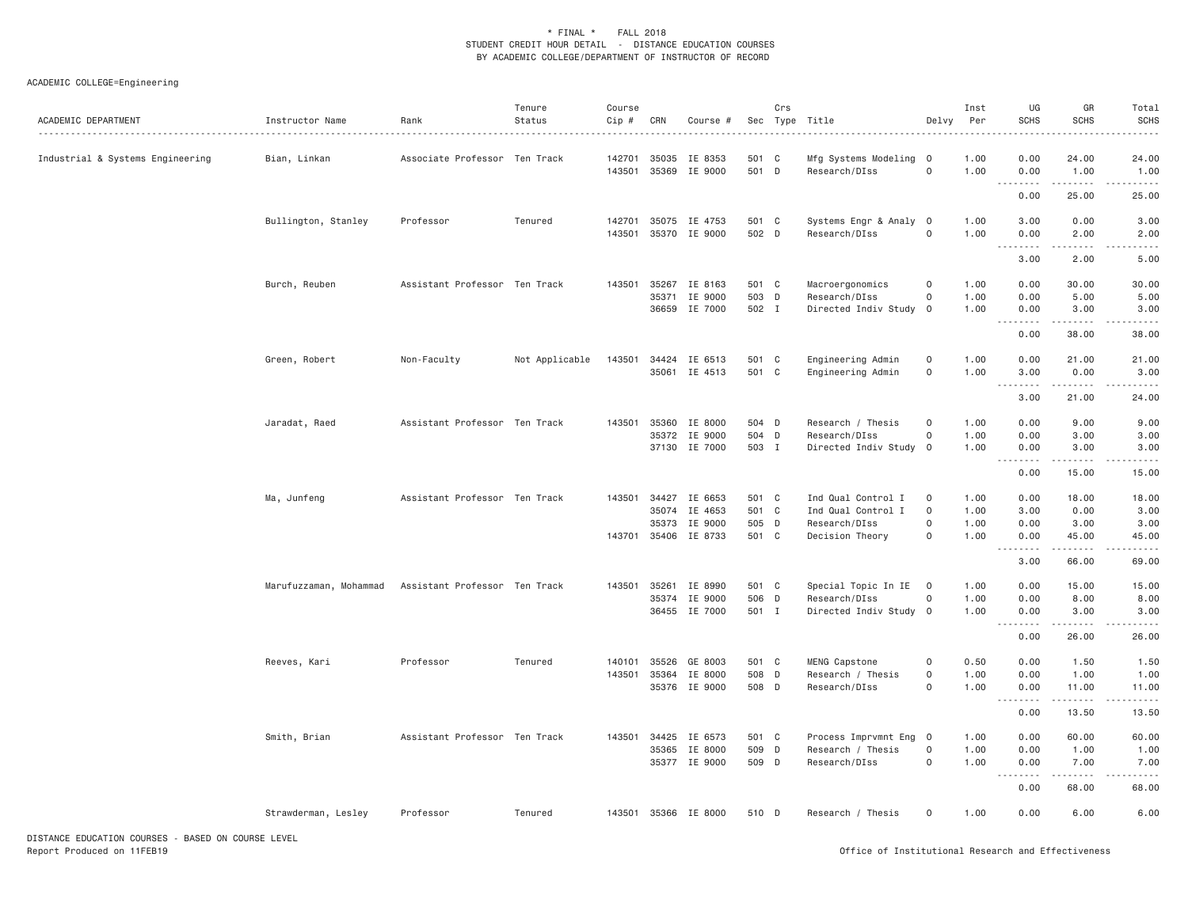\* FINAL \*    FALL 2018

STUDENT CREDIT HOUR DETAIL - DISTANCE EDUCATION COURSES

BY ACADEMIC COLLEGE/DEPARTMENT OF INSTRUCTOR OF RECORD

ACADEMIC COLLEGE=Engineering

| ACADEMIC DEPARTMENT | Instructor Name | Rank | Tenure Status | Course Cip # | CRN | Course # | Sec | Crs Type | Title | Delvy | Inst Per | UG SCHS | GR SCHS | Total SCHS |
|---|---|---|---|---|---|---|---|---|---|---|---|---|---|---|
| Industrial & Systems Engineering | Bian, Linkan | Associate Professor | Ten Track | 142701 | 35035 | IE 8353 | 501 | C | Mfg Systems Modeling | O | 1.00 | 0.00 | 24.00 | 24.00 |
| | | | | 143501 | 35369 | IE 9000 | 501 | D | Research/DIss | O | 1.00 | 0.00 | 1.00 | 1.00 |
| | | | | | | | | | | | | 0.00 | 25.00 | 25.00 |
| | Bullington, Stanley | Professor | Tenured | 142701 | 35075 | IE 4753 | 501 | C | Systems Engr & Analy | O | 1.00 | 3.00 | 0.00 | 3.00 |
| | | | | 143501 | 35370 | IE 9000 | 502 | D | Research/DIss | O | 1.00 | 0.00 | 2.00 | 2.00 |
| | | | | | | | | | | | | 3.00 | 2.00 | 5.00 |
| | Burch, Reuben | Assistant Professor | Ten Track | 143501 | 35267 | IE 8163 | 501 | C | Macroergonomics | O | 1.00 | 0.00 | 30.00 | 30.00 |
| | | | | | 35371 | IE 9000 | 503 | D | Research/DIss | O | 1.00 | 0.00 | 5.00 | 5.00 |
| | | | | | 36659 | IE 7000 | 502 | I | Directed Indiv Study | O | 1.00 | 0.00 | 3.00 | 3.00 |
| | | | | | | | | | | | | 0.00 | 38.00 | 38.00 |
| | Green, Robert | Non-Faculty | Not Applicable | 143501 | 34424 | IE 6513 | 501 | C | Engineering Admin | O | 1.00 | 0.00 | 21.00 | 21.00 |
| | | | | | 35061 | IE 4513 | 501 | C | Engineering Admin | O | 1.00 | 3.00 | 0.00 | 3.00 |
| | | | | | | | | | | | | 3.00 | 21.00 | 24.00 |
| | Jaradat, Raed | Assistant Professor | Ten Track | 143501 | 35360 | IE 8000 | 504 | D | Research / Thesis | O | 1.00 | 0.00 | 9.00 | 9.00 |
| | | | | | 35372 | IE 9000 | 504 | D | Research/DIss | O | 1.00 | 0.00 | 3.00 | 3.00 |
| | | | | | 37130 | IE 7000 | 503 | I | Directed Indiv Study | O | 1.00 | 0.00 | 3.00 | 3.00 |
| | | | | | | | | | | | | 0.00 | 15.00 | 15.00 |
| | Ma, Junfeng | Assistant Professor | Ten Track | 143501 | 34427 | IE 6653 | 501 | C | Ind Qual Control I | O | 1.00 | 0.00 | 18.00 | 18.00 |
| | | | | | 35074 | IE 4653 | 501 | C | Ind Qual Control I | O | 1.00 | 3.00 | 0.00 | 3.00 |
| | | | | | 35373 | IE 9000 | 505 | D | Research/DIss | O | 1.00 | 0.00 | 3.00 | 3.00 |
| | | | | 143701 | 35406 | IE 8733 | 501 | C | Decision Theory | O | 1.00 | 0.00 | 45.00 | 45.00 |
| | | | | | | | | | | | | 3.00 | 66.00 | 69.00 |
| | Marufuzzaman, Mohammad | Assistant Professor | Ten Track | 143501 | 35261 | IE 8990 | 501 | C | Special Topic In IE | O | 1.00 | 0.00 | 15.00 | 15.00 |
| | | | | | 35374 | IE 9000 | 506 | D | Research/DIss | O | 1.00 | 0.00 | 8.00 | 8.00 |
| | | | | | 36455 | IE 7000 | 501 | I | Directed Indiv Study | O | 1.00 | 0.00 | 3.00 | 3.00 |
| | | | | | | | | | | | | 0.00 | 26.00 | 26.00 |
| | Reeves, Kari | Professor | Tenured | 140101 | 35526 | GE 8003 | 501 | C | MENG Capstone | O | 0.50 | 0.00 | 1.50 | 1.50 |
| | | | | 143501 | 35364 | IE 8000 | 508 | D | Research / Thesis | O | 1.00 | 0.00 | 1.00 | 1.00 |
| | | | | | 35376 | IE 9000 | 508 | D | Research/DIss | O | 1.00 | 0.00 | 11.00 | 11.00 |
| | | | | | | | | | | | | 0.00 | 13.50 | 13.50 |
| | Smith, Brian | Assistant Professor | Ten Track | 143501 | 34425 | IE 6573 | 501 | C | Process Imprvmnt Eng | O | 1.00 | 0.00 | 60.00 | 60.00 |
| | | | | | 35365 | IE 8000 | 509 | D | Research / Thesis | O | 1.00 | 0.00 | 1.00 | 1.00 |
| | | | | | 35377 | IE 9000 | 509 | D | Research/DIss | O | 1.00 | 0.00 | 7.00 | 7.00 |
| | | | | | | | | | | | | 0.00 | 68.00 | 68.00 |
| | Strawderman, Lesley | Professor | Tenured | 143501 | 35366 | IE 8000 | 510 | D | Research / Thesis | O | 1.00 | 0.00 | 6.00 | 6.00 |

DISTANCE EDUCATION COURSES - BASED ON COURSE LEVEL

Report Produced on 11FEB19

Office of Institutional Research and Effectiveness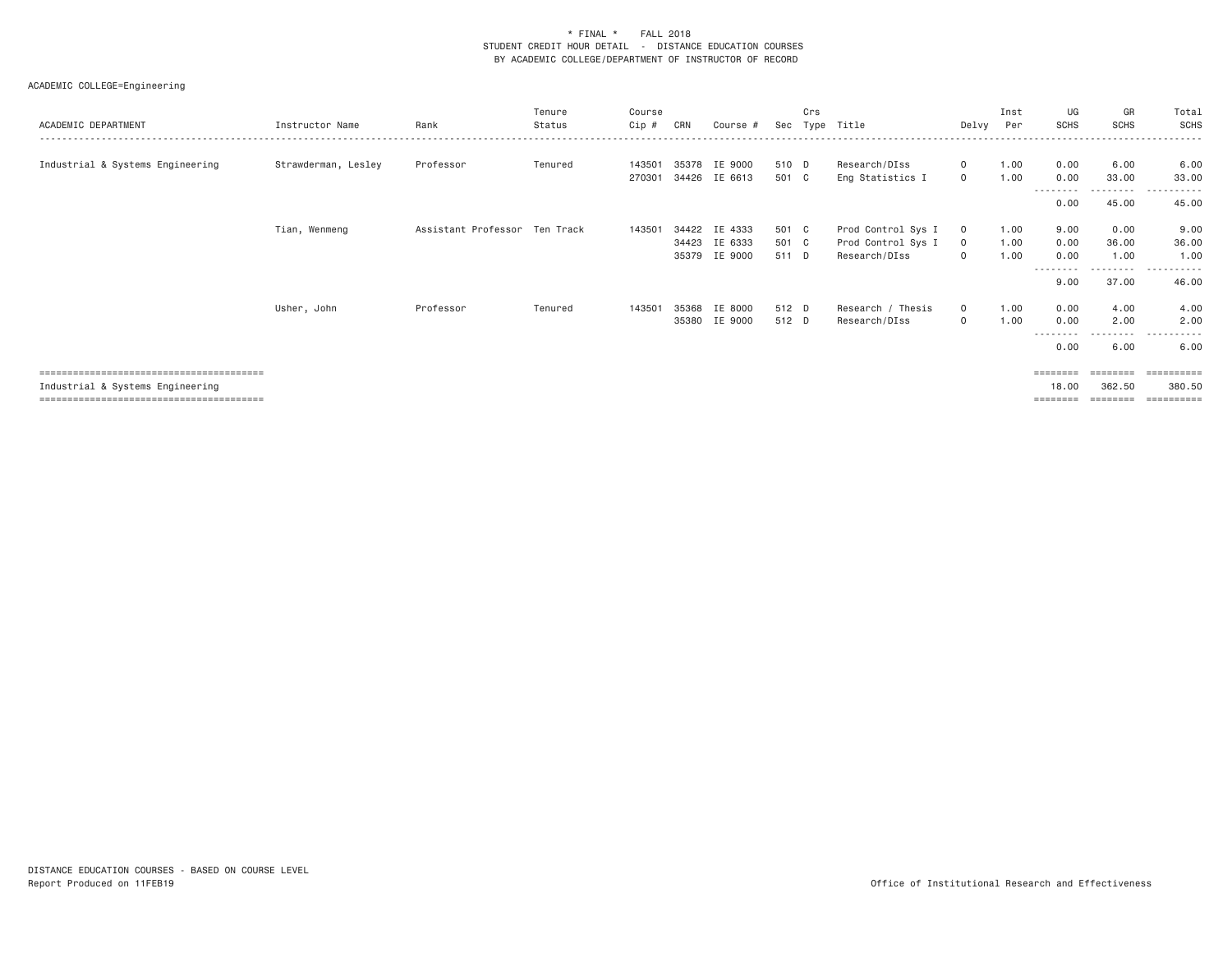\* FINAL \*    FALL 2018
STUDENT CREDIT HOUR DETAIL - DISTANCE EDUCATION COURSES
BY ACADEMIC COLLEGE/DEPARTMENT OF INSTRUCTOR OF RECORD

ACADEMIC COLLEGE=Engineering

| ACADEMIC DEPARTMENT | Instructor Name | Rank | Tenure Status | Course Cip # | CRN | Course # | Sec | Crs Type | Title | Delvy | Inst Per | UG SCHS | GR SCHS | Total SCHS |
|---|---|---|---|---|---|---|---|---|---|---|---|---|---|---|
| Industrial & Systems Engineering | Strawderman, Lesley | Professor | Tenured | 143501 | 35378 | IE 9000 | 510 | D | Research/DIss | O | 1.00 | 0.00 | 6.00 | 6.00 |
| | | | | 270301 | 34426 | IE 6613 | 501 | C | Eng Statistics I | O | 1.00 | 0.00 | 33.00 | 33.00 |
| | | | | | | | | | | | | 0.00 | 45.00 | 45.00 |
| | Tian, Wenmeng | Assistant Professor | Ten Track | 143501 | 34422 | IE 4333 | 501 | C | Prod Control Sys I | O | 1.00 | 9.00 | 0.00 | 9.00 |
| | | | | | 34423 | IE 6333 | 501 | C | Prod Control Sys I | O | 1.00 | 0.00 | 36.00 | 36.00 |
| | | | | | 35379 | IE 9000 | 511 | D | Research/DIss | O | 1.00 | 0.00 | 1.00 | 1.00 |
| | | | | | | | | | | | | 9.00 | 37.00 | 46.00 |
| | Usher, John | Professor | Tenured | 143501 | 35368 | IE 8000 | 512 | D | Research / Thesis | O | 1.00 | 0.00 | 4.00 | 4.00 |
| | | | | | 35380 | IE 9000 | 512 | D | Research/DIss | O | 1.00 | 0.00 | 2.00 | 2.00 |
| | | | | | | | | | | | | 0.00 | 6.00 | 6.00 |
| Industrial & Systems Engineering | | | | | | | | | | | | 18.00 | 362.50 | 380.50 |

DISTANCE EDUCATION COURSES - BASED ON COURSE LEVEL
Report Produced on 11FEB19

Office of Institutional Research and Effectiveness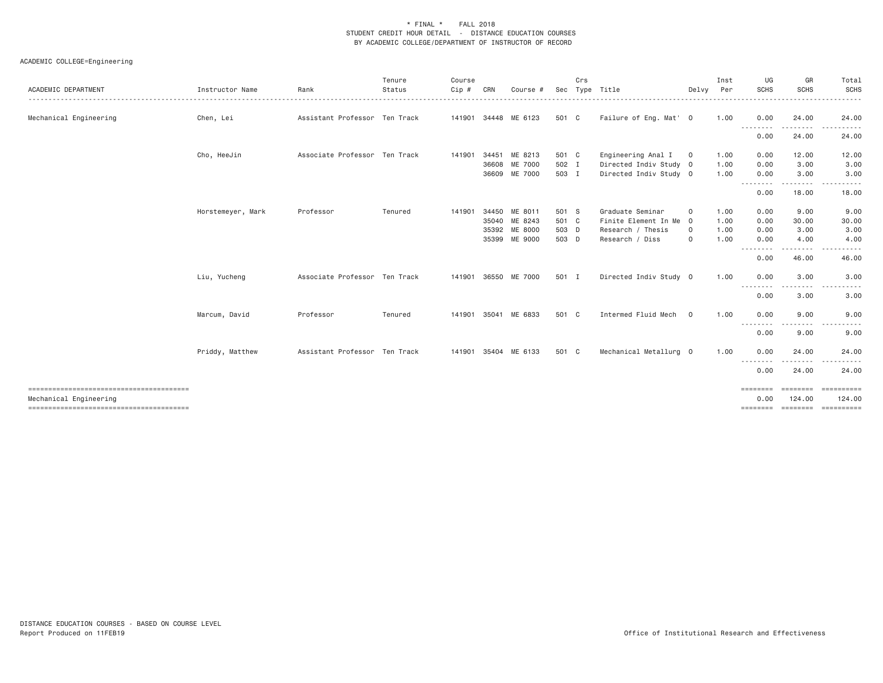\* FINAL \*    FALL 2018
STUDENT CREDIT HOUR DETAIL - DISTANCE EDUCATION COURSES
BY ACADEMIC COLLEGE/DEPARTMENT OF INSTRUCTOR OF RECORD

ACADEMIC COLLEGE=Engineering

| ACADEMIC DEPARTMENT | Instructor Name | Rank | Tenure Status | Course Cip # | CRN | Course # | Sec | Crs Type | Title | Delvy | Inst Per | UG SCHS | GR SCHS | Total SCHS |
|---|---|---|---|---|---|---|---|---|---|---|---|---|---|---|
| Mechanical Engineering | Chen, Lei | Assistant Professor | Ten Track | 141901 | 34448 | ME 6123 | 501 | C | Failure of Eng. Mat' | O | 1.00 | 0.00 | 24.00 | 24.00 |
| | | | | | | | | | | | | 0.00 | 24.00 | 24.00 |
| | Cho, HeeJin | Associate Professor | Ten Track | 141901 | 34451 | ME 8213 | 501 | C | Engineering Anal I | O | 1.00 | 0.00 | 12.00 | 12.00 |
| | | | | | 36608 | ME 7000 | 502 | I | Directed Indiv Study | O | 1.00 | 0.00 | 3.00 | 3.00 |
| | | | | | 36609 | ME 7000 | 503 | I | Directed Indiv Study | O | 1.00 | 0.00 | 3.00 | 3.00 |
| | | | | | | | | | | | | 0.00 | 18.00 | 18.00 |
| | Horstemeyer, Mark | Professor | Tenured | 141901 | 34450 | ME 8011 | 501 | S | Graduate Seminar | O | 1.00 | 0.00 | 9.00 | 9.00 |
| | | | | | 35040 | ME 8243 | 501 | C | Finite Element In Me | O | 1.00 | 0.00 | 30.00 | 30.00 |
| | | | | | 35392 | ME 8000 | 503 | D | Research / Thesis | O | 1.00 | 0.00 | 3.00 | 3.00 |
| | | | | | 35399 | ME 9000 | 503 | D | Research / Diss | O | 1.00 | 0.00 | 4.00 | 4.00 |
| | | | | | | | | | | | | 0.00 | 46.00 | 46.00 |
| | Liu, Yucheng | Associate Professor | Ten Track | 141901 | 36550 | ME 7000 | 501 | I | Directed Indiv Study | O | 1.00 | 0.00 | 3.00 | 3.00 |
| | | | | | | | | | | | | 0.00 | 3.00 | 3.00 |
| | Marcum, David | Professor | Tenured | 141901 | 35041 | ME 6833 | 501 | C | Intermed Fluid Mech | O | 1.00 | 0.00 | 9.00 | 9.00 |
| | | | | | | | | | | | | 0.00 | 9.00 | 9.00 |
| | Priddy, Matthew | Assistant Professor | Ten Track | 141901 | 35404 | ME 6133 | 501 | C | Mechanical Metallurg | O | 1.00 | 0.00 | 24.00 | 24.00 |
| | | | | | | | | | | | | 0.00 | 24.00 | 24.00 |
| Mechanical Engineering | | | | | | | | | | | | 0.00 | 124.00 | 124.00 |

DISTANCE EDUCATION COURSES - BASED ON COURSE LEVEL
Report Produced on 11FEB19

Office of Institutional Research and Effectiveness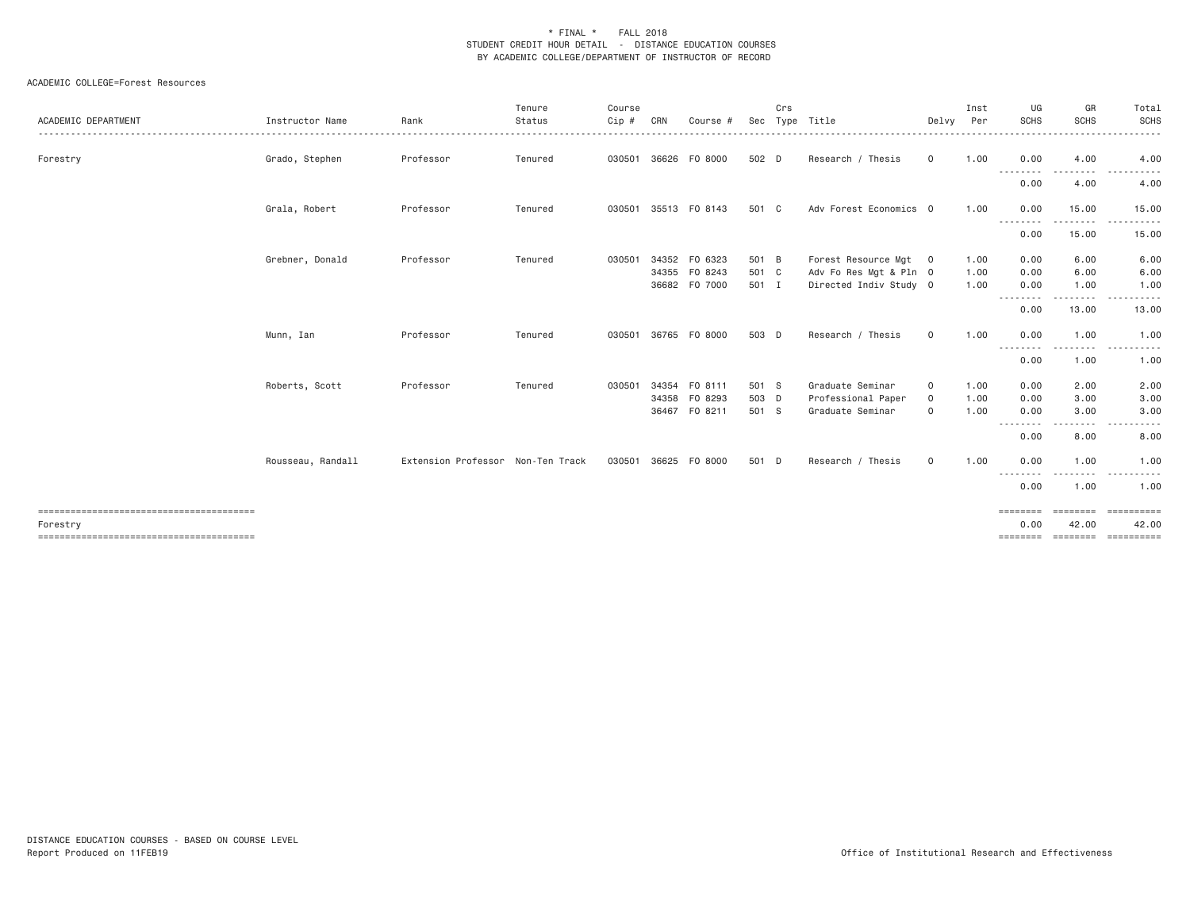\* FINAL \* FALL 2018
STUDENT CREDIT HOUR DETAIL - DISTANCE EDUCATION COURSES
BY ACADEMIC COLLEGE/DEPARTMENT OF INSTRUCTOR OF RECORD

ACADEMIC COLLEGE=Forest Resources

| ACADEMIC DEPARTMENT | Instructor Name | Rank | Tenure Status | Course Cip # | CRN | Course # | Sec | Crs Type | Title | Delvy | Inst Per | UG SCHS | GR SCHS | Total SCHS |
|---|---|---|---|---|---|---|---|---|---|---|---|---|---|---|
| Forestry | Grado, Stephen | Professor | Tenured | 030501 | 36626 | FO 8000 | 502 | D | Research / Thesis | O | 1.00 | 0.00 | 4.00 | 4.00 |
| | | | | | | | | | | | | 0.00 | 4.00 | 4.00 |
| | Grala, Robert | Professor | Tenured | 030501 | 35513 | FO 8143 | 501 | C | Adv Forest Economics | O | 1.00 | 0.00 | 15.00 | 15.00 |
| | | | | | | | | | | | | 0.00 | 15.00 | 15.00 |
| | Grebner, Donald | Professor | Tenured | 030501 | 34352 | FO 6323 | 501 | B | Forest Resource Mgt | O | 1.00 | 0.00 | 6.00 | 6.00 |
| | | | | | 34355 | FO 8243 | 501 | C | Adv Fo Res Mgt & Pln | O | 1.00 | 0.00 | 6.00 | 6.00 |
| | | | | | 36682 | FO 7000 | 501 | I | Directed Indiv Study | O | 1.00 | 0.00 | 1.00 | 1.00 |
| | | | | | | | | | | | | 0.00 | 13.00 | 13.00 |
| | Munn, Ian | Professor | Tenured | 030501 | 36765 | FO 8000 | 503 | D | Research / Thesis | O | 1.00 | 0.00 | 1.00 | 1.00 |
| | | | | | | | | | | | | 0.00 | 1.00 | 1.00 |
| | Roberts, Scott | Professor | Tenured | 030501 | 34354 | FO 8111 | 501 | S | Graduate Seminar | O | 1.00 | 0.00 | 2.00 | 2.00 |
| | | | | | 34358 | FO 8293 | 503 | D | Professional Paper | O | 1.00 | 0.00 | 3.00 | 3.00 |
| | | | | | 36467 | FO 8211 | 501 | S | Graduate Seminar | O | 1.00 | 0.00 | 3.00 | 3.00 |
| | | | | | | | | | | | | 0.00 | 8.00 | 8.00 |
| | Rousseau, Randall | Extension Professor | Non-Ten Track | 030501 | 36625 | FO 8000 | 501 | D | Research / Thesis | O | 1.00 | 0.00 | 1.00 | 1.00 |
| | | | | | | | | | | | | 0.00 | 1.00 | 1.00 |
| Forestry | | | | | | | | | | | | 0.00 | 42.00 | 42.00 |

DISTANCE EDUCATION COURSES - BASED ON COURSE LEVEL
Report Produced on 11FEB19

Office of Institutional Research and Effectiveness